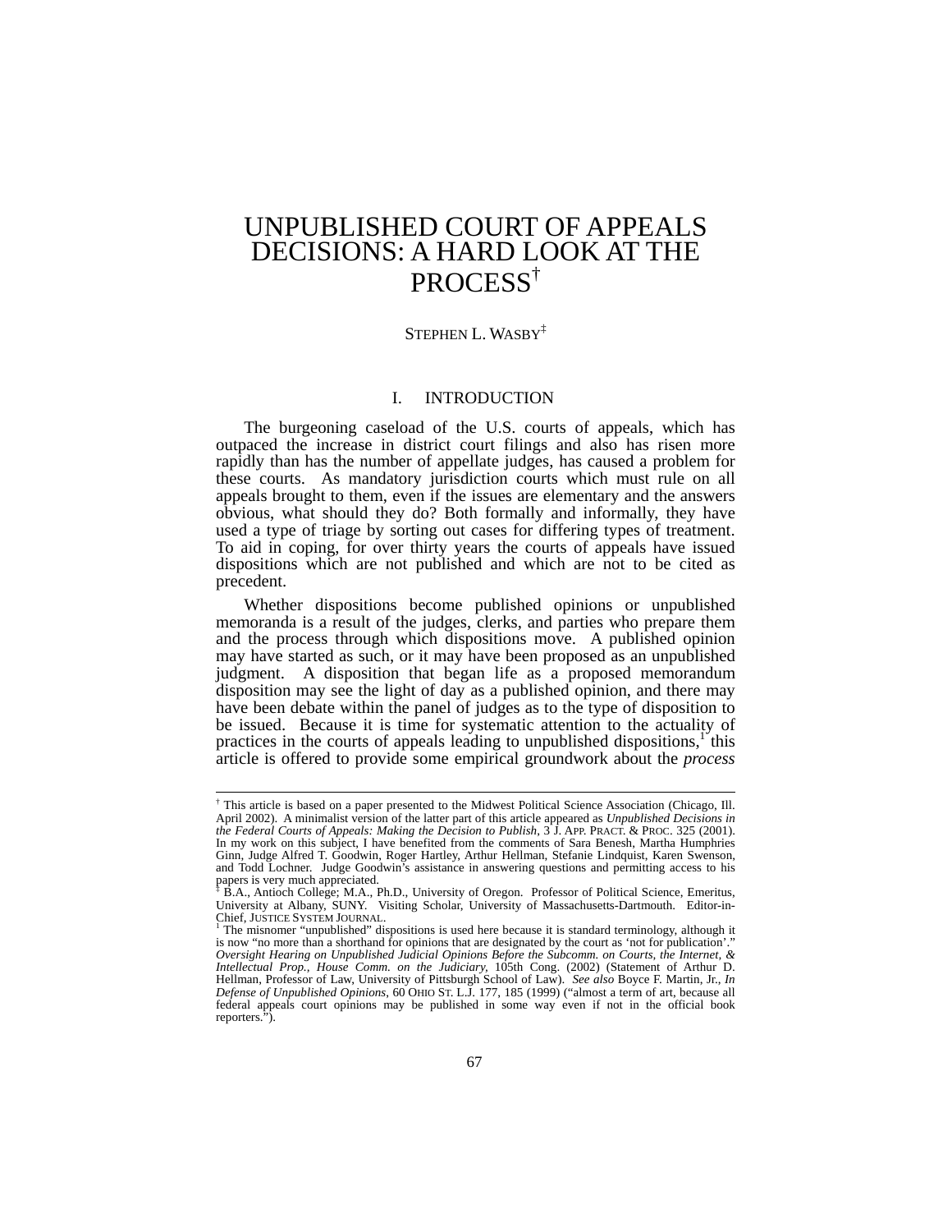# UNPUBLISHED COURT OF APPEALS DECISIONS: A HARD LOOK AT THE PROCESS[†]

STEPHEN L. WASBY[‡]

## I. INTRODUCTION

The burgeoning caseload of the U.S. courts of appeals, which has outpaced the increase in district court filings and also has risen more rapidly than has the number of appellate judges, has caused a problem for these courts. As mandatory jurisdiction courts which must rule on all appeals brought to them, even if the issues are elementary and the answers obvious, what should they do? Both formally and informally, they have used a type of triage by sorting out cases for differing types of treatment. To aid in coping, for over thirty years the courts of appeals have issued dispositions which are not published and which are not to be cited as precedent.

Whether dispositions become published opinions or unpublished memoranda is a result of the judges, clerks, and parties who prepare them and the process through which dispositions move. A published opinion may have started as such, or it may have been proposed as an unpublished judgment. A disposition that began life as a proposed memorandum disposition may see the light of day as a published opinion, and there may have been debate within the panel of judges as to the type of disposition to be issued. Because it is time for systematic attention to the actuality of practices in the courts of appeals leading to unpublished dispositions,[1] this article is offered to provide some empirical groundwork about the *process*

---

[†] This article is based on a paper presented to the Midwest Political Science Association (Chicago, Ill. April 2002). A minimalist version of the latter part of this article appeared as *Unpublished Decisions in the Federal Courts of Appeals: Making the Decision to Publish*, 3 J. APP. PRACT. & PROC. 325 (2001). In my work on this subject, I have benefited from the comments of Sara Benesh, Martha Humphries Ginn, Judge Alfred T. Goodwin, Roger Hartley, Arthur Hellman, Stefanie Lindquist, Karen Swenson, and Todd Lochner. Judge Goodwin's assistance in answering questions and permitting access to his papers is very much appreciated.

[‡] B.A., Antioch College; M.A., Ph.D., University of Oregon. Professor of Political Science, Emeritus, University at Albany, SUNY. Visiting Scholar, University of Massachusetts-Dartmouth. Editor-in-Chief, JUSTICE SYSTEM JOURNAL.

[1] The misnomer "unpublished" dispositions is used here because it is standard terminology, although it is now "no more than a shorthand for opinions that are designated by the court as 'not for publication'." *Oversight Hearing on Unpublished Judicial Opinions Before the Subcomm. on Courts, the Internet, & Intellectual Prop., House Comm. on the Judiciary*, 105th Cong. (2002) (Statement of Arthur D. Hellman, Professor of Law, University of Pittsburgh School of Law). *See also* Boyce F. Martin, Jr., *In Defense of Unpublished Opinions*, 60 OHIO ST. L.J. 177, 185 (1999) ("almost a term of art, because all federal appeals court opinions may be published in some way even if not in the official book reporters.").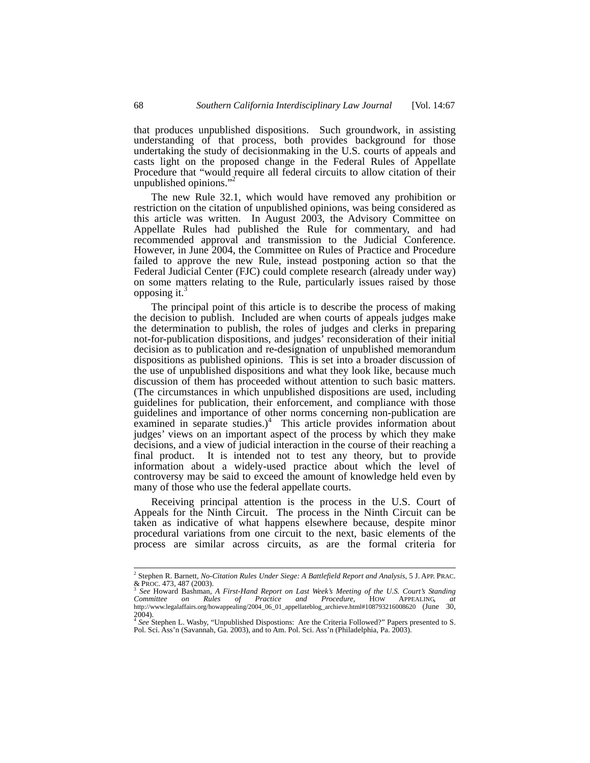that produces unpublished dispositions. Such groundwork, in assisting understanding of that process, both provides background for those undertaking the study of decisionmaking in the U.S. courts of appeals and casts light on the proposed change in the Federal Rules of Appellate Procedure that "would require all federal circuits to allow citation of their unpublished opinions."[2]

The new Rule 32.1, which would have removed any prohibition or restriction on the citation of unpublished opinions, was being considered as this article was written. In August 2003, the Advisory Committee on Appellate Rules had published the Rule for commentary, and had recommended approval and transmission to the Judicial Conference. However, in June 2004, the Committee on Rules of Practice and Procedure failed to approve the new Rule, instead postponing action so that the Federal Judicial Center (FJC) could complete research (already under way) on some matters relating to the Rule, particularly issues raised by those opposing it.[3]

The principal point of this article is to describe the process of making the decision to publish. Included are when courts of appeals judges make the determination to publish, the roles of judges and clerks in preparing not-for-publication dispositions, and judges' reconsideration of their initial decision as to publication and re-designation of unpublished memorandum dispositions as published opinions. This is set into a broader discussion of the use of unpublished dispositions and what they look like, because much discussion of them has proceeded without attention to such basic matters. (The circumstances in which unpublished dispositions are used, including guidelines for publication, their enforcement, and compliance with those guidelines and importance of other norms concerning non-publication are examined in separate studies.)[4] This article provides information about judges' views on an important aspect of the process by which they make decisions, and a view of judicial interaction in the course of their reaching a final product. It is intended not to test any theory, but to provide information about a widely-used practice about which the level of controversy may be said to exceed the amount of knowledge held even by many of those who use the federal appellate courts.

Receiving principal attention is the process in the U.S. Court of Appeals for the Ninth Circuit. The process in the Ninth Circuit can be taken as indicative of what happens elsewhere because, despite minor procedural variations from one circuit to the next, basic elements of the process are similar across circuits, as are the formal criteria for

---

[2] Stephen R. Barnett, *No-Citation Rules Under Siege: A Battlefield Report and Analysis*, 5 J. APP. PRAC. & PROC. 473, 487 (2003).

[3] *See* Howard Bashman, *A First-Hand Report on Last Week's Meeting of the U.S. Court's Standing Committee on Rules of Practice and Procedure*, HOW APPEALING, *at* http://www.legalaffairs.org/howappealing/2004_06_01_appellateblog_archieve.html#108793216008620 (June 30, 2004).

[4] *See* Stephen L. Wasby, "Unpublished Dispostions: Are the Criteria Followed?" Papers presented to S. Pol. Sci. Ass'n (Savannah, Ga. 2003), and to Am. Pol. Sci. Ass'n (Philadelphia, Pa. 2003).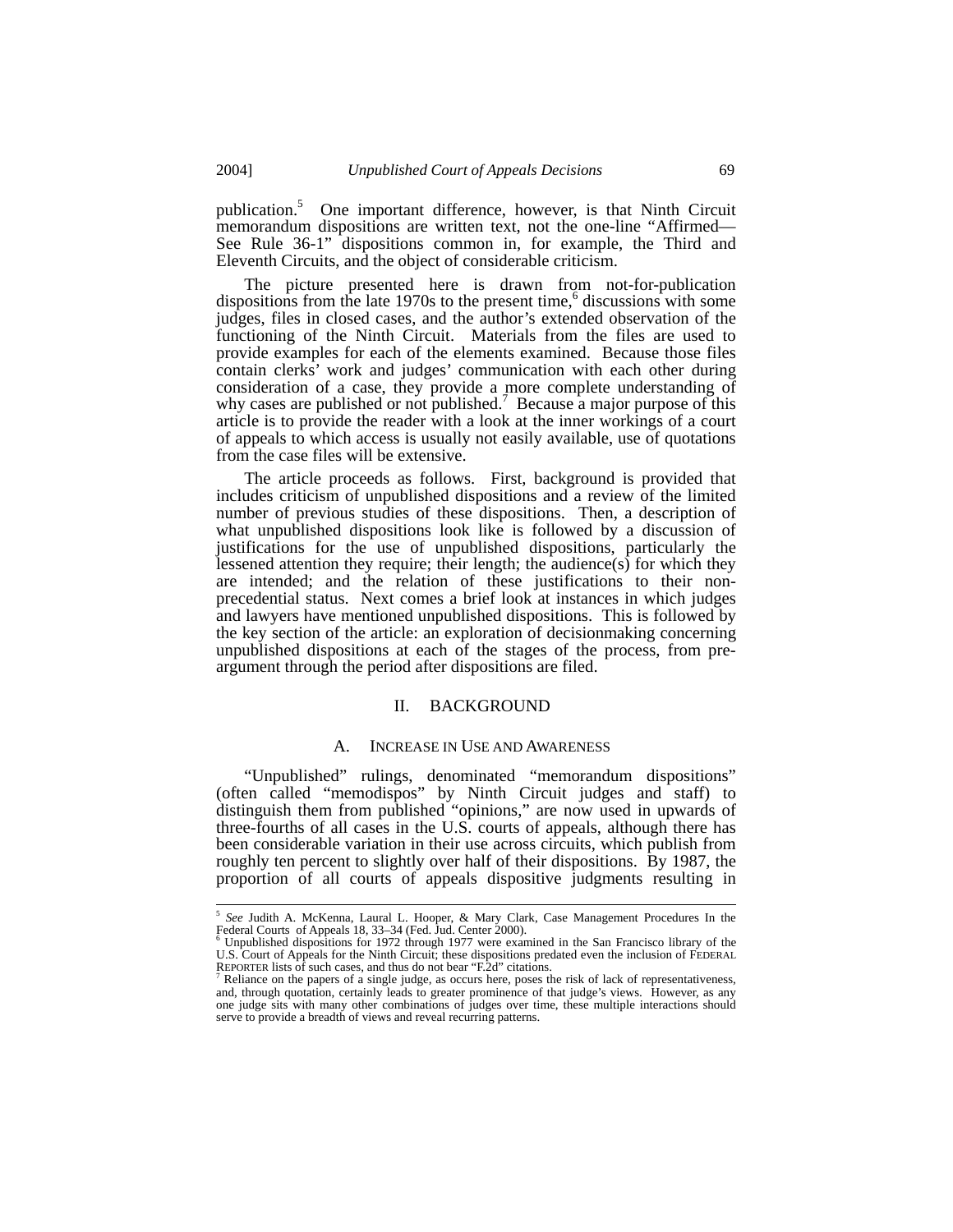publication.[5] One important difference, however, is that Ninth Circuit memorandum dispositions are written text, not the one-line "Affirmed—See Rule 36-1" dispositions common in, for example, the Third and Eleventh Circuits, and the object of considerable criticism.

The picture presented here is drawn from not-for-publication dispositions from the late 1970s to the present time,[6] discussions with some judges, files in closed cases, and the author's extended observation of the functioning of the Ninth Circuit. Materials from the files are used to provide examples for each of the elements examined. Because those files contain clerks' work and judges' communication with each other during consideration of a case, they provide a more complete understanding of why cases are published or not published.[7] Because a major purpose of this article is to provide the reader with a look at the inner workings of a court of appeals to which access is usually not easily available, use of quotations from the case files will be extensive.

The article proceeds as follows. First, background is provided that includes criticism of unpublished dispositions and a review of the limited number of previous studies of these dispositions. Then, a description of what unpublished dispositions look like is followed by a discussion of justifications for the use of unpublished dispositions, particularly the lessened attention they require; their length; the audience(s) for which they are intended; and the relation of these justifications to their non-precedential status. Next comes a brief look at instances in which judges and lawyers have mentioned unpublished dispositions. This is followed by the key section of the article: an exploration of decisionmaking concerning unpublished dispositions at each of the stages of the process, from pre-argument through the period after dispositions are filed.

## II. BACKGROUND

### A. INCREASE IN USE AND AWARENESS

"Unpublished" rulings, denominated "memorandum dispositions" (often called "memodispos" by Ninth Circuit judges and staff) to distinguish them from published "opinions," are now used in upwards of three-fourths of all cases in the U.S. courts of appeals, although there has been considerable variation in their use across circuits, which publish from roughly ten percent to slightly over half of their dispositions. By 1987, the proportion of all courts of appeals dispositive judgments resulting in

---

[5] *See* Judith A. McKenna, Laural L. Hooper, & Mary Clark, Case Management Procedures In the Federal Courts of Appeals 18, 33–34 (Fed. Jud. Center 2000).

[6] Unpublished dispositions for 1972 through 1977 were examined in the San Francisco library of the U.S. Court of Appeals for the Ninth Circuit; these dispositions predated even the inclusion of FEDERAL REPORTER lists of such cases, and thus do not bear "F.2d" citations.

[7] Reliance on the papers of a single judge, as occurs here, poses the risk of lack of representativeness, and, through quotation, certainly leads to greater prominence of that judge's views. However, as any one judge sits with many other combinations of judges over time, these multiple interactions should serve to provide a breadth of views and reveal recurring patterns.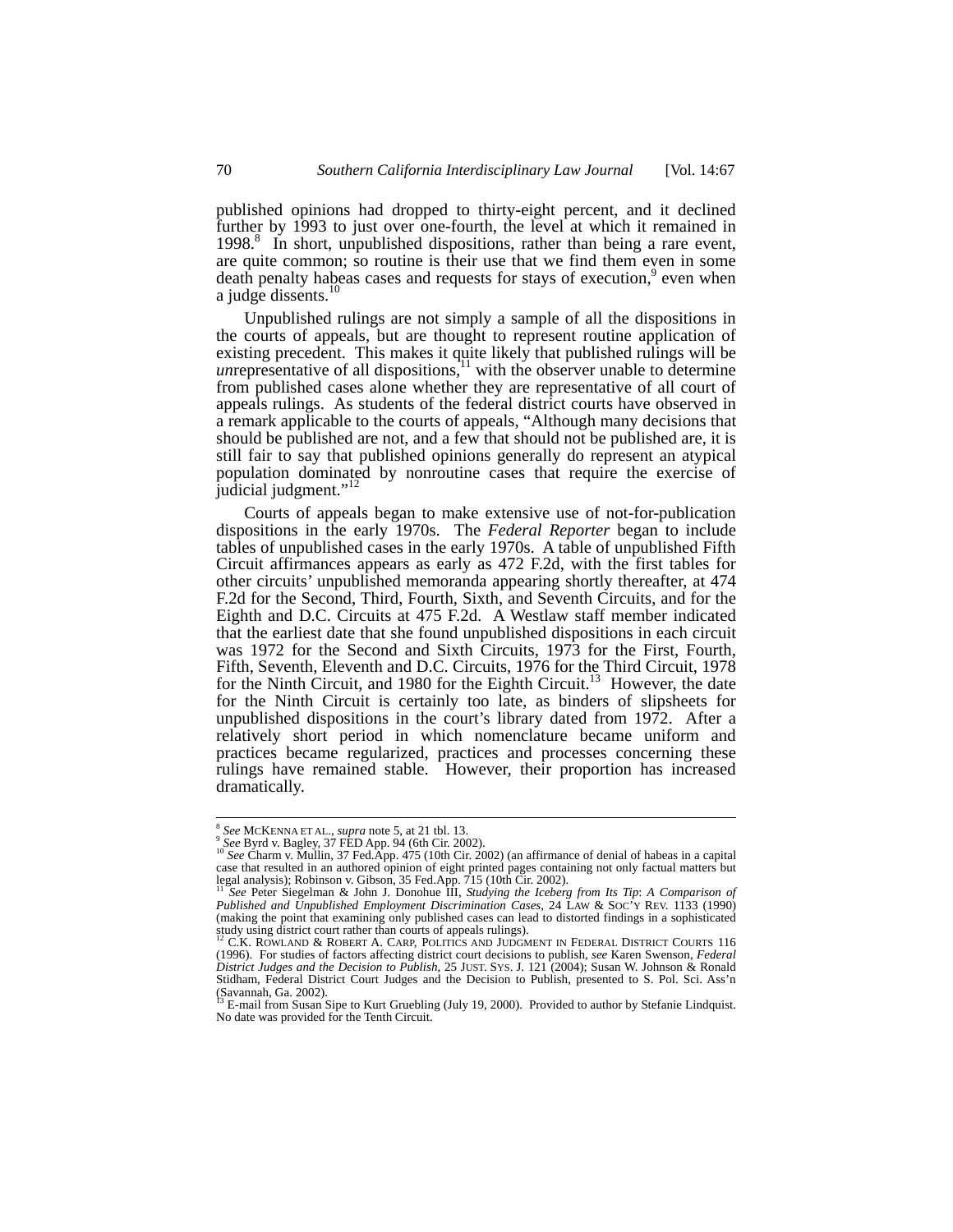published opinions had dropped to thirty-eight percent, and it declined further by 1993 to just over one-fourth, the level at which it remained in 1998.[8] In short, unpublished dispositions, rather than being a rare event, are quite common; so routine is their use that we find them even in some death penalty habeas cases and requests for stays of execution,[9] even when a judge dissents.[10]

Unpublished rulings are not simply a sample of all the dispositions in the courts of appeals, but are thought to represent routine application of existing precedent. This makes it quite likely that published rulings will be *un*representative of all dispositions,[11] with the observer unable to determine from published cases alone whether they are representative of all court of appeals rulings. As students of the federal district courts have observed in a remark applicable to the courts of appeals, "Although many decisions that should be published are not, and a few that should not be published are, it is still fair to say that published opinions generally do represent an atypical population dominated by nonroutine cases that require the exercise of judicial judgment."[12]

Courts of appeals began to make extensive use of not-for-publication dispositions in the early 1970s. The *Federal Reporter* began to include tables of unpublished cases in the early 1970s. A table of unpublished Fifth Circuit affirmances appears as early as 472 F.2d, with the first tables for other circuits' unpublished memoranda appearing shortly thereafter, at 474 F.2d for the Second, Third, Fourth, Sixth, and Seventh Circuits, and for the Eighth and D.C. Circuits at 475 F.2d. A Westlaw staff member indicated that the earliest date that she found unpublished dispositions in each circuit was 1972 for the Second and Sixth Circuits, 1973 for the First, Fourth, Fifth, Seventh, Eleventh and D.C. Circuits, 1976 for the Third Circuit, 1978 for the Ninth Circuit, and 1980 for the Eighth Circuit.[13] However, the date for the Ninth Circuit is certainly too late, as binders of slipsheets for unpublished dispositions in the court's library dated from 1972. After a relatively short period in which nomenclature became uniform and practices became regularized, practices and processes concerning these rulings have remained stable. However, their proportion has increased dramatically.

---

[8] *See* McKenna et al., *supra* note 5, at 21 tbl. 13.

[9] *See* Byrd v. Bagley, 37 FED App. 94 (6th Cir. 2002).

[10] *See* Charm v. Mullin, 37 Fed.App. 475 (10th Cir. 2002) (an affirmance of denial of habeas in a capital case that resulted in an authored opinion of eight printed pages containing not only factual matters but legal analysis); Robinson v. Gibson, 35 Fed.App. 715 (10th Cir. 2002).

[11] *See* Peter Siegelman & John J. Donohue III, *Studying the Iceberg from Its Tip*: *A Comparison of Published and Unpublished Employment Discrimination Cases*, 24 Law & Soc'y Rev. 1133 (1990) (making the point that examining only published cases can lead to distorted findings in a sophisticated study using district court rather than courts of appeals rulings).

[12] C.K. Rowland & Robert A. Carp, Politics and Judgment in Federal District Courts 116 (1996). For studies of factors affecting district court decisions to publish, *see* Karen Swenson, *Federal District Judges and the Decision to Publish*, 25 Just. Sys. J. 121 (2004); Susan W. Johnson & Ronald Stidham, Federal District Court Judges and the Decision to Publish, presented to S. Pol. Sci. Ass'n (Savannah, Ga. 2002).

[13] E-mail from Susan Sipe to Kurt Gruebling (July 19, 2000). Provided to author by Stefanie Lindquist. No date was provided for the Tenth Circuit.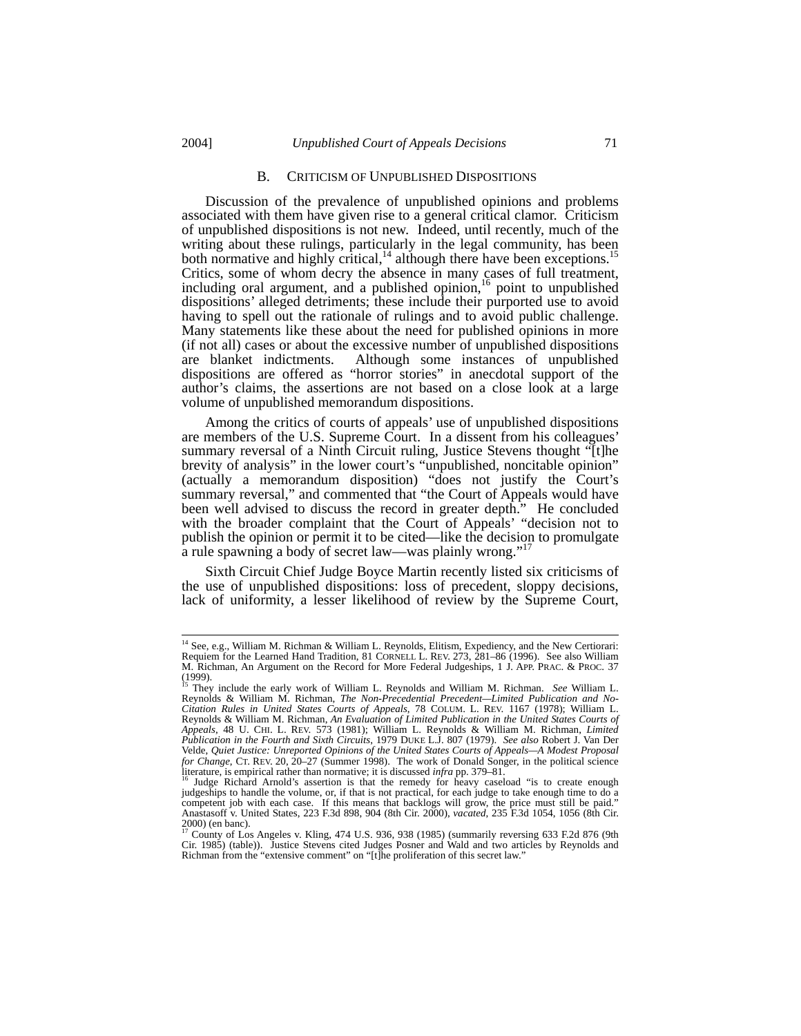### B. CRITICISM OF UNPUBLISHED DISPOSITIONS

Discussion of the prevalence of unpublished opinions and problems associated with them have given rise to a general critical clamor. Criticism of unpublished dispositions is not new. Indeed, until recently, much of the writing about these rulings, particularly in the legal community, has been both normative and highly critical,[14] although there have been exceptions.[15] Critics, some of whom decry the absence in many cases of full treatment, including oral argument, and a published opinion,[16] point to unpublished dispositions' alleged detriments; these include their purported use to avoid having to spell out the rationale of rulings and to avoid public challenge. Many statements like these about the need for published opinions in more (if not all) cases or about the excessive number of unpublished dispositions are blanket indictments. Although some instances of unpublished dispositions are offered as "horror stories" in anecdotal support of the author's claims, the assertions are not based on a close look at a large volume of unpublished memorandum dispositions.

Among the critics of courts of appeals' use of unpublished dispositions are members of the U.S. Supreme Court. In a dissent from his colleagues' summary reversal of a Ninth Circuit ruling, Justice Stevens thought "[t]he brevity of analysis" in the lower court's "unpublished, noncitable opinion" (actually a memorandum disposition) "does not justify the Court's summary reversal," and commented that "the Court of Appeals would have been well advised to discuss the record in greater depth." He concluded with the broader complaint that the Court of Appeals' "decision not to publish the opinion or permit it to be cited—like the decision to promulgate a rule spawning a body of secret law—was plainly wrong."[17]

Sixth Circuit Chief Judge Boyce Martin recently listed six criticisms of the use of unpublished dispositions: loss of precedent, sloppy decisions, lack of uniformity, a lesser likelihood of review by the Supreme Court,

---

[14] See, e.g., William M. Richman & William L. Reynolds, Elitism, Expediency, and the New Certiorari: Requiem for the Learned Hand Tradition, 81 CORNELL L. REV. 273, 281–86 (1996). See also William M. Richman, An Argument on the Record for More Federal Judgeships, 1 J. APP. PRAC. & PROC. 37 (1999).

[15] They include the early work of William L. Reynolds and William M. Richman. *See* William L. Reynolds & William M. Richman, *The Non-Precedential Precedent—Limited Publication and No-Citation Rules in United States Courts of Appeals*, 78 COLUM. L. REV. 1167 (1978); William L. Reynolds & William M. Richman, *An Evaluation of Limited Publication in the United States Courts of Appeals*, 48 U. CHI. L. REV. 573 (1981); William L. Reynolds & William M. Richman, *Limited Publication in the Fourth and Sixth Circuits*, 1979 DUKE L.J. 807 (1979). *See also* Robert J. Van Der Velde, *Quiet Justice: Unreported Opinions of the United States Courts of Appeals—A Modest Proposal for Change*, CT. REV. 20, 20–27 (Summer 1998). The work of Donald Songer, in the political science literature, is empirical rather than normative; it is discussed *infra* pp. 379–81.

[16] Judge Richard Arnold's assertion is that the remedy for heavy caseload "is to create enough judgeships to handle the volume, or, if that is not practical, for each judge to take enough time to do a competent job with each case. If this means that backlogs will grow, the price must still be paid." Anastasoff v. United States, 223 F.3d 898, 904 (8th Cir. 2000), *vacated*, 235 F.3d 1054, 1056 (8th Cir. 2000) (en banc).

[17] County of Los Angeles v. Kling, 474 U.S. 936, 938 (1985) (summarily reversing 633 F.2d 876 (9th Cir. 1985) (table)). Justice Stevens cited Judges Posner and Wald and two articles by Reynolds and Richman from the "extensive comment" on "[t]he proliferation of this secret law."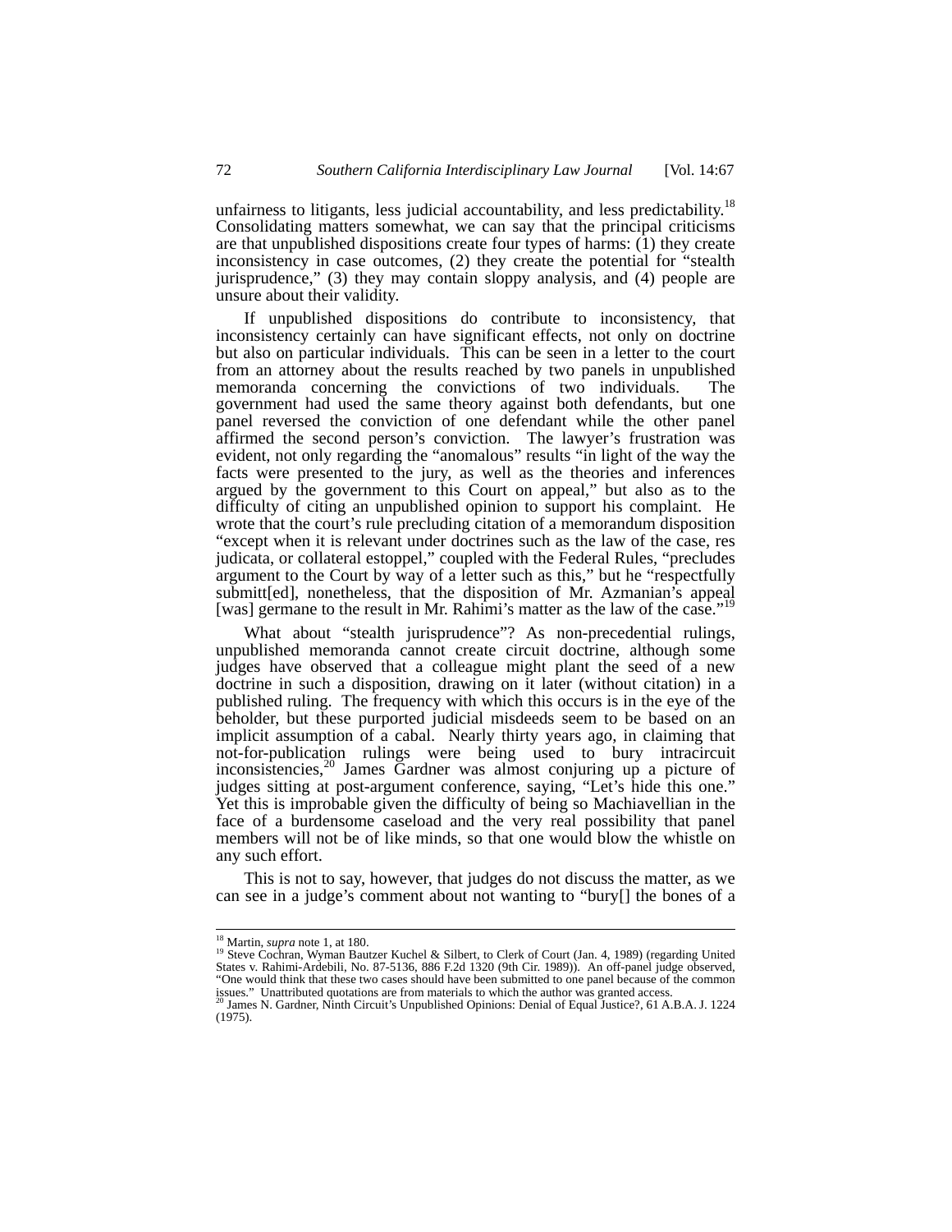unfairness to litigants, less judicial accountability, and less predictability.[18] Consolidating matters somewhat, we can say that the principal criticisms are that unpublished dispositions create four types of harms: (1) they create inconsistency in case outcomes, (2) they create the potential for "stealth jurisprudence," (3) they may contain sloppy analysis, and (4) people are unsure about their validity.

If unpublished dispositions do contribute to inconsistency, that inconsistency certainly can have significant effects, not only on doctrine but also on particular individuals. This can be seen in a letter to the court from an attorney about the results reached by two panels in unpublished memoranda concerning the convictions of two individuals. The government had used the same theory against both defendants, but one panel reversed the conviction of one defendant while the other panel affirmed the second person's conviction. The lawyer's frustration was evident, not only regarding the "anomalous" results "in light of the way the facts were presented to the jury, as well as the theories and inferences argued by the government to this Court on appeal," but also as to the difficulty of citing an unpublished opinion to support his complaint. He wrote that the court's rule precluding citation of a memorandum disposition "except when it is relevant under doctrines such as the law of the case, res judicata, or collateral estoppel," coupled with the Federal Rules, "precludes argument to the Court by way of a letter such as this," but he "respectfully submitt[ed], nonetheless, that the disposition of Mr. Azmanian's appeal [was] germane to the result in Mr. Rahimi's matter as the law of the case."[19]

What about "stealth jurisprudence"? As non-precedential rulings, unpublished memoranda cannot create circuit doctrine, although some judges have observed that a colleague might plant the seed of a new doctrine in such a disposition, drawing on it later (without citation) in a published ruling. The frequency with which this occurs is in the eye of the beholder, but these purported judicial misdeeds seem to be based on an implicit assumption of a cabal. Nearly thirty years ago, in claiming that not-for-publication rulings were being used to bury intracircuit inconsistencies,[20] James Gardner was almost conjuring up a picture of judges sitting at post-argument conference, saying, "Let's hide this one." Yet this is improbable given the difficulty of being so Machiavellian in the face of a burdensome caseload and the very real possibility that panel members will not be of like minds, so that one would blow the whistle on any such effort.

This is not to say, however, that judges do not discuss the matter, as we can see in a judge's comment about not wanting to "bury[] the bones of a

---

[18] Martin, *supra* note 1, at 180.

[19] Steve Cochran, Wyman Bautzer Kuchel & Silbert, to Clerk of Court (Jan. 4, 1989) (regarding United States v. Rahimi-Ardebili, No. 87-5136, 886 F.2d 1320 (9th Cir. 1989)). An off-panel judge observed, "One would think that these two cases should have been submitted to one panel because of the common issues." Unattributed quotations are from materials to which the author was granted access.

[20] James N. Gardner, Ninth Circuit's Unpublished Opinions: Denial of Equal Justice?, 61 A.B.A. J. 1224 (1975).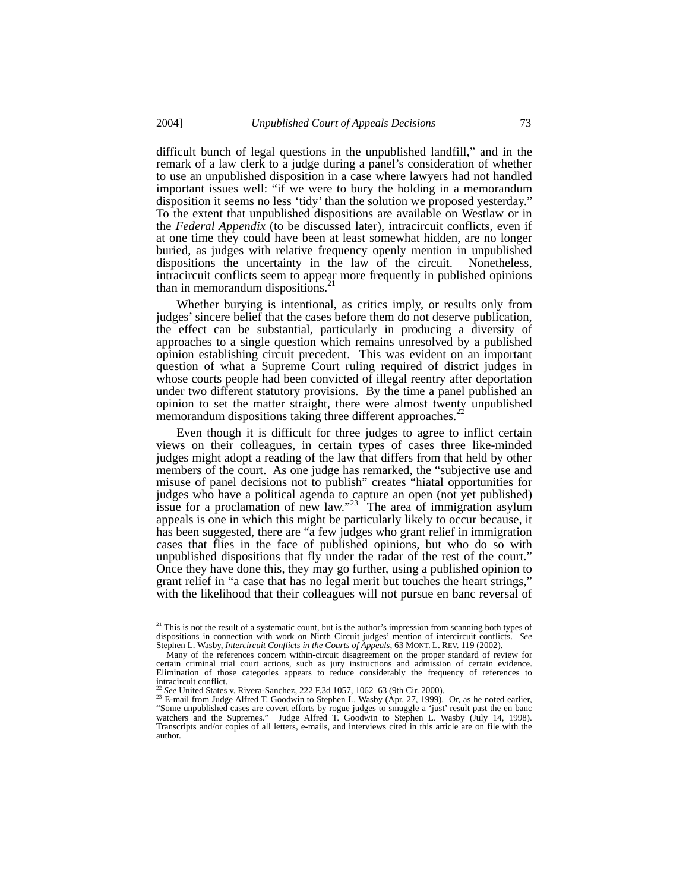difficult bunch of legal questions in the unpublished landfill," and in the remark of a law clerk to a judge during a panel's consideration of whether to use an unpublished disposition in a case where lawyers had not handled important issues well: "if we were to bury the holding in a memorandum disposition it seems no less 'tidy' than the solution we proposed yesterday." To the extent that unpublished dispositions are available on Westlaw or in the *Federal Appendix* (to be discussed later), intracircuit conflicts, even if at one time they could have been at least somewhat hidden, are no longer buried, as judges with relative frequency openly mention in unpublished dispositions the uncertainty in the law of the circuit. Nonetheless, intracircuit conflicts seem to appear more frequently in published opinions than in memorandum dispositions.[21]

Whether burying is intentional, as critics imply, or results only from judges' sincere belief that the cases before them do not deserve publication, the effect can be substantial, particularly in producing a diversity of approaches to a single question which remains unresolved by a published opinion establishing circuit precedent. This was evident on an important question of what a Supreme Court ruling required of district judges in whose courts people had been convicted of illegal reentry after deportation under two different statutory provisions. By the time a panel published an opinion to set the matter straight, there were almost twenty unpublished memorandum dispositions taking three different approaches.[22]

Even though it is difficult for three judges to agree to inflict certain views on their colleagues, in certain types of cases three like-minded judges might adopt a reading of the law that differs from that held by other members of the court. As one judge has remarked, the "subjective use and misuse of panel decisions not to publish" creates "hiatal opportunities for judges who have a political agenda to capture an open (not yet published) issue for a proclamation of new law."[23] The area of immigration asylum appeals is one in which this might be particularly likely to occur because, it has been suggested, there are "a few judges who grant relief in immigration cases that flies in the face of published opinions, but who do so with unpublished dispositions that fly under the radar of the rest of the court." Once they have done this, they may go further, using a published opinion to grant relief in "a case that has no legal merit but touches the heart strings," with the likelihood that their colleagues will not pursue en banc reversal of

---

[21] This is not the result of a systematic count, but is the author's impression from scanning both types of dispositions in connection with work on Ninth Circuit judges' mention of intercircuit conflicts. *See* Stephen L. Wasby, *Intercircuit Conflicts in the Courts of Appeals*, 63 MONT. L. REV. 119 (2002).

Many of the references concern within-circuit disagreement on the proper standard of review for certain criminal trial court actions, such as jury instructions and admission of certain evidence. Elimination of those categories appears to reduce considerably the frequency of references to intracircuit conflict.

[22] *See* United States v. Rivera-Sanchez, 222 F.3d 1057, 1062–63 (9th Cir. 2000).

[23] E-mail from Judge Alfred T. Goodwin to Stephen L. Wasby (Apr. 27, 1999). Or, as he noted earlier, "Some unpublished cases are covert efforts by rogue judges to smuggle a 'just' result past the en banc watchers and the Supremes." Judge Alfred T. Goodwin to Stephen L. Wasby (July 14, 1998). Transcripts and/or copies of all letters, e-mails, and interviews cited in this article are on file with the author.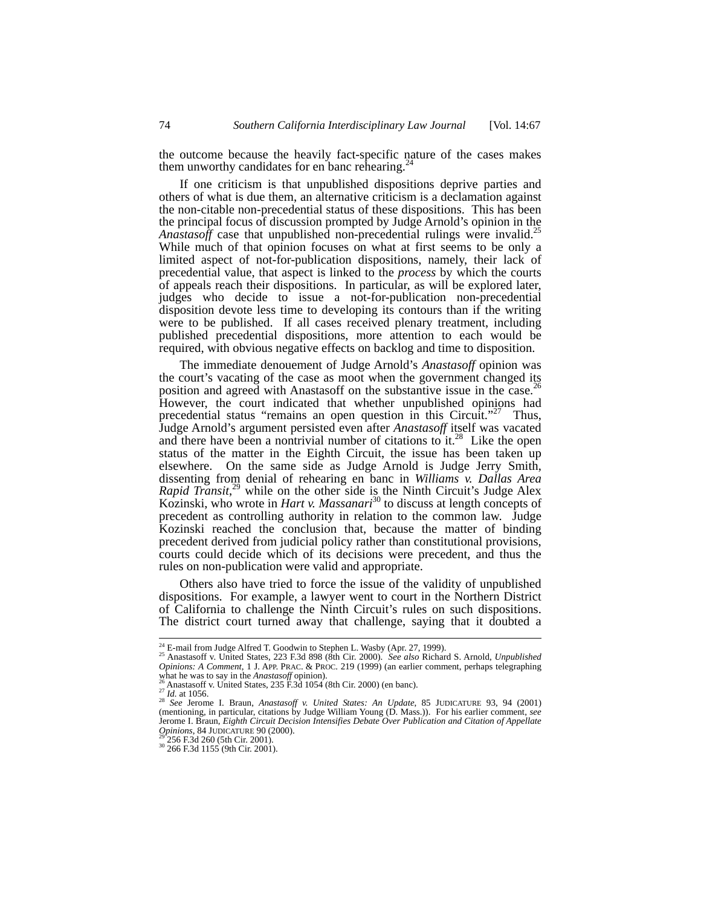the outcome because the heavily fact-specific nature of the cases makes them unworthy candidates for en banc rehearing.[24]

If one criticism is that unpublished dispositions deprive parties and others of what is due them, an alternative criticism is a declamation against the non-citable non-precedential status of these dispositions. This has been the principal focus of discussion prompted by Judge Arnold's opinion in the *Anastasoff* case that unpublished non-precedential rulings were invalid.[25] While much of that opinion focuses on what at first seems to be only a limited aspect of not-for-publication dispositions, namely, their lack of precedential value, that aspect is linked to the *process* by which the courts of appeals reach their dispositions. In particular, as will be explored later, judges who decide to issue a not-for-publication non-precedential disposition devote less time to developing its contours than if the writing were to be published. If all cases received plenary treatment, including published precedential dispositions, more attention to each would be required, with obvious negative effects on backlog and time to disposition.

The immediate denouement of Judge Arnold's *Anastasoff* opinion was the court's vacating of the case as moot when the government changed its position and agreed with Anastasoff on the substantive issue in the case.[26] However, the court indicated that whether unpublished opinions had precedential status "remains an open question in this Circuit."[27] Thus, Judge Arnold's argument persisted even after *Anastasoff* itself was vacated and there have been a nontrivial number of citations to it.[28] Like the open status of the matter in the Eighth Circuit, the issue has been taken up elsewhere. On the same side as Judge Arnold is Judge Jerry Smith, dissenting from denial of rehearing en banc in *Williams v. Dallas Area Rapid Transit*,[29] while on the other side is the Ninth Circuit's Judge Alex Kozinski, who wrote in *Hart v. Massanari*[30] to discuss at length concepts of precedent as controlling authority in relation to the common law. Judge Kozinski reached the conclusion that, because the matter of binding precedent derived from judicial policy rather than constitutional provisions, courts could decide which of its decisions were precedent, and thus the rules on non-publication were valid and appropriate.

Others also have tried to force the issue of the validity of unpublished dispositions. For example, a lawyer went to court in the Northern District of California to challenge the Ninth Circuit's rules on such dispositions. The district court turned away that challenge, saying that it doubted a

---

[24] E-mail from Judge Alfred T. Goodwin to Stephen L. Wasby (Apr. 27, 1999).

[25] Anastasoff v. United States, 223 F.3d 898 (8th Cir. 2000). *See also* Richard S. Arnold, *Unpublished Opinions: A Comment*, 1 J. APP. PRAC. & PROC. 219 (1999) (an earlier comment, perhaps telegraphing what he was to say in the *Anastasoff* opinion).

[26] Anastasoff v. United States, 235 F.3d 1054 (8th Cir. 2000) (en banc).

[27] *Id.* at 1056.

[28] *See* Jerome I. Braun, *Anastasoff v. United States: An Update*, 85 JUDICATURE 93, 94 (2001) (mentioning, in particular, citations by Judge William Young (D. Mass.)). For his earlier comment, *see* Jerome I. Braun, *Eighth Circuit Decision Intensifies Debate Over Publication and Citation of Appellate Opinions*, 84 JUDICATURE 90 (2000).

[29] 256 F.3d 260 (5th Cir. 2001).

[30] 266 F.3d 1155 (9th Cir. 2001).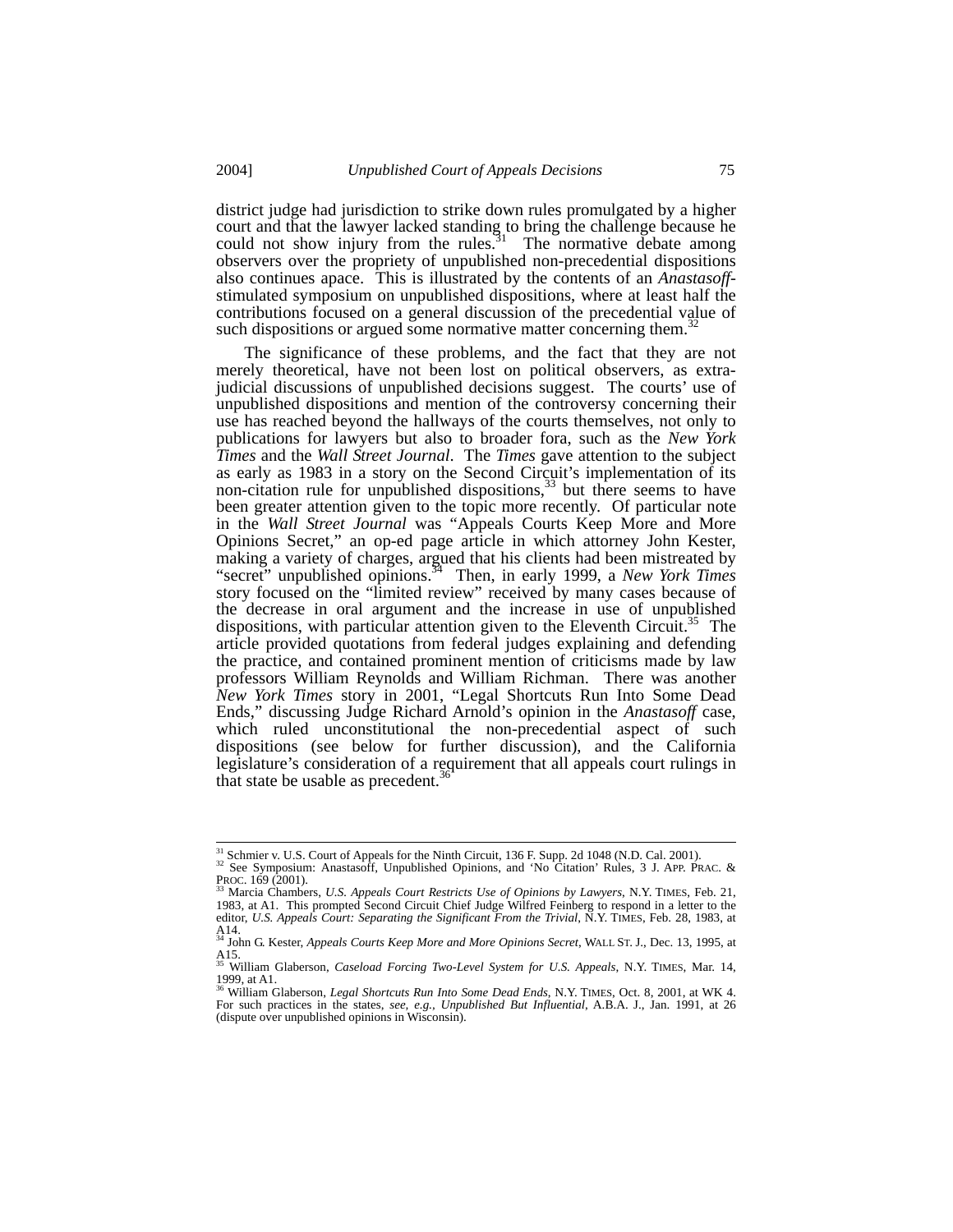district judge had jurisdiction to strike down rules promulgated by a higher court and that the lawyer lacked standing to bring the challenge because he could not show injury from the rules.[31] The normative debate among observers over the propriety of unpublished non-precedential dispositions also continues apace. This is illustrated by the contents of an *Anastasoff*-stimulated symposium on unpublished dispositions, where at least half the contributions focused on a general discussion of the precedential value of such dispositions or argued some normative matter concerning them.[32]

The significance of these problems, and the fact that they are not merely theoretical, have not been lost on political observers, as extra-judicial discussions of unpublished decisions suggest. The courts' use of unpublished dispositions and mention of the controversy concerning their use has reached beyond the hallways of the courts themselves, not only to publications for lawyers but also to broader fora, such as the *New York Times* and the *Wall Street Journal*. The *Times* gave attention to the subject as early as 1983 in a story on the Second Circuit's implementation of its non-citation rule for unpublished dispositions,[33] but there seems to have been greater attention given to the topic more recently. Of particular note in the *Wall Street Journal* was "Appeals Courts Keep More and More Opinions Secret," an op-ed page article in which attorney John Kester, making a variety of charges, argued that his clients had been mistreated by "secret" unpublished opinions.[34] Then, in early 1999, a *New York Times* story focused on the "limited review" received by many cases because of the decrease in oral argument and the increase in use of unpublished dispositions, with particular attention given to the Eleventh Circuit.[35] The article provided quotations from federal judges explaining and defending the practice, and contained prominent mention of criticisms made by law professors William Reynolds and William Richman. There was another *New York Times* story in 2001, "Legal Shortcuts Run Into Some Dead Ends," discussing Judge Richard Arnold's opinion in the *Anastasoff* case, which ruled unconstitutional the non-precedential aspect of such dispositions (see below for further discussion), and the California legislature's consideration of a requirement that all appeals court rulings in that state be usable as precedent.[36]

---

[31] Schmier v. U.S. Court of Appeals for the Ninth Circuit, 136 F. Supp. 2d 1048 (N.D. Cal. 2001).

[32] See Symposium: Anastasoff, Unpublished Opinions, and 'No Citation' Rules, 3 J. APP. PRAC. & PROC. 169 (2001).

[33] Marcia Chambers, *U.S. Appeals Court Restricts Use of Opinions by Lawyers*, N.Y. TIMES, Feb. 21, 1983, at A1. This prompted Second Circuit Chief Judge Wilfred Feinberg to respond in a letter to the editor, *U.S. Appeals Court: Separating the Significant From the Trivial*, N.Y. TIMES, Feb. 28, 1983, at A14.

[34] John G. Kester, *Appeals Courts Keep More and More Opinions Secret*, WALL ST. J., Dec. 13, 1995, at A15.

[35] William Glaberson, *Caseload Forcing Two-Level System for U.S. Appeals*, N.Y. TIMES, Mar. 14, 1999, at A1.

[36] William Glaberson, *Legal Shortcuts Run Into Some Dead Ends*, N.Y. TIMES, Oct. 8, 2001, at WK 4. For such practices in the states, *see, e.g.*, *Unpublished But Influential*, A.B.A. J., Jan. 1991, at 26 (dispute over unpublished opinions in Wisconsin).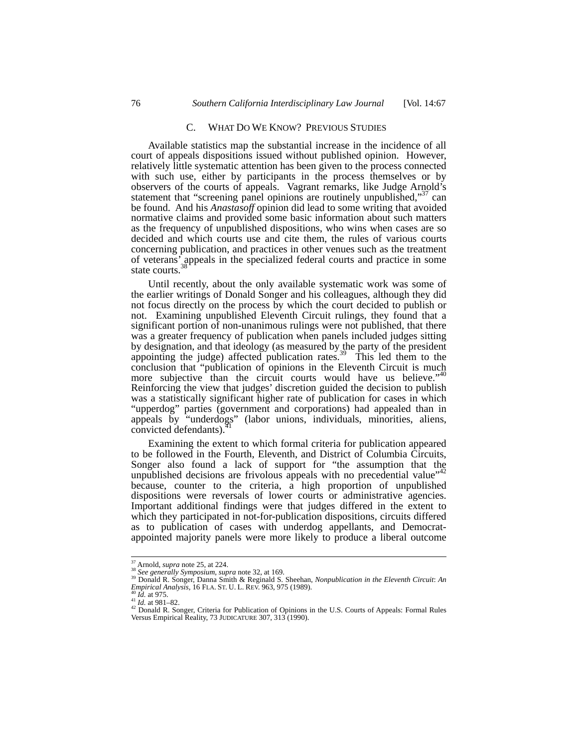### C. WHAT DO WE KNOW? PREVIOUS STUDIES

Available statistics map the substantial increase in the incidence of all court of appeals dispositions issued without published opinion. However, relatively little systematic attention has been given to the process connected with such use, either by participants in the process themselves or by observers of the courts of appeals. Vagrant remarks, like Judge Arnold's statement that "screening panel opinions are routinely unpublished,"[37] can be found. And his *Anastasoff* opinion did lead to some writing that avoided normative claims and provided some basic information about such matters as the frequency of unpublished dispositions, who wins when cases are so decided and which courts use and cite them, the rules of various courts concerning publication, and practices in other venues such as the treatment of veterans' appeals in the specialized federal courts and practice in some state courts.[38]

Until recently, about the only available systematic work was some of the earlier writings of Donald Songer and his colleagues, although they did not focus directly on the process by which the court decided to publish or not. Examining unpublished Eleventh Circuit rulings, they found that a significant portion of non-unanimous rulings were not published, that there was a greater frequency of publication when panels included judges sitting by designation, and that ideology (as measured by the party of the president appointing the judge) affected publication rates.[39] This led them to the conclusion that "publication of opinions in the Eleventh Circuit is much more subjective than the circuit courts would have us believe."[40] Reinforcing the view that judges' discretion guided the decision to publish was a statistically significant higher rate of publication for cases in which "upperdog" parties (government and corporations) had appealed than in appeals by "underdogs" (labor unions, individuals, minorities, aliens, convicted defendants).[41]

Examining the extent to which formal criteria for publication appeared to be followed in the Fourth, Eleventh, and District of Columbia Circuits, Songer also found a lack of support for "the assumption that the unpublished decisions are frivolous appeals with no precedential value"[42] because, counter to the criteria, a high proportion of unpublished dispositions were reversals of lower courts or administrative agencies. Important additional findings were that judges differed in the extent to which they participated in not-for-publication dispositions, circuits differed as to publication of cases with underdog appellants, and Democrat-appointed majority panels were more likely to produce a liberal outcome

---

[37] Arnold, *supra* note 25, at 224.

[38] *See generally Symposium*, *supra* note 32, at 169.

[39] Donald R. Songer, Danna Smith & Reginald S. Sheehan, *Nonpublication in the Eleventh Circuit*: *An Empirical Analysis*, 16 FLA. ST. U. L. REV. 963, 975 (1989).

[40] *Id.* at 975.

[41] *Id.* at 981–82.

[42] Donald R. Songer, Criteria for Publication of Opinions in the U.S. Courts of Appeals: Formal Rules Versus Empirical Reality, 73 JUDICATURE 307, 313 (1990).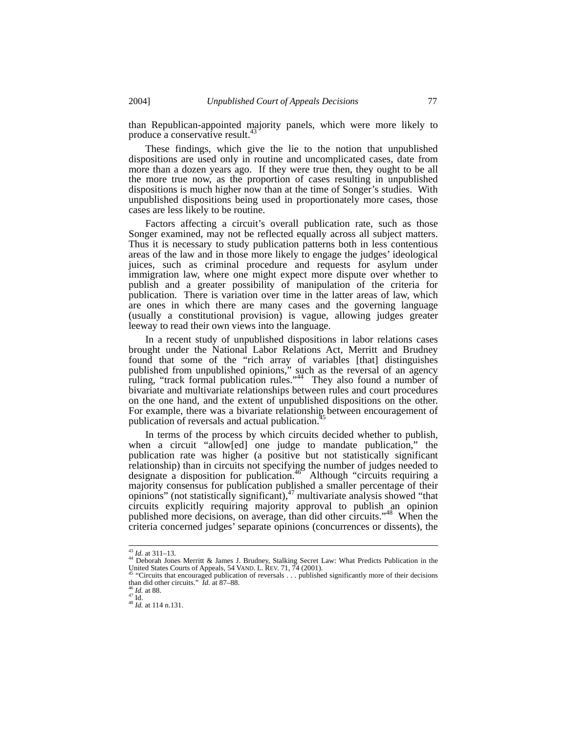than Republican-appointed majority panels, which were more likely to produce a conservative result.[43]

These findings, which give the lie to the notion that unpublished dispositions are used only in routine and uncomplicated cases, date from more than a dozen years ago. If they were true then, they ought to be all the more true now, as the proportion of cases resulting in unpublished dispositions is much higher now than at the time of Songer's studies. With unpublished dispositions being used in proportionately more cases, those cases are less likely to be routine.

Factors affecting a circuit's overall publication rate, such as those Songer examined, may not be reflected equally across all subject matters. Thus it is necessary to study publication patterns both in less contentious areas of the law and in those more likely to engage the judges' ideological juices, such as criminal procedure and requests for asylum under immigration law, where one might expect more dispute over whether to publish and a greater possibility of manipulation of the criteria for publication. There is variation over time in the latter areas of law, which are ones in which there are many cases and the governing language (usually a constitutional provision) is vague, allowing judges greater leeway to read their own views into the language.

In a recent study of unpublished dispositions in labor relations cases brought under the National Labor Relations Act, Merritt and Brudney found that some of the "rich array of variables [that] distinguishes published from unpublished opinions," such as the reversal of an agency ruling, "track formal publication rules."[44] They also found a number of bivariate and multivariate relationships between rules and court procedures on the one hand, and the extent of unpublished dispositions on the other. For example, there was a bivariate relationship between encouragement of publication of reversals and actual publication.[45]

In terms of the process by which circuits decided whether to publish, when a circuit "allow[ed] one judge to mandate publication," the publication rate was higher (a positive but not statistically significant relationship) than in circuits not specifying the number of judges needed to designate a disposition for publication.[46] Although "circuits requiring a majority consensus for publication published a smaller percentage of their opinions" (not statistically significant),[47] multivariate analysis showed "that circuits explicitly requiring majority approval to publish an opinion published more decisions, on average, than did other circuits."[48] When the criteria concerned judges' separate opinions (concurrences or dissents), the

---

[43] *Id.* at 311–13.

[44] Deborah Jones Merritt & James J. Brudney, Stalking Secret Law: What Predicts Publication in the United States Courts of Appeals, 54 VAND. L. REV. 71, 74 (2001).

[45] "Circuits that encouraged publication of reversals . . . published significantly more of their decisions than did other circuits." *Id.* at 87–88.

[46] *Id.* at 88.

[47] Id.

[48] *Id.* at 114 n.131.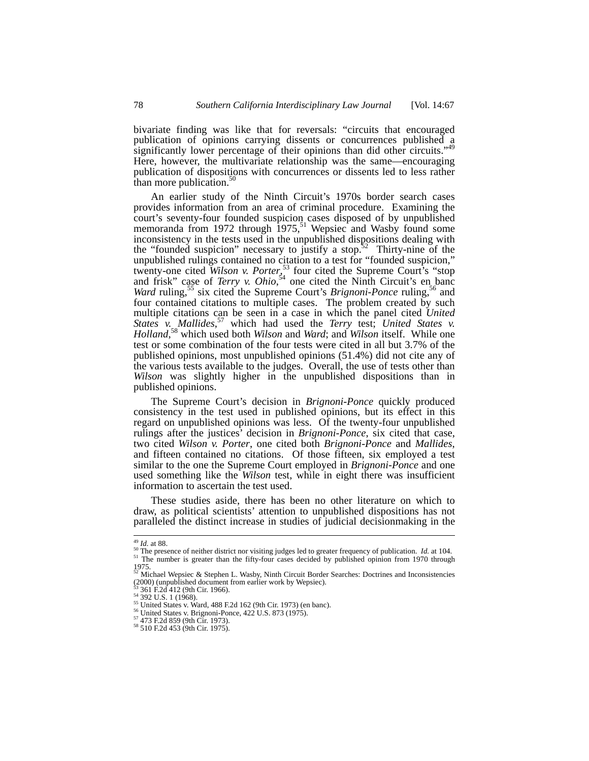bivariate finding was like that for reversals: "circuits that encouraged publication of opinions carrying dissents or concurrences published a significantly lower percentage of their opinions than did other circuits."[49] Here, however, the multivariate relationship was the same—encouraging publication of dispositions with concurrences or dissents led to less rather than more publication.[50]

An earlier study of the Ninth Circuit's 1970s border search cases provides information from an area of criminal procedure. Examining the court's seventy-four founded suspicion cases disposed of by unpublished memoranda from 1972 through 1975,[51] Wepsiec and Wasby found some inconsistency in the tests used in the unpublished dispositions dealing with the "founded suspicion" necessary to justify a stop.[52] Thirty-nine of the unpublished rulings contained no citation to a test for "founded suspicion," twenty-one cited *Wilson v. Porter*,[53] four cited the Supreme Court's "stop and frisk" case of *Terry v. Ohio*,[54] one cited the Ninth Circuit's en banc *Ward* ruling,[55] six cited the Supreme Court's *Brignoni-Ponce* ruling,[56] and four contained citations to multiple cases. The problem created by such multiple citations can be seen in a case in which the panel cited *United States v. Mallides*,[57] which had used the *Terry* test; *United States v. Holland*,[58] which used both *Wilson* and *Ward*; and *Wilson* itself. While one test or some combination of the four tests were cited in all but 3.7% of the published opinions, most unpublished opinions (51.4%) did not cite any of the various tests available to the judges. Overall, the use of tests other than *Wilson* was slightly higher in the unpublished dispositions than in published opinions.

The Supreme Court's decision in *Brignoni-Ponce* quickly produced consistency in the test used in published opinions, but its effect in this regard on unpublished opinions was less. Of the twenty-four unpublished rulings after the justices' decision in *Brignoni-Ponce*, six cited that case, two cited *Wilson v. Porter*, one cited both *Brignoni-Ponce* and *Mallides*, and fifteen contained no citations. Of those fifteen, six employed a test similar to the one the Supreme Court employed in *Brignoni-Ponce* and one used something like the *Wilson* test, while in eight there was insufficient information to ascertain the test used.

These studies aside, there has been no other literature on which to draw, as political scientists' attention to unpublished dispositions has not paralleled the distinct increase in studies of judicial decisionmaking in the

---

[49] *Id.* at 88.

[50] The presence of neither district nor visiting judges led to greater frequency of publication. *Id.* at 104.

[51] The number is greater than the fifty-four cases decided by published opinion from 1970 through 1975.

[52] Michael Wepsiec & Stephen L. Wasby, Ninth Circuit Border Searches: Doctrines and Inconsistencies (2000) (unpublished document from earlier work by Wepsiec).

[53] 361 F.2d 412 (9th Cir. 1966).

[54] 392 U.S. 1 (1968).

[55] United States v. Ward, 488 F.2d 162 (9th Cir. 1973) (en banc).

[56] United States v. Brignoni-Ponce, 422 U.S. 873 (1975).

[57] 473 F.2d 859 (9th Cir. 1973).

[58] 510 F.2d 453 (9th Cir. 1975).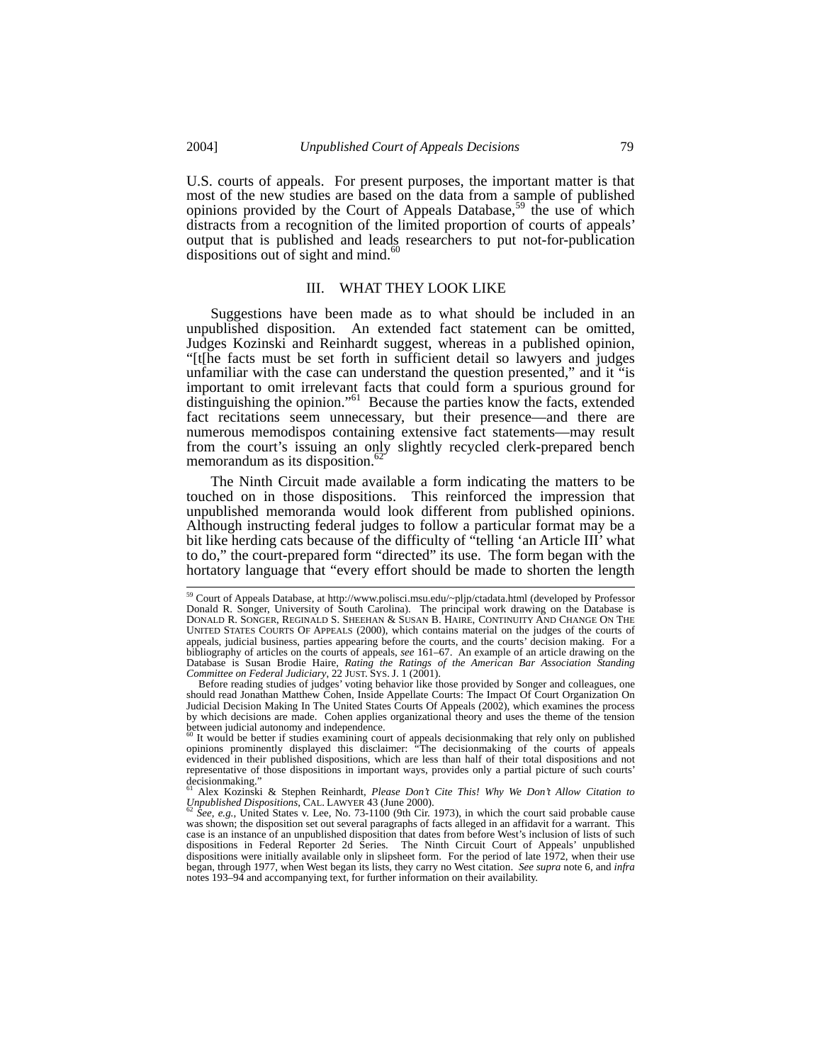U.S. courts of appeals. For present purposes, the important matter is that most of the new studies are based on the data from a sample of published opinions provided by the Court of Appeals Database,[59] the use of which distracts from a recognition of the limited proportion of courts of appeals' output that is published and leads researchers to put not-for-publication dispositions out of sight and mind.[60]

## III. WHAT THEY LOOK LIKE

Suggestions have been made as to what should be included in an unpublished disposition. An extended fact statement can be omitted, Judges Kozinski and Reinhardt suggest, whereas in a published opinion, "[t[he facts must be set forth in sufficient detail so lawyers and judges unfamiliar with the case can understand the question presented," and it "is important to omit irrelevant facts that could form a spurious ground for distinguishing the opinion."[61] Because the parties know the facts, extended fact recitations seem unnecessary, but their presence—and there are numerous memodispos containing extensive fact statements—may result from the court's issuing an only slightly recycled clerk-prepared bench memorandum as its disposition.[62]

The Ninth Circuit made available a form indicating the matters to be touched on in those dispositions. This reinforced the impression that unpublished memoranda would look different from published opinions. Although instructing federal judges to follow a particular format may be a bit like herding cats because of the difficulty of "telling 'an Article III' what to do," the court-prepared form "directed" its use. The form began with the hortatory language that "every effort should be made to shorten the length

---

[59] Court of Appeals Database, at http://www.polisci.msu.edu/~pljp/ctadata.html (developed by Professor Donald R. Songer, University of South Carolina). The principal work drawing on the Database is DONALD R. SONGER, REGINALD S. SHEEHAN & SUSAN B. HAIRE, CONTINUITY AND CHANGE ON THE UNITED STATES COURTS OF APPEALS (2000), which contains material on the judges of the courts of appeals, judicial business, parties appearing before the courts, and the courts' decision making. For a bibliography of articles on the courts of appeals, *see* 161–67. An example of an article drawing on the Database is Susan Brodie Haire, *Rating the Ratings of the American Bar Association Standing Committee on Federal Judiciary*, 22 JUST. SYS. J. 1 (2001).

Before reading studies of judges' voting behavior like those provided by Songer and colleagues, one should read Jonathan Matthew Cohen, Inside Appellate Courts: The Impact Of Court Organization On Judicial Decision Making In The United States Courts Of Appeals (2002), which examines the process by which decisions are made. Cohen applies organizational theory and uses the theme of the tension between judicial autonomy and independence.

[60] It would be better if studies examining court of appeals decisionmaking that rely only on published opinions prominently displayed this disclaimer: "The decisionmaking of the courts of appeals evidenced in their published dispositions, which are less than half of their total dispositions and not representative of those dispositions in important ways, provides only a partial picture of such courts' decisionmaking."

[61] Alex Kozinski & Stephen Reinhardt, *Please Don't Cite This! Why We Don't Allow Citation to Unpublished Dispositions*, CAL. LAWYER 43 (June 2000).

[62] *See, e.g.*, United States v. Lee, No. 73-1100 (9th Cir. 1973), in which the court said probable cause was shown; the disposition set out several paragraphs of facts alleged in an affidavit for a warrant. This case is an instance of an unpublished disposition that dates from before West's inclusion of lists of such dispositions in Federal Reporter 2d Series. The Ninth Circuit Court of Appeals' unpublished dispositions were initially available only in slipsheet form. For the period of late 1972, when their use began, through 1977, when West began its lists, they carry no West citation. *See supra* note 6, and *infra* notes 193–94 and accompanying text, for further information on their availability.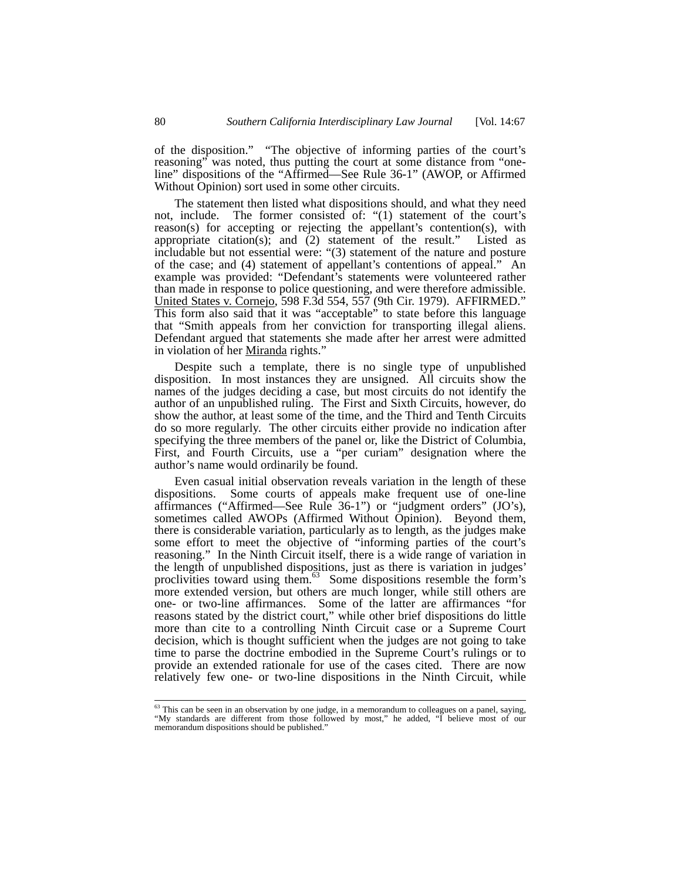of the disposition." "The objective of informing parties of the court's reasoning" was noted, thus putting the court at some distance from "one-line" dispositions of the "Affirmed—See Rule 36-1" (AWOP, or Affirmed Without Opinion) sort used in some other circuits.

The statement then listed what dispositions should, and what they need not, include. The former consisted of: "(1) statement of the court's reason(s) for accepting or rejecting the appellant's contention(s), with appropriate citation(s); and (2) statement of the result." Listed as includable but not essential were: "(3) statement of the nature and posture of the case; and (4) statement of appellant's contentions of appeal." An example was provided: "Defendant's statements were volunteered rather than made in response to police questioning, and were therefore admissible. United States v. Cornejo, 598 F.3d 554, 557 (9th Cir. 1979). AFFIRMED." This form also said that it was "acceptable" to state before this language that "Smith appeals from her conviction for transporting illegal aliens. Defendant argued that statements she made after her arrest were admitted in violation of her Miranda rights."

Despite such a template, there is no single type of unpublished disposition. In most instances they are unsigned. All circuits show the names of the judges deciding a case, but most circuits do not identify the author of an unpublished ruling. The First and Sixth Circuits, however, do show the author, at least some of the time, and the Third and Tenth Circuits do so more regularly. The other circuits either provide no indication after specifying the three members of the panel or, like the District of Columbia, First, and Fourth Circuits, use a "per curiam" designation where the author's name would ordinarily be found.

Even casual initial observation reveals variation in the length of these dispositions. Some courts of appeals make frequent use of one-line affirmances ("Affirmed—See Rule 36-1") or "judgment orders" (JO's), sometimes called AWOPs (Affirmed Without Opinion). Beyond them, there is considerable variation, particularly as to length, as the judges make some effort to meet the objective of "informing parties of the court's reasoning." In the Ninth Circuit itself, there is a wide range of variation in the length of unpublished dispositions, just as there is variation in judges' proclivities toward using them.[63] Some dispositions resemble the form's more extended version, but others are much longer, while still others are one- or two-line affirmances. Some of the latter are affirmances "for reasons stated by the district court," while other brief dispositions do little more than cite to a controlling Ninth Circuit case or a Supreme Court decision, which is thought sufficient when the judges are not going to take time to parse the doctrine embodied in the Supreme Court's rulings or to provide an extended rationale for use of the cases cited. There are now relatively few one- or two-line dispositions in the Ninth Circuit, while

---

[63] This can be seen in an observation by one judge, in a memorandum to colleagues on a panel, saying, "My standards are different from those followed by most," he added, "I believe most of our memorandum dispositions should be published."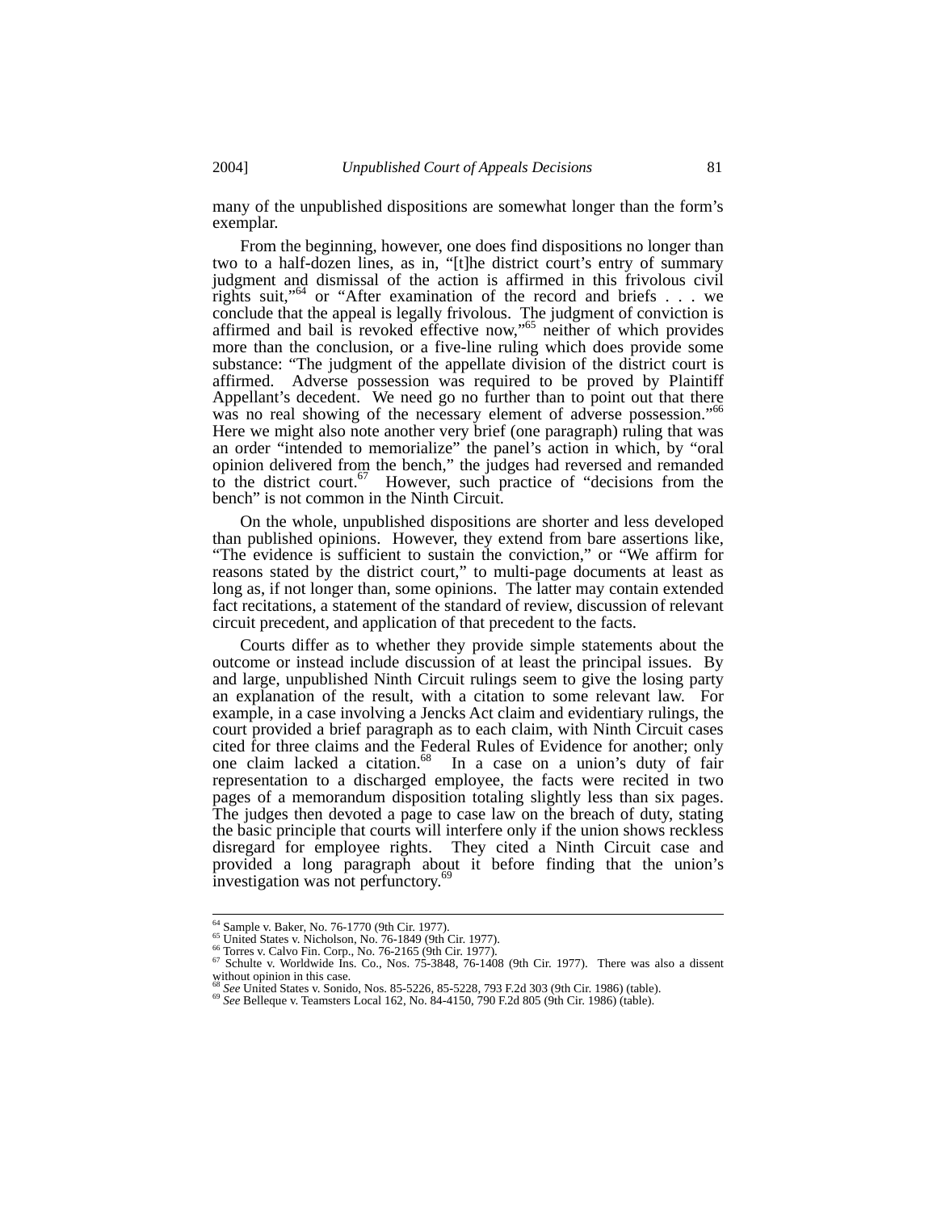many of the unpublished dispositions are somewhat longer than the form's exemplar.

From the beginning, however, one does find dispositions no longer than two to a half-dozen lines, as in, "[t]he district court's entry of summary judgment and dismissal of the action is affirmed in this frivolous civil rights suit,"[64] or "After examination of the record and briefs . . . we conclude that the appeal is legally frivolous. The judgment of conviction is affirmed and bail is revoked effective now,"[65] neither of which provides more than the conclusion, or a five-line ruling which does provide some substance: "The judgment of the appellate division of the district court is affirmed. Adverse possession was required to be proved by Plaintiff Appellant's decedent. We need go no further than to point out that there was no real showing of the necessary element of adverse possession."[66] Here we might also note another very brief (one paragraph) ruling that was an order "intended to memorialize" the panel's action in which, by "oral opinion delivered from the bench," the judges had reversed and remanded to the district court.[67] However, such practice of "decisions from the bench" is not common in the Ninth Circuit.

On the whole, unpublished dispositions are shorter and less developed than published opinions. However, they extend from bare assertions like, "The evidence is sufficient to sustain the conviction," or "We affirm for reasons stated by the district court," to multi-page documents at least as long as, if not longer than, some opinions. The latter may contain extended fact recitations, a statement of the standard of review, discussion of relevant circuit precedent, and application of that precedent to the facts.

Courts differ as to whether they provide simple statements about the outcome or instead include discussion of at least the principal issues. By and large, unpublished Ninth Circuit rulings seem to give the losing party an explanation of the result, with a citation to some relevant law. For example, in a case involving a Jencks Act claim and evidentiary rulings, the court provided a brief paragraph as to each claim, with Ninth Circuit cases cited for three claims and the Federal Rules of Evidence for another; only one claim lacked a citation.[68] In a case on a union's duty of fair representation to a discharged employee, the facts were recited in two pages of a memorandum disposition totaling slightly less than six pages. The judges then devoted a page to case law on the breach of duty, stating the basic principle that courts will interfere only if the union shows reckless disregard for employee rights. They cited a Ninth Circuit case and provided a long paragraph about it before finding that the union's investigation was not perfunctory.[69]

---

[64] Sample v. Baker, No. 76-1770 (9th Cir. 1977).

[65] United States v. Nicholson, No. 76-1849 (9th Cir. 1977).

[66] Torres v. Calvo Fin. Corp., No. 76-2165 (9th Cir. 1977).

[67] Schulte v. Worldwide Ins. Co., Nos. 75-3848, 76-1408 (9th Cir. 1977). There was also a dissent without opinion in this case.

[68] *See* United States v. Sonido, Nos. 85-5226, 85-5228, 793 F.2d 303 (9th Cir. 1986) (table).

[69] *See* Belleque v. Teamsters Local 162, No. 84-4150, 790 F.2d 805 (9th Cir. 1986) (table).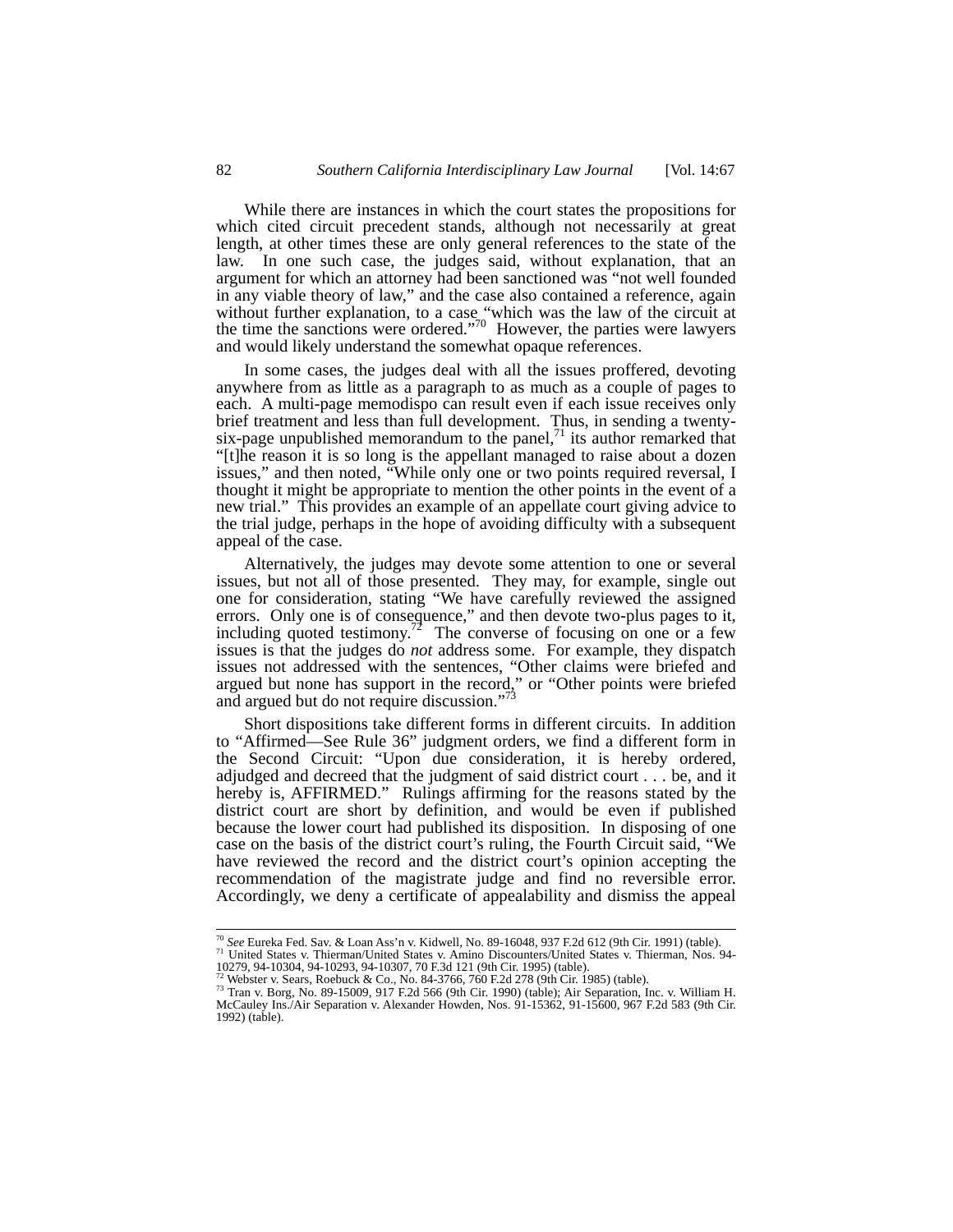While there are instances in which the court states the propositions for which cited circuit precedent stands, although not necessarily at great length, at other times these are only general references to the state of the law. In one such case, the judges said, without explanation, that an argument for which an attorney had been sanctioned was "not well founded in any viable theory of law," and the case also contained a reference, again without further explanation, to a case "which was the law of the circuit at the time the sanctions were ordered."[70] However, the parties were lawyers and would likely understand the somewhat opaque references.

In some cases, the judges deal with all the issues proffered, devoting anywhere from as little as a paragraph to as much as a couple of pages to each. A multi-page memodispo can result even if each issue receives only brief treatment and less than full development. Thus, in sending a twenty-six-page unpublished memorandum to the panel,[71] its author remarked that "[t]he reason it is so long is the appellant managed to raise about a dozen issues," and then noted, "While only one or two points required reversal, I thought it might be appropriate to mention the other points in the event of a new trial." This provides an example of an appellate court giving advice to the trial judge, perhaps in the hope of avoiding difficulty with a subsequent appeal of the case.

Alternatively, the judges may devote some attention to one or several issues, but not all of those presented. They may, for example, single out one for consideration, stating "We have carefully reviewed the assigned errors. Only one is of consequence," and then devote two-plus pages to it, including quoted testimony.[72] The converse of focusing on one or a few issues is that the judges do *not* address some. For example, they dispatch issues not addressed with the sentences, "Other claims were briefed and argued but none has support in the record," or "Other points were briefed and argued but do not require discussion."[73]

Short dispositions take different forms in different circuits. In addition to "Affirmed—See Rule 36" judgment orders, we find a different form in the Second Circuit: "Upon due consideration, it is hereby ordered, adjudged and decreed that the judgment of said district court . . . be, and it hereby is, AFFIRMED." Rulings affirming for the reasons stated by the district court are short by definition, and would be even if published because the lower court had published its disposition. In disposing of one case on the basis of the district court's ruling, the Fourth Circuit said, "We have reviewed the record and the district court's opinion accepting the recommendation of the magistrate judge and find no reversible error. Accordingly, we deny a certificate of appealability and dismiss the appeal

---

[70] *See* Eureka Fed. Sav. & Loan Ass'n v. Kidwell, No. 89-16048, 937 F.2d 612 (9th Cir. 1991) (table).

[71] United States v. Thierman/United States v. Amino Discounters/United States v. Thierman, Nos. 94-10279, 94-10304, 94-10293, 94-10307, 70 F.3d 121 (9th Cir. 1995) (table).

[72] Webster v. Sears, Roebuck & Co., No. 84-3766, 760 F.2d 278 (9th Cir. 1985) (table).

[73] Tran v. Borg, No. 89-15009, 917 F.2d 566 (9th Cir. 1990) (table); Air Separation, Inc. v. William H. McCauley Ins./Air Separation v. Alexander Howden, Nos. 91-15362, 91-15600, 967 F.2d 583 (9th Cir. 1992) (table).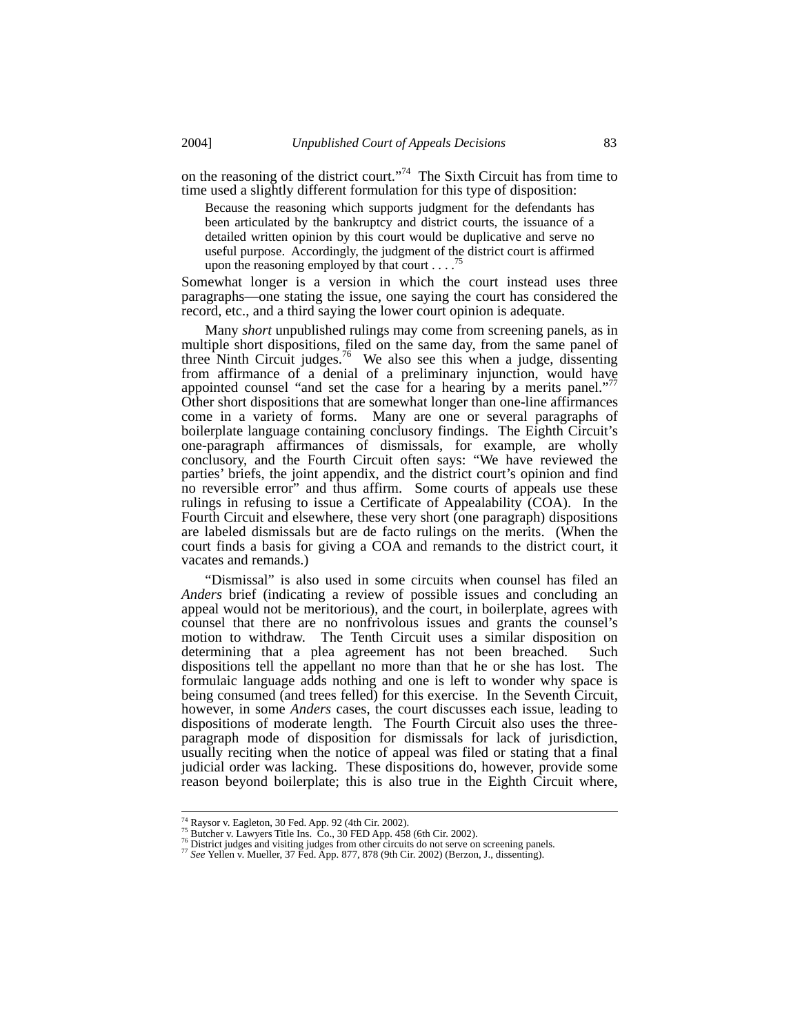on the reasoning of the district court."[74] The Sixth Circuit has from time to time used a slightly different formulation for this type of disposition:

> Because the reasoning which supports judgment for the defendants has been articulated by the bankruptcy and district courts, the issuance of a detailed written opinion by this court would be duplicative and serve no useful purpose. Accordingly, the judgment of the district court is affirmed upon the reasoning employed by that court . . . .[75]

Somewhat longer is a version in which the court instead uses three paragraphs—one stating the issue, one saying the court has considered the record, etc., and a third saying the lower court opinion is adequate.

Many *short* unpublished rulings may come from screening panels, as in multiple short dispositions, filed on the same day, from the same panel of three Ninth Circuit judges.[76] We also see this when a judge, dissenting from affirmance of a denial of a preliminary injunction, would have appointed counsel "and set the case for a hearing by a merits panel."[77] Other short dispositions that are somewhat longer than one-line affirmances come in a variety of forms. Many are one or several paragraphs of boilerplate language containing conclusory findings. The Eighth Circuit's one-paragraph affirmances of dismissals, for example, are wholly conclusory, and the Fourth Circuit often says: "We have reviewed the parties' briefs, the joint appendix, and the district court's opinion and find no reversible error" and thus affirm. Some courts of appeals use these rulings in refusing to issue a Certificate of Appealability (COA). In the Fourth Circuit and elsewhere, these very short (one paragraph) dispositions are labeled dismissals but are de facto rulings on the merits. (When the court finds a basis for giving a COA and remands to the district court, it vacates and remands.)

"Dismissal" is also used in some circuits when counsel has filed an *Anders* brief (indicating a review of possible issues and concluding an appeal would not be meritorious), and the court, in boilerplate, agrees with counsel that there are no nonfrivolous issues and grants the counsel's motion to withdraw. The Tenth Circuit uses a similar disposition on determining that a plea agreement has not been breached. Such dispositions tell the appellant no more than that he or she has lost. The formulaic language adds nothing and one is left to wonder why space is being consumed (and trees felled) for this exercise. In the Seventh Circuit, however, in some *Anders* cases, the court discusses each issue, leading to dispositions of moderate length. The Fourth Circuit also uses the three-paragraph mode of disposition for dismissals for lack of jurisdiction, usually reciting when the notice of appeal was filed or stating that a final judicial order was lacking. These dispositions do, however, provide some reason beyond boilerplate; this is also true in the Eighth Circuit where,

---

[74] Raysor v. Eagleton, 30 Fed. App. 92 (4th Cir. 2002).

[75] Butcher v. Lawyers Title Ins. Co., 30 FED App. 458 (6th Cir. 2002).

[76] District judges and visiting judges from other circuits do not serve on screening panels.

[77] *See* Yellen v. Mueller, 37 Fed. App. 877, 878 (9th Cir. 2002) (Berzon, J., dissenting).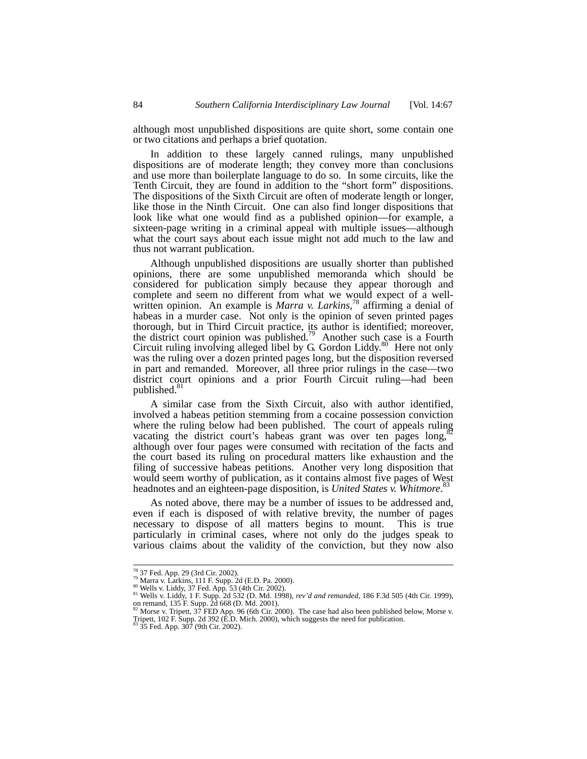although most unpublished dispositions are quite short, some contain one or two citations and perhaps a brief quotation.

In addition to these largely canned rulings, many unpublished dispositions are of moderate length; they convey more than conclusions and use more than boilerplate language to do so. In some circuits, like the Tenth Circuit, they are found in addition to the "short form" dispositions. The dispositions of the Sixth Circuit are often of moderate length or longer, like those in the Ninth Circuit. One can also find longer dispositions that look like what one would find as a published opinion—for example, a sixteen-page writing in a criminal appeal with multiple issues—although what the court says about each issue might not add much to the law and thus not warrant publication.

Although unpublished dispositions are usually shorter than published opinions, there are some unpublished memoranda which should be considered for publication simply because they appear thorough and complete and seem no different from what we would expect of a well-written opinion. An example is *Marra v. Larkins*,[78] affirming a denial of habeas in a murder case. Not only is the opinion of seven printed pages thorough, but in Third Circuit practice, its author is identified; moreover, the district court opinion was published.[79] Another such case is a Fourth Circuit ruling involving alleged libel by G. Gordon Liddy.[80] Here not only was the ruling over a dozen printed pages long, but the disposition reversed in part and remanded. Moreover, all three prior rulings in the case—two district court opinions and a prior Fourth Circuit ruling—had been published.[81]

A similar case from the Sixth Circuit, also with author identified, involved a habeas petition stemming from a cocaine possession conviction where the ruling below had been published. The court of appeals ruling vacating the district court's habeas grant was over ten pages long,[82] although over four pages were consumed with recitation of the facts and the court based its ruling on procedural matters like exhaustion and the filing of successive habeas petitions. Another very long disposition that would seem worthy of publication, as it contains almost five pages of West headnotes and an eighteen-page disposition, is *United States v. Whitmore*.[83]

As noted above, there may be a number of issues to be addressed and, even if each is disposed of with relative brevity, the number of pages necessary to dispose of all matters begins to mount. This is true particularly in criminal cases, where not only do the judges speak to various claims about the validity of the conviction, but they now also

---

[78] 37 Fed. App. 29 (3rd Cir. 2002).

[79] Marra v. Larkins, 111 F. Supp. 2d (E.D. Pa. 2000).

[80] Wells v. Liddy, 37 Fed. App. 53 (4th Cir. 2002).

[81] Wells v. Liddy, 1 F. Supp. 2d 532 (D. Md. 1998), *rev'd and remanded*, 186 F.3d 505 (4th Cir. 1999), on remand, 135 F. Supp. 2d 668 (D. Md. 2001).

[82] Morse v. Tripett, 37 FED App. 96 (6th Cir. 2000). The case had also been published below, Morse v. Tripett, 102 F. Supp. 2d 392 (E.D. Mich. 2000), which suggests the need for publication.

[83] 35 Fed. App. 307 (9th Cir. 2002).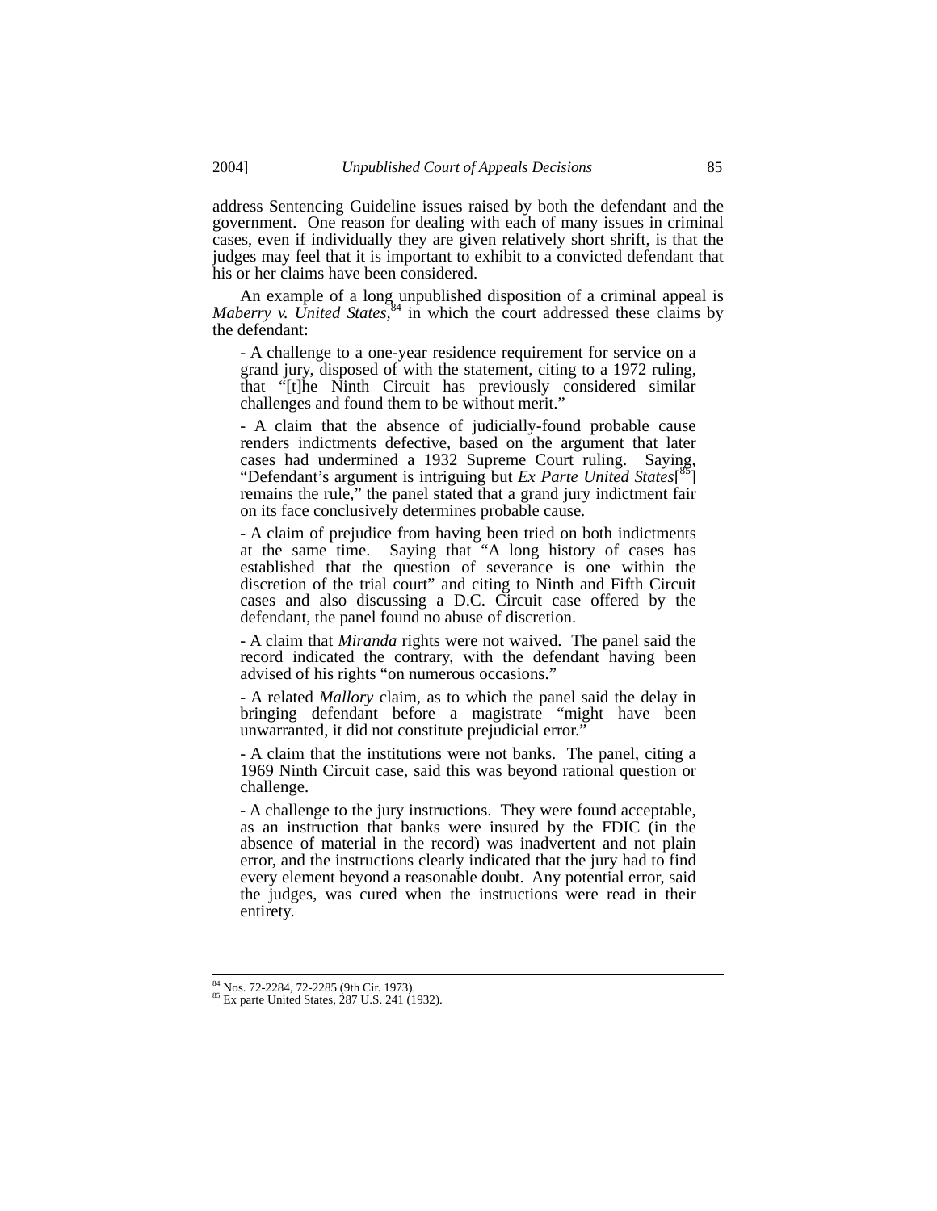address Sentencing Guideline issues raised by both the defendant and the government. One reason for dealing with each of many issues in criminal cases, even if individually they are given relatively short shrift, is that the judges may feel that it is important to exhibit to a convicted defendant that his or her claims have been considered.

An example of a long unpublished disposition of a criminal appeal is *Maberry v. United States*,[84] in which the court addressed these claims by the defendant:

> - A challenge to a one-year residence requirement for service on a grand jury, disposed of with the statement, citing to a 1972 ruling, that "[t]he Ninth Circuit has previously considered similar challenges and found them to be without merit."
>
> - A claim that the absence of judicially-found probable cause renders indictments defective, based on the argument that later cases had undermined a 1932 Supreme Court ruling. Saying, "Defendant's argument is intriguing but *Ex Parte United States*[[85]] remains the rule," the panel stated that a grand jury indictment fair on its face conclusively determines probable cause.
>
> - A claim of prejudice from having been tried on both indictments at the same time. Saying that "A long history of cases has established that the question of severance is one within the discretion of the trial court" and citing to Ninth and Fifth Circuit cases and also discussing a D.C. Circuit case offered by the defendant, the panel found no abuse of discretion.
>
> - A claim that *Miranda* rights were not waived. The panel said the record indicated the contrary, with the defendant having been advised of his rights "on numerous occasions."
>
> - A related *Mallory* claim, as to which the panel said the delay in bringing defendant before a magistrate "might have been unwarranted, it did not constitute prejudicial error."
>
> - A claim that the institutions were not banks. The panel, citing a 1969 Ninth Circuit case, said this was beyond rational question or challenge.
>
> - A challenge to the jury instructions. They were found acceptable, as an instruction that banks were insured by the FDIC (in the absence of material in the record) was inadvertent and not plain error, and the instructions clearly indicated that the jury had to find every element beyond a reasonable doubt. Any potential error, said the judges, was cured when the instructions were read in their entirety.

---

[84] Nos. 72-2284, 72-2285 (9th Cir. 1973).

[85] Ex parte United States, 287 U.S. 241 (1932).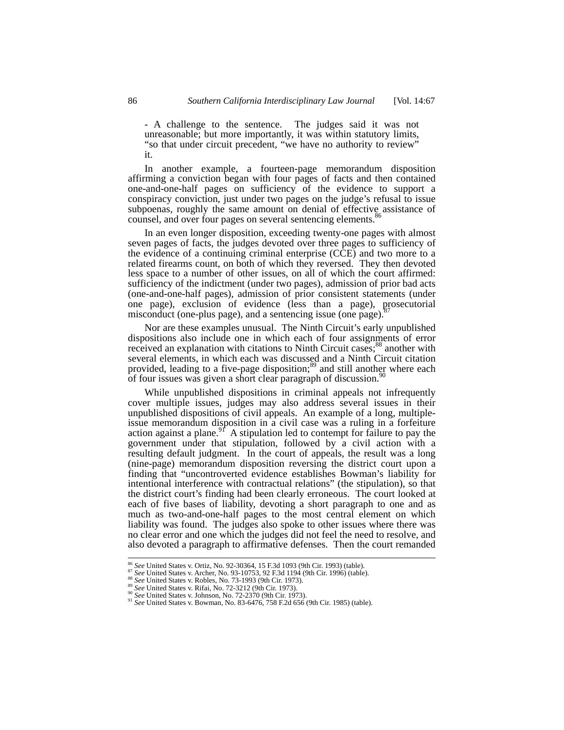- A challenge to the sentence. The judges said it was not unreasonable; but more importantly, it was within statutory limits, "so that under circuit precedent, "we have no authority to review" it.

In another example, a fourteen-page memorandum disposition affirming a conviction began with four pages of facts and then contained one-and-one-half pages on sufficiency of the evidence to support a conspiracy conviction, just under two pages on the judge's refusal to issue subpoenas, roughly the same amount on denial of effective assistance of counsel, and over four pages on several sentencing elements.[86]

In an even longer disposition, exceeding twenty-one pages with almost seven pages of facts, the judges devoted over three pages to sufficiency of the evidence of a continuing criminal enterprise (CCE) and two more to a related firearms count, on both of which they reversed. They then devoted less space to a number of other issues, on all of which the court affirmed: sufficiency of the indictment (under two pages), admission of prior bad acts (one-and-one-half pages), admission of prior consistent statements (under one page), exclusion of evidence (less than a page), prosecutorial misconduct (one-plus page), and a sentencing issue (one page).[87]

Nor are these examples unusual. The Ninth Circuit's early unpublished dispositions also include one in which each of four assignments of error received an explanation with citations to Ninth Circuit cases;[88] another with several elements, in which each was discussed and a Ninth Circuit citation provided, leading to a five-page disposition;[89] and still another where each of four issues was given a short clear paragraph of discussion.[90]

While unpublished dispositions in criminal appeals not infrequently cover multiple issues, judges may also address several issues in their unpublished dispositions of civil appeals. An example of a long, multiple-issue memorandum disposition in a civil case was a ruling in a forfeiture action against a plane.[91] A stipulation led to contempt for failure to pay the government under that stipulation, followed by a civil action with a resulting default judgment. In the court of appeals, the result was a long (nine-page) memorandum disposition reversing the district court upon a finding that "uncontroverted evidence establishes Bowman's liability for intentional interference with contractual relations" (the stipulation), so that the district court's finding had been clearly erroneous. The court looked at each of five bases of liability, devoting a short paragraph to one and as much as two-and-one-half pages to the most central element on which liability was found. The judges also spoke to other issues where there was no clear error and one which the judges did not feel the need to resolve, and also devoted a paragraph to affirmative defenses. Then the court remanded

---

[86] *See* United States v. Ortiz, No. 92-30364, 15 F.3d 1093 (9th Cir. 1993) (table).

[87] *See* United States v. Archer, No. 93-10753, 92 F.3d 1194 (9th Cir. 1996) (table).

[88] *See* United States v. Robles, No. 73-1993 (9th Cir. 1973).

[89] *See* United States v. Rifai, No. 72-3212 (9th Cir. 1973).

[90] *See* United States v. Johnson, No. 72-2370 (9th Cir. 1973).

[91] *See* United States v. Bowman, No. 83-6476, 758 F.2d 656 (9th Cir. 1985) (table).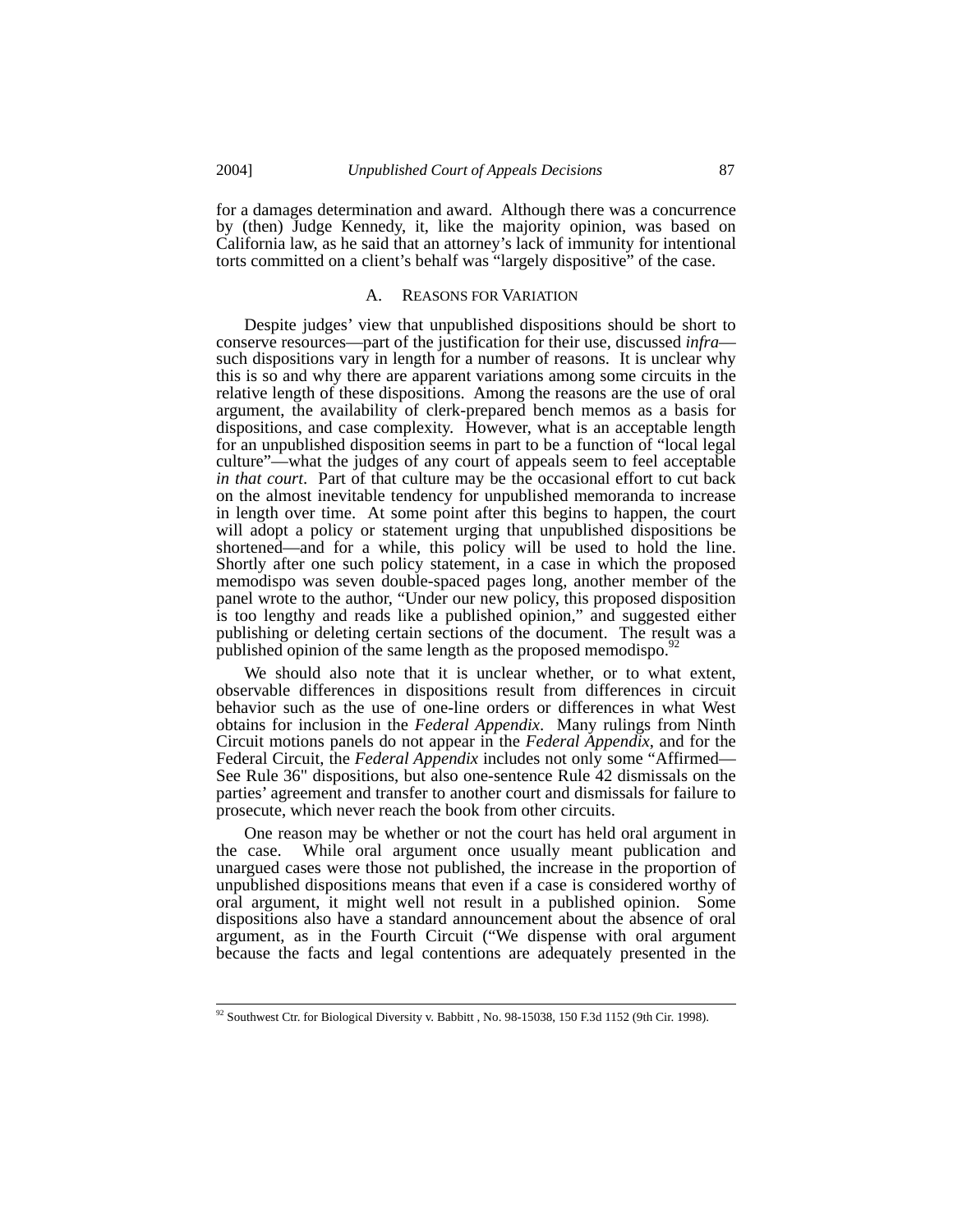for a damages determination and award. Although there was a concurrence by (then) Judge Kennedy, it, like the majority opinion, was based on California law, as he said that an attorney's lack of immunity for intentional torts committed on a client's behalf was "largely dispositive" of the case.

### A. REASONS FOR VARIATION

Despite judges' view that unpublished dispositions should be short to conserve resources—part of the justification for their use, discussed *infra*—such dispositions vary in length for a number of reasons. It is unclear why this is so and why there are apparent variations among some circuits in the relative length of these dispositions. Among the reasons are the use of oral argument, the availability of clerk-prepared bench memos as a basis for dispositions, and case complexity. However, what is an acceptable length for an unpublished disposition seems in part to be a function of "local legal culture"—what the judges of any court of appeals seem to feel acceptable *in that court*. Part of that culture may be the occasional effort to cut back on the almost inevitable tendency for unpublished memoranda to increase in length over time. At some point after this begins to happen, the court will adopt a policy or statement urging that unpublished dispositions be shortened—and for a while, this policy will be used to hold the line. Shortly after one such policy statement, in a case in which the proposed memodispo was seven double-spaced pages long, another member of the panel wrote to the author, "Under our new policy, this proposed disposition is too lengthy and reads like a published opinion," and suggested either publishing or deleting certain sections of the document. The result was a published opinion of the same length as the proposed memodispo.[92]

We should also note that it is unclear whether, or to what extent, observable differences in dispositions result from differences in circuit behavior such as the use of one-line orders or differences in what West obtains for inclusion in the *Federal Appendix*. Many rulings from Ninth Circuit motions panels do not appear in the *Federal Appendix*, and for the Federal Circuit, the *Federal Appendix* includes not only some "Affirmed—See Rule 36" dispositions, but also one-sentence Rule 42 dismissals on the parties' agreement and transfer to another court and dismissals for failure to prosecute, which never reach the book from other circuits.

One reason may be whether or not the court has held oral argument in the case. While oral argument once usually meant publication and unargued cases were those not published, the increase in the proportion of unpublished dispositions means that even if a case is considered worthy of oral argument, it might well not result in a published opinion. Some dispositions also have a standard announcement about the absence of oral argument, as in the Fourth Circuit ("We dispense with oral argument because the facts and legal contentions are adequately presented in the

---

[92] Southwest Ctr. for Biological Diversity v. Babbitt , No. 98-15038, 150 F.3d 1152 (9th Cir. 1998).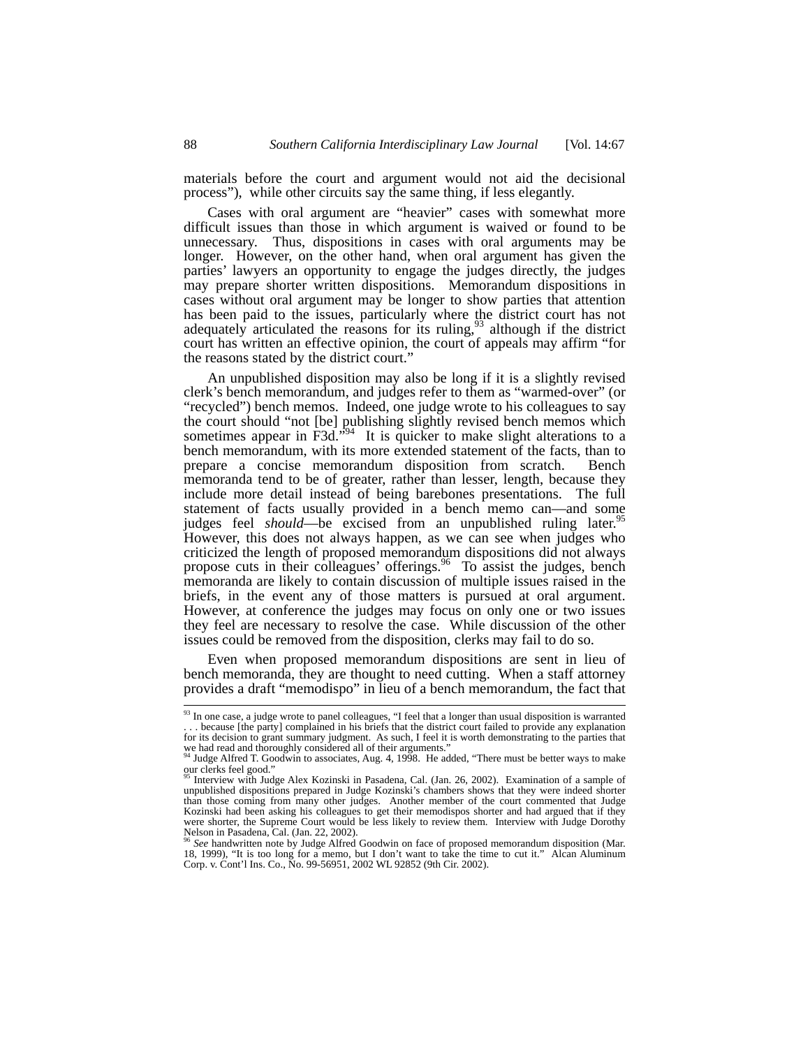materials before the court and argument would not aid the decisional process"), while other circuits say the same thing, if less elegantly.

Cases with oral argument are "heavier" cases with somewhat more difficult issues than those in which argument is waived or found to be unnecessary. Thus, dispositions in cases with oral arguments may be longer. However, on the other hand, when oral argument has given the parties' lawyers an opportunity to engage the judges directly, the judges may prepare shorter written dispositions. Memorandum dispositions in cases without oral argument may be longer to show parties that attention has been paid to the issues, particularly where the district court has not adequately articulated the reasons for its ruling,[93] although if the district court has written an effective opinion, the court of appeals may affirm "for the reasons stated by the district court."

An unpublished disposition may also be long if it is a slightly revised clerk's bench memorandum, and judges refer to them as "warmed-over" (or "recycled") bench memos. Indeed, one judge wrote to his colleagues to say the court should "not [be] publishing slightly revised bench memos which sometimes appear in F3d."[94] It is quicker to make slight alterations to a bench memorandum, with its more extended statement of the facts, than to prepare a concise memorandum disposition from scratch. Bench memoranda tend to be of greater, rather than lesser, length, because they include more detail instead of being barebones presentations. The full statement of facts usually provided in a bench memo can—and some judges feel *should*—be excised from an unpublished ruling later.[95] However, this does not always happen, as we can see when judges who criticized the length of proposed memorandum dispositions did not always propose cuts in their colleagues' offerings.[96] To assist the judges, bench memoranda are likely to contain discussion of multiple issues raised in the briefs, in the event any of those matters is pursued at oral argument. However, at conference the judges may focus on only one or two issues they feel are necessary to resolve the case. While discussion of the other issues could be removed from the disposition, clerks may fail to do so.

Even when proposed memorandum dispositions are sent in lieu of bench memoranda, they are thought to need cutting. When a staff attorney provides a draft "memodispo" in lieu of a bench memorandum, the fact that

---

[93] In one case, a judge wrote to panel colleagues, "I feel that a longer than usual disposition is warranted . . . because [the party] complained in his briefs that the district court failed to provide any explanation for its decision to grant summary judgment. As such, I feel it is worth demonstrating to the parties that we had read and thoroughly considered all of their arguments."

[94] Judge Alfred T. Goodwin to associates, Aug. 4, 1998. He added, "There must be better ways to make our clerks feel good."

[95] Interview with Judge Alex Kozinski in Pasadena, Cal. (Jan. 26, 2002). Examination of a sample of unpublished dispositions prepared in Judge Kozinski's chambers shows that they were indeed shorter than those coming from many other judges. Another member of the court commented that Judge Kozinski had been asking his colleagues to get their memodispos shorter and had argued that if they were shorter, the Supreme Court would be less likely to review them. Interview with Judge Dorothy Nelson in Pasadena, Cal. (Jan. 22, 2002).

[96] *See* handwritten note by Judge Alfred Goodwin on face of proposed memorandum disposition (Mar. 18, 1999), "It is too long for a memo, but I don't want to take the time to cut it." Alcan Aluminum Corp. v. Cont'l Ins. Co., No. 99-56951, 2002 WL 92852 (9th Cir. 2002).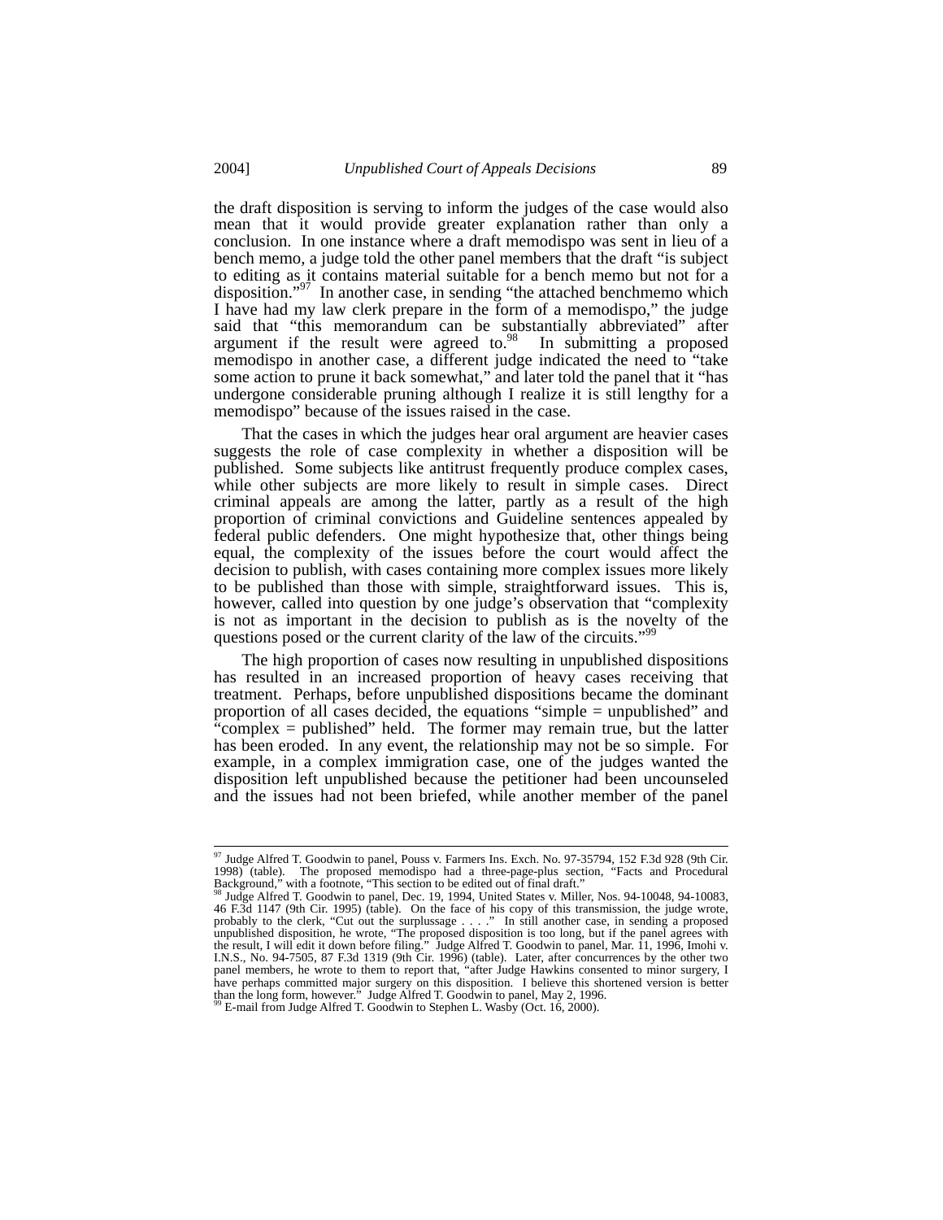the draft disposition is serving to inform the judges of the case would also mean that it would provide greater explanation rather than only a conclusion. In one instance where a draft memodispo was sent in lieu of a bench memo, a judge told the other panel members that the draft "is subject to editing as it contains material suitable for a bench memo but not for a disposition."[97] In another case, in sending "the attached benchmemo which I have had my law clerk prepare in the form of a memodispo," the judge said that "this memorandum can be substantially abbreviated" after argument if the result were agreed to.[98] In submitting a proposed memodispo in another case, a different judge indicated the need to "take some action to prune it back somewhat," and later told the panel that it "has undergone considerable pruning although I realize it is still lengthy for a memodispo" because of the issues raised in the case.

That the cases in which the judges hear oral argument are heavier cases suggests the role of case complexity in whether a disposition will be published. Some subjects like antitrust frequently produce complex cases, while other subjects are more likely to result in simple cases. Direct criminal appeals are among the latter, partly as a result of the high proportion of criminal convictions and Guideline sentences appealed by federal public defenders. One might hypothesize that, other things being equal, the complexity of the issues before the court would affect the decision to publish, with cases containing more complex issues more likely to be published than those with simple, straightforward issues. This is, however, called into question by one judge's observation that "complexity is not as important in the decision to publish as is the novelty of the questions posed or the current clarity of the law of the circuits."[99]

The high proportion of cases now resulting in unpublished dispositions has resulted in an increased proportion of heavy cases receiving that treatment. Perhaps, before unpublished dispositions became the dominant proportion of all cases decided, the equations "simple = unpublished" and "complex = published" held. The former may remain true, but the latter has been eroded. In any event, the relationship may not be so simple. For example, in a complex immigration case, one of the judges wanted the disposition left unpublished because the petitioner had been uncounseled and the issues had not been briefed, while another member of the panel

---

[97] Judge Alfred T. Goodwin to panel, Pouss v. Farmers Ins. Exch. No. 97-35794, 152 F.3d 928 (9th Cir. 1998) (table). The proposed memodispo had a three-page-plus section, "Facts and Procedural Background," with a footnote, "This section to be edited out of final draft."

[98] Judge Alfred T. Goodwin to panel, Dec. 19, 1994, United States v. Miller, Nos. 94-10048, 94-10083, 46 F.3d 1147 (9th Cir. 1995) (table). On the face of his copy of this transmission, the judge wrote, probably to the clerk, "Cut out the surplussage . . . ." In still another case, in sending a proposed unpublished disposition, he wrote, "The proposed disposition is too long, but if the panel agrees with the result, I will edit it down before filing." Judge Alfred T. Goodwin to panel, Mar. 11, 1996, Imohi v. I.N.S., No. 94-7505, 87 F.3d 1319 (9th Cir. 1996) (table). Later, after concurrences by the other two panel members, he wrote to them to report that, "after Judge Hawkins consented to minor surgery, I have perhaps committed major surgery on this disposition. I believe this shortened version is better than the long form, however." Judge Alfred T. Goodwin to panel, May 2, 1996.

[99] E-mail from Judge Alfred T. Goodwin to Stephen L. Wasby (Oct. 16, 2000).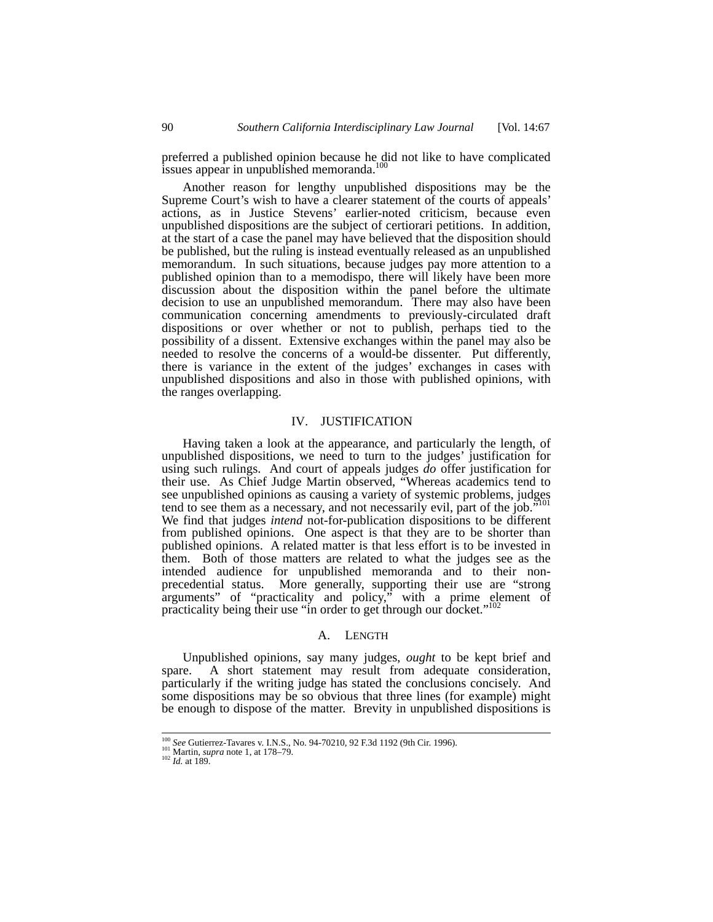preferred a published opinion because he did not like to have complicated issues appear in unpublished memoranda.[100]

Another reason for lengthy unpublished dispositions may be the Supreme Court's wish to have a clearer statement of the courts of appeals' actions, as in Justice Stevens' earlier-noted criticism, because even unpublished dispositions are the subject of certiorari petitions. In addition, at the start of a case the panel may have believed that the disposition should be published, but the ruling is instead eventually released as an unpublished memorandum. In such situations, because judges pay more attention to a published opinion than to a memodispo, there will likely have been more discussion about the disposition within the panel before the ultimate decision to use an unpublished memorandum. There may also have been communication concerning amendments to previously-circulated draft dispositions or over whether or not to publish, perhaps tied to the possibility of a dissent. Extensive exchanges within the panel may also be needed to resolve the concerns of a would-be dissenter. Put differently, there is variance in the extent of the judges' exchanges in cases with unpublished dispositions and also in those with published opinions, with the ranges overlapping.

## IV. JUSTIFICATION

Having taken a look at the appearance, and particularly the length, of unpublished dispositions, we need to turn to the judges' justification for using such rulings. And court of appeals judges *do* offer justification for their use. As Chief Judge Martin observed, "Whereas academics tend to see unpublished opinions as causing a variety of systemic problems, judges tend to see them as a necessary, and not necessarily evil, part of the job."[101] We find that judges *intend* not-for-publication dispositions to be different from published opinions. One aspect is that they are to be shorter than published opinions. A related matter is that less effort is to be invested in them. Both of those matters are related to what the judges see as the intended audience for unpublished memoranda and to their non-precedential status. More generally, supporting their use are "strong arguments" of "practicality and policy," with a prime element of practicality being their use "in order to get through our docket."[102]

### A. LENGTH

Unpublished opinions, say many judges, *ought* to be kept brief and spare. A short statement may result from adequate consideration, particularly if the writing judge has stated the conclusions concisely. And some dispositions may be so obvious that three lines (for example) might be enough to dispose of the matter. Brevity in unpublished dispositions is

---

[100] *See* Gutierrez-Tavares v. I.N.S., No. 94-70210, 92 F.3d 1192 (9th Cir. 1996).
[101] Martin, *supra* note 1, at 178–79.
[102] *Id.* at 189.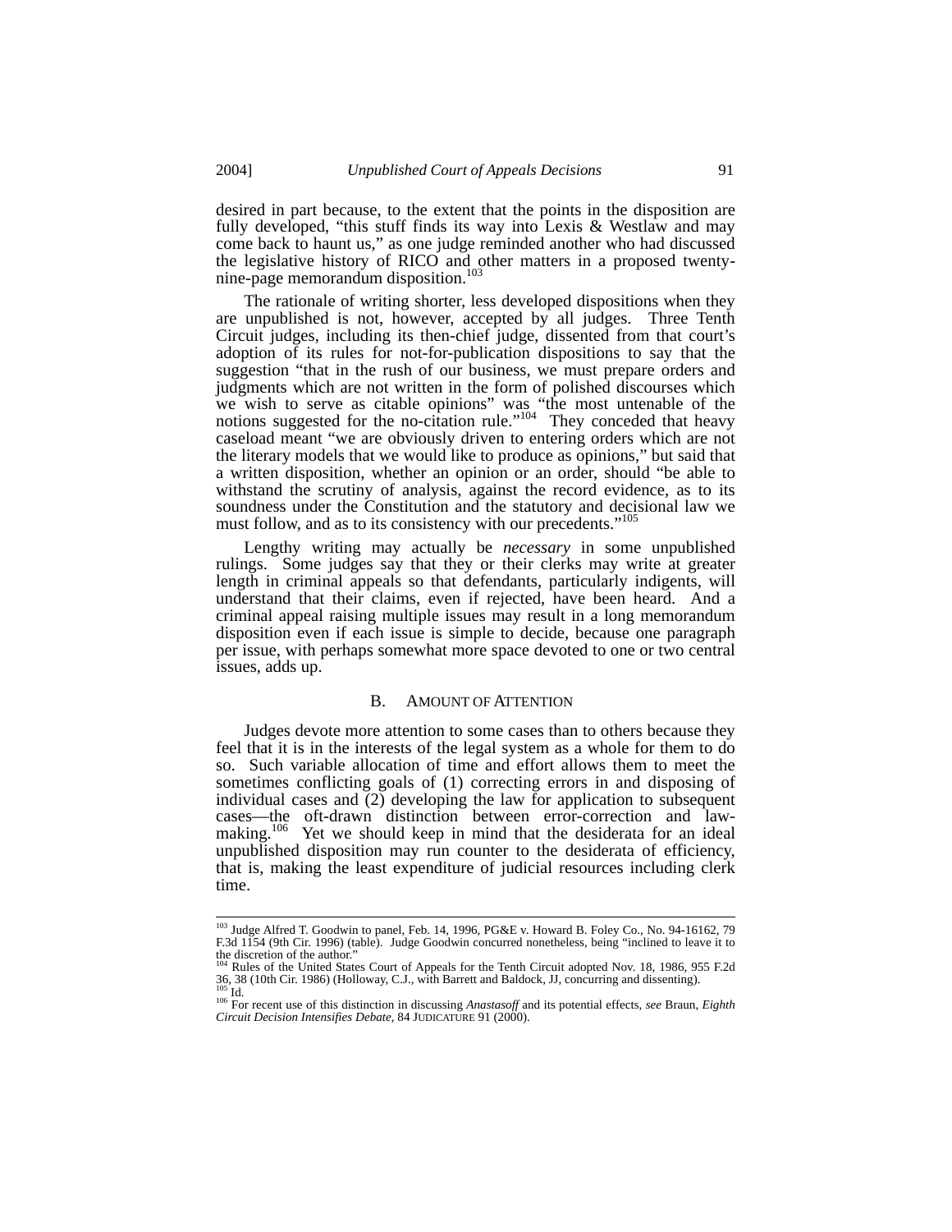desired in part because, to the extent that the points in the disposition are fully developed, "this stuff finds its way into Lexis & Westlaw and may come back to haunt us," as one judge reminded another who had discussed the legislative history of RICO and other matters in a proposed twenty-nine-page memorandum disposition.[103]

The rationale of writing shorter, less developed dispositions when they are unpublished is not, however, accepted by all judges. Three Tenth Circuit judges, including its then-chief judge, dissented from that court's adoption of its rules for not-for-publication dispositions to say that the suggestion "that in the rush of our business, we must prepare orders and judgments which are not written in the form of polished discourses which we wish to serve as citable opinions" was "the most untenable of the notions suggested for the no-citation rule."[104] They conceded that heavy caseload meant "we are obviously driven to entering orders which are not the literary models that we would like to produce as opinions," but said that a written disposition, whether an opinion or an order, should "be able to withstand the scrutiny of analysis, against the record evidence, as to its soundness under the Constitution and the statutory and decisional law we must follow, and as to its consistency with our precedents."[105]

Lengthy writing may actually be *necessary* in some unpublished rulings. Some judges say that they or their clerks may write at greater length in criminal appeals so that defendants, particularly indigents, will understand that their claims, even if rejected, have been heard. And a criminal appeal raising multiple issues may result in a long memorandum disposition even if each issue is simple to decide, because one paragraph per issue, with perhaps somewhat more space devoted to one or two central issues, adds up.

### B. AMOUNT OF ATTENTION

Judges devote more attention to some cases than to others because they feel that it is in the interests of the legal system as a whole for them to do so. Such variable allocation of time and effort allows them to meet the sometimes conflicting goals of (1) correcting errors in and disposing of individual cases and (2) developing the law for application to subsequent cases—the oft-drawn distinction between error-correction and law-making.[106] Yet we should keep in mind that the desiderata for an ideal unpublished disposition may run counter to the desiderata of efficiency, that is, making the least expenditure of judicial resources including clerk time.

---

[103] Judge Alfred T. Goodwin to panel, Feb. 14, 1996, PG&E v. Howard B. Foley Co., No. 94-16162, 79 F.3d 1154 (9th Cir. 1996) (table). Judge Goodwin concurred nonetheless, being "inclined to leave it to the discretion of the author."

[104] Rules of the United States Court of Appeals for the Tenth Circuit adopted Nov. 18, 1986, 955 F.2d 36, 38 (10th Cir. 1986) (Holloway, C.J., with Barrett and Baldock, JJ, concurring and dissenting).

[105] Id.

[106] For recent use of this distinction in discussing *Anastasoff* and its potential effects, *see* Braun, *Eighth Circuit Decision Intensifies Debate*, 84 JUDICATURE 91 (2000).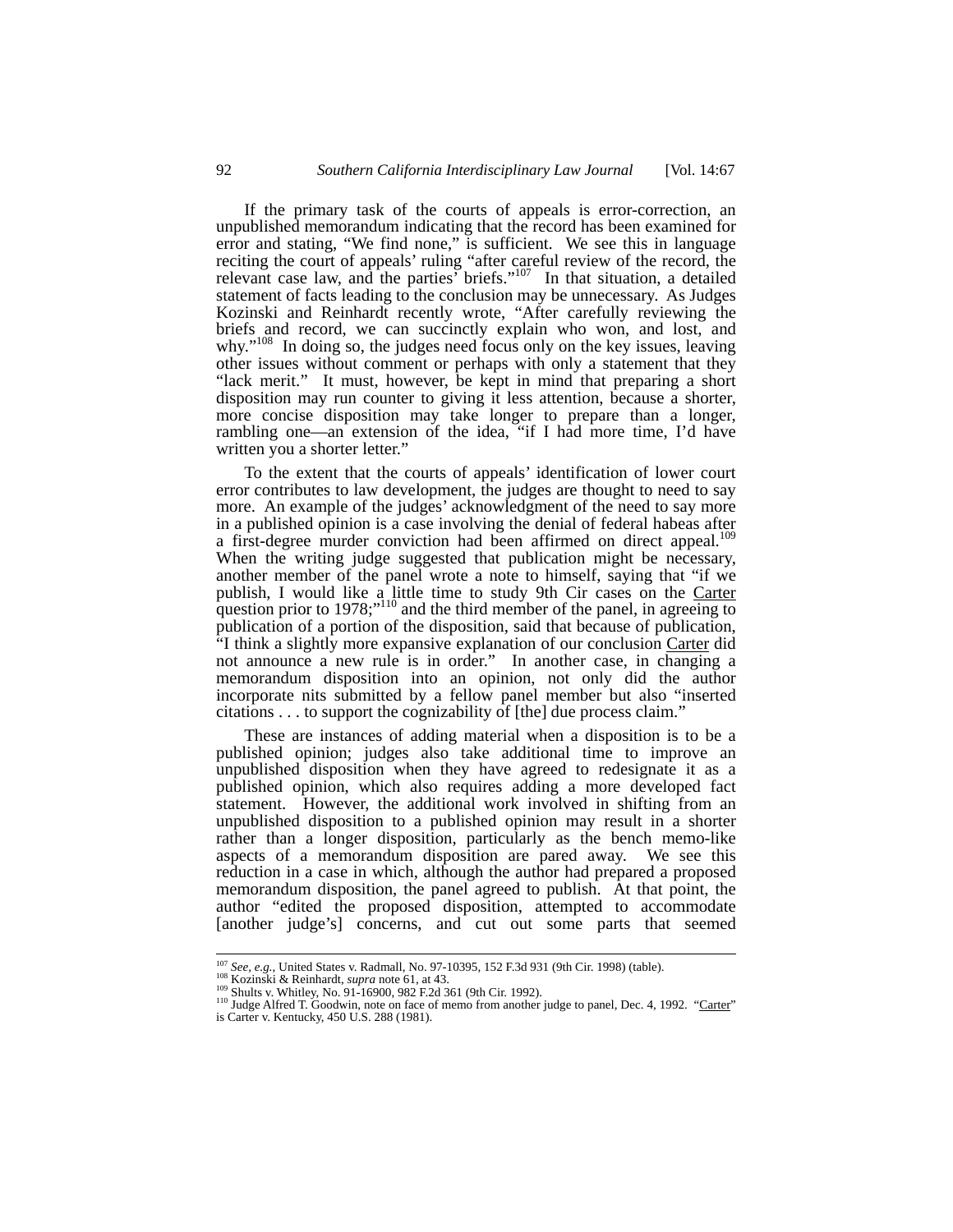If the primary task of the courts of appeals is error-correction, an unpublished memorandum indicating that the record has been examined for error and stating, "We find none," is sufficient. We see this in language reciting the court of appeals' ruling "after careful review of the record, the relevant case law, and the parties' briefs."[107] In that situation, a detailed statement of facts leading to the conclusion may be unnecessary. As Judges Kozinski and Reinhardt recently wrote, "After carefully reviewing the briefs and record, we can succinctly explain who won, and lost, and why."[108] In doing so, the judges need focus only on the key issues, leaving other issues without comment or perhaps with only a statement that they "lack merit." It must, however, be kept in mind that preparing a short disposition may run counter to giving it less attention, because a shorter, more concise disposition may take longer to prepare than a longer, rambling one—an extension of the idea, "if I had more time, I'd have written you a shorter letter."

To the extent that the courts of appeals' identification of lower court error contributes to law development, the judges are thought to need to say more. An example of the judges' acknowledgment of the need to say more in a published opinion is a case involving the denial of federal habeas after a first-degree murder conviction had been affirmed on direct appeal.[109] When the writing judge suggested that publication might be necessary, another member of the panel wrote a note to himself, saying that "if we publish, I would like a little time to study 9th Cir cases on the Carter question prior to 1978;"[110] and the third member of the panel, in agreeing to publication of a portion of the disposition, said that because of publication, "I think a slightly more expansive explanation of our conclusion Carter did not announce a new rule is in order." In another case, in changing a memorandum disposition into an opinion, not only did the author incorporate nits submitted by a fellow panel member but also "inserted citations . . . to support the cognizability of [the] due process claim."

These are instances of adding material when a disposition is to be a published opinion; judges also take additional time to improve an unpublished disposition when they have agreed to redesignate it as a published opinion, which also requires adding a more developed fact statement. However, the additional work involved in shifting from an unpublished disposition to a published opinion may result in a shorter rather than a longer disposition, particularly as the bench memo-like aspects of a memorandum disposition are pared away. We see this reduction in a case in which, although the author had prepared a proposed memorandum disposition, the panel agreed to publish. At that point, the author "edited the proposed disposition, attempted to accommodate [another judge's] concerns, and cut out some parts that seemed

---

[107] *See, e.g.*, United States v. Radmall, No. 97-10395, 152 F.3d 931 (9th Cir. 1998) (table).

[108] Kozinski & Reinhardt, *supra* note 61, at 43.

[109] Shults v. Whitley, No. 91-16900, 982 F.2d 361 (9th Cir. 1992).

[110] Judge Alfred T. Goodwin, note on face of memo from another judge to panel, Dec. 4, 1992. "Carter" is Carter v. Kentucky, 450 U.S. 288 (1981).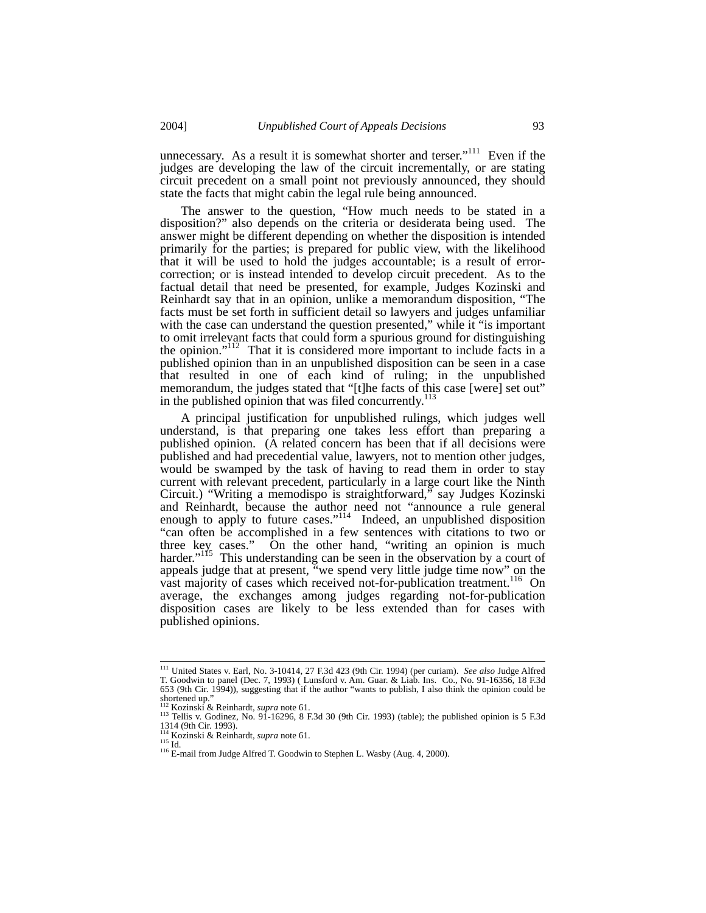unnecessary. As a result it is somewhat shorter and terser."[111] Even if the judges are developing the law of the circuit incrementally, or are stating circuit precedent on a small point not previously announced, they should state the facts that might cabin the legal rule being announced.

The answer to the question, "How much needs to be stated in a disposition?" also depends on the criteria or desiderata being used. The answer might be different depending on whether the disposition is intended primarily for the parties; is prepared for public view, with the likelihood that it will be used to hold the judges accountable; is a result of error-correction; or is instead intended to develop circuit precedent. As to the factual detail that need be presented, for example, Judges Kozinski and Reinhardt say that in an opinion, unlike a memorandum disposition, "The facts must be set forth in sufficient detail so lawyers and judges unfamiliar with the case can understand the question presented," while it "is important to omit irrelevant facts that could form a spurious ground for distinguishing the opinion."[112] That it is considered more important to include facts in a published opinion than in an unpublished disposition can be seen in a case that resulted in one of each kind of ruling; in the unpublished memorandum, the judges stated that "[t]he facts of this case [were] set out" in the published opinion that was filed concurrently.[113]

A principal justification for unpublished rulings, which judges well understand, is that preparing one takes less effort than preparing a published opinion. (A related concern has been that if all decisions were published and had precedential value, lawyers, not to mention other judges, would be swamped by the task of having to read them in order to stay current with relevant precedent, particularly in a large court like the Ninth Circuit.) "Writing a memodispo is straightforward," say Judges Kozinski and Reinhardt, because the author need not "announce a rule general enough to apply to future cases."[114] Indeed, an unpublished disposition "can often be accomplished in a few sentences with citations to two or three key cases." On the other hand, "writing an opinion is much harder."[115] This understanding can be seen in the observation by a court of appeals judge that at present, "we spend very little judge time now" on the vast majority of cases which received not-for-publication treatment.[116] On average, the exchanges among judges regarding not-for-publication disposition cases are likely to be less extended than for cases with published opinions.

---

[111] United States v. Earl, No. 3-10414, 27 F.3d 423 (9th Cir. 1994) (per curiam). *See also* Judge Alfred T. Goodwin to panel (Dec. 7, 1993) ( Lunsford v. Am. Guar. & Liab. Ins. Co., No. 91-16356, 18 F.3d 653 (9th Cir. 1994)), suggesting that if the author "wants to publish, I also think the opinion could be shortened up."

[112] Kozinski & Reinhardt, *supra* note 61.

[113] Tellis v. Godinez, No. 91-16296, 8 F.3d 30 (9th Cir. 1993) (table); the published opinion is 5 F.3d 1314 (9th Cir. 1993).

[114] Kozinski & Reinhardt, *supra* note 61.

[115] Id.

[116] E-mail from Judge Alfred T. Goodwin to Stephen L. Wasby (Aug. 4, 2000).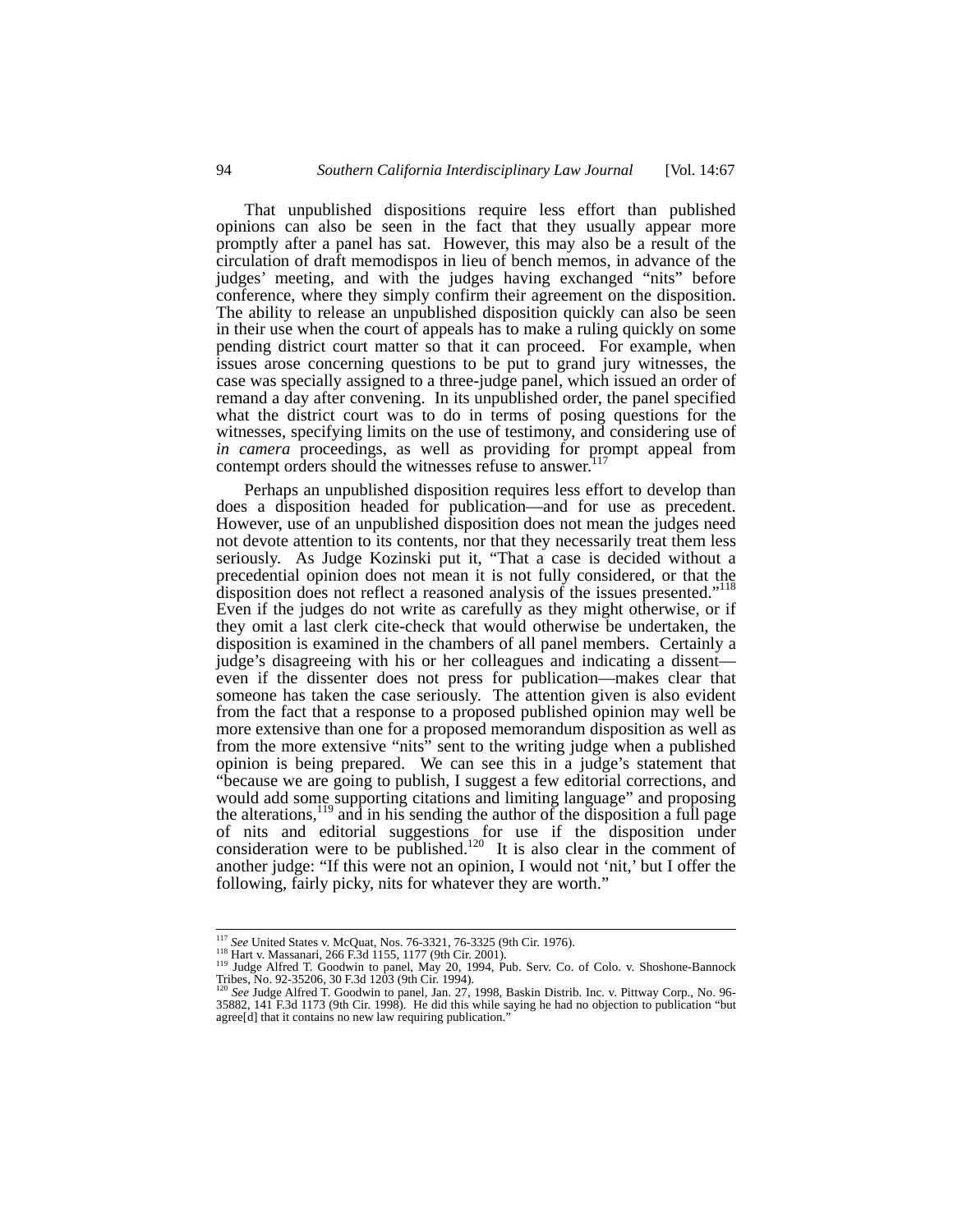That unpublished dispositions require less effort than published opinions can also be seen in the fact that they usually appear more promptly after a panel has sat. However, this may also be a result of the circulation of draft memodispos in lieu of bench memos, in advance of the judges' meeting, and with the judges having exchanged "nits" before conference, where they simply confirm their agreement on the disposition. The ability to release an unpublished disposition quickly can also be seen in their use when the court of appeals has to make a ruling quickly on some pending district court matter so that it can proceed. For example, when issues arose concerning questions to be put to grand jury witnesses, the case was specially assigned to a three-judge panel, which issued an order of remand a day after convening. In its unpublished order, the panel specified what the district court was to do in terms of posing questions for the witnesses, specifying limits on the use of testimony, and considering use of *in camera* proceedings, as well as providing for prompt appeal from contempt orders should the witnesses refuse to answer.[117]

Perhaps an unpublished disposition requires less effort to develop than does a disposition headed for publication—and for use as precedent. However, use of an unpublished disposition does not mean the judges need not devote attention to its contents, nor that they necessarily treat them less seriously. As Judge Kozinski put it, "That a case is decided without a precedential opinion does not mean it is not fully considered, or that the disposition does not reflect a reasoned analysis of the issues presented."[118] Even if the judges do not write as carefully as they might otherwise, or if they omit a last clerk cite-check that would otherwise be undertaken, the disposition is examined in the chambers of all panel members. Certainly a judge's disagreeing with his or her colleagues and indicating a dissent—even if the dissenter does not press for publication—makes clear that someone has taken the case seriously. The attention given is also evident from the fact that a response to a proposed published opinion may well be more extensive than one for a proposed memorandum disposition as well as from the more extensive "nits" sent to the writing judge when a published opinion is being prepared. We can see this in a judge's statement that "because we are going to publish, I suggest a few editorial corrections, and would add some supporting citations and limiting language" and proposing the alterations,[119] and in his sending the author of the disposition a full page of nits and editorial suggestions for use if the disposition under consideration were to be published.[120] It is also clear in the comment of another judge: "If this were not an opinion, I would not 'nit,' but I offer the following, fairly picky, nits for whatever they are worth."

---

[117] *See* United States v. McQuat, Nos. 76-3321, 76-3325 (9th Cir. 1976).

[118] Hart v. Massanari, 266 F.3d 1155, 1177 (9th Cir. 2001).

[119] Judge Alfred T. Goodwin to panel, May 20, 1994, Pub. Serv. Co. of Colo. v. Shoshone-Bannock Tribes, No. 92-35206, 30 F.3d 1203 (9th Cir. 1994).

[120] *See* Judge Alfred T. Goodwin to panel, Jan. 27, 1998, Baskin Distrib. Inc. v. Pittway Corp., No. 96-35882, 141 F.3d 1173 (9th Cir. 1998). He did this while saying he had no objection to publication "but agree[d] that it contains no new law requiring publication."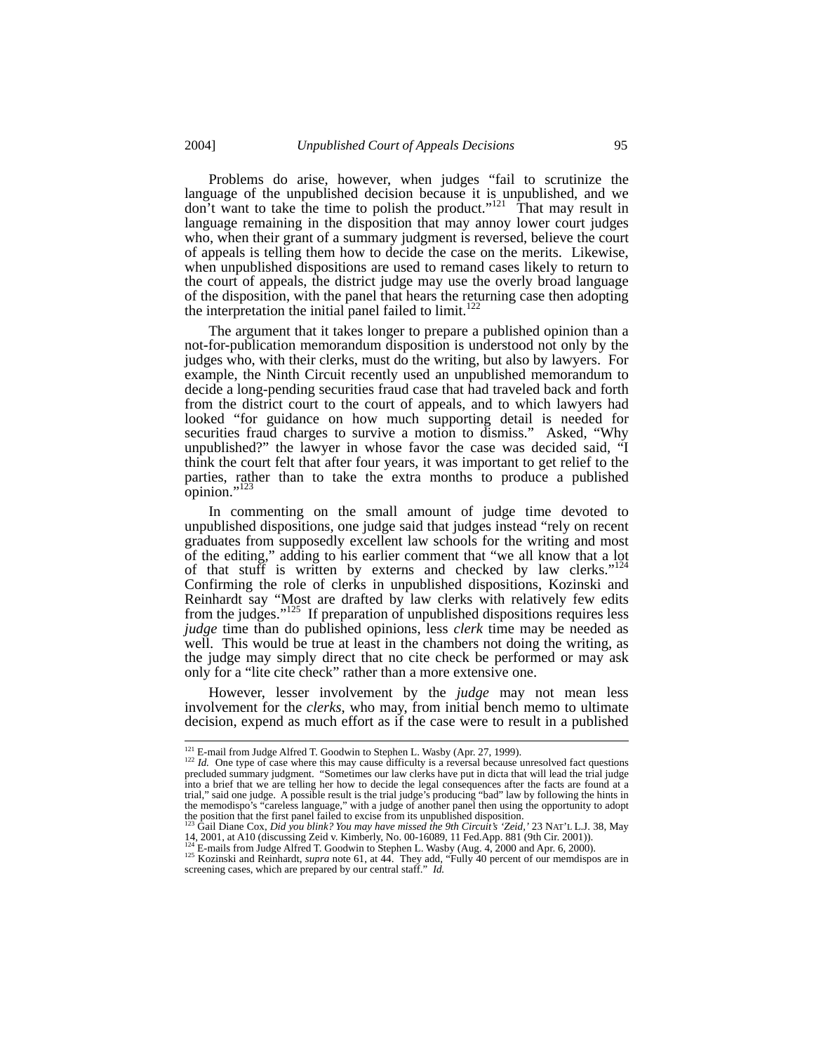Problems do arise, however, when judges "fail to scrutinize the language of the unpublished decision because it is unpublished, and we don't want to take the time to polish the product."[121] That may result in language remaining in the disposition that may annoy lower court judges who, when their grant of a summary judgment is reversed, believe the court of appeals is telling them how to decide the case on the merits. Likewise, when unpublished dispositions are used to remand cases likely to return to the court of appeals, the district judge may use the overly broad language of the disposition, with the panel that hears the returning case then adopting the interpretation the initial panel failed to limit.[122]

The argument that it takes longer to prepare a published opinion than a not-for-publication memorandum disposition is understood not only by the judges who, with their clerks, must do the writing, but also by lawyers. For example, the Ninth Circuit recently used an unpublished memorandum to decide a long-pending securities fraud case that had traveled back and forth from the district court to the court of appeals, and to which lawyers had looked "for guidance on how much supporting detail is needed for securities fraud charges to survive a motion to dismiss." Asked, "Why unpublished?" the lawyer in whose favor the case was decided said, "I think the court felt that after four years, it was important to get relief to the parties, rather than to take the extra months to produce a published opinion."[123]

In commenting on the small amount of judge time devoted to unpublished dispositions, one judge said that judges instead "rely on recent graduates from supposedly excellent law schools for the writing and most of the editing," adding to his earlier comment that "we all know that a lot of that stuff is written by externs and checked by law clerks."[124] Confirming the role of clerks in unpublished dispositions, Kozinski and Reinhardt say "Most are drafted by law clerks with relatively few edits from the judges."[125] If preparation of unpublished dispositions requires less *judge* time than do published opinions, less *clerk* time may be needed as well. This would be true at least in the chambers not doing the writing, as the judge may simply direct that no cite check be performed or may ask only for a "lite cite check" rather than a more extensive one.

However, lesser involvement by the *judge* may not mean less involvement for the *clerks*, who may, from initial bench memo to ultimate decision, expend as much effort as if the case were to result in a published

---

[121] E-mail from Judge Alfred T. Goodwin to Stephen L. Wasby (Apr. 27, 1999).

[122] *Id.* One type of case where this may cause difficulty is a reversal because unresolved fact questions precluded summary judgment. "Sometimes our law clerks have put in dicta that will lead the trial judge into a brief that we are telling her how to decide the legal consequences after the facts are found at a trial," said one judge. A possible result is the trial judge's producing "bad" law by following the hints in the memodispo's "careless language," with a judge of another panel then using the opportunity to adopt the position that the first panel failed to excise from its unpublished disposition.

[123] Gail Diane Cox, *Did you blink? You may have missed the 9th Circuit's 'Zeid,'* 23 NAT'L L.J. 38, May 14, 2001, at A10 (discussing Zeid v. Kimberly, No. 00-16089, 11 Fed.App. 881 (9th Cir. 2001)).

[124] E-mails from Judge Alfred T. Goodwin to Stephen L. Wasby (Aug. 4, 2000 and Apr. 6, 2000).

[125] Kozinski and Reinhardt, *supra* note 61, at 44. They add, "Fully 40 percent of our memdispos are in screening cases, which are prepared by our central staff." *Id.*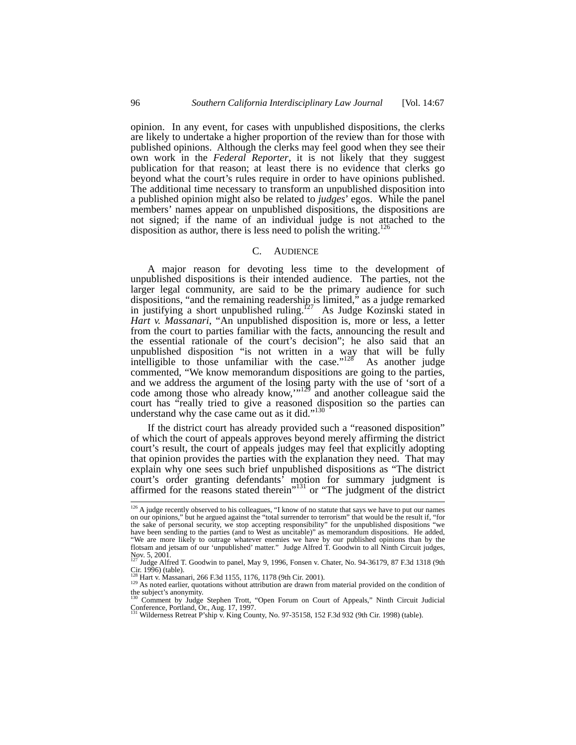opinion. In any event, for cases with unpublished dispositions, the clerks are likely to undertake a higher proportion of the review than for those with published opinions. Although the clerks may feel good when they see their own work in the *Federal Reporter*, it is not likely that they suggest publication for that reason; at least there is no evidence that clerks go beyond what the court's rules require in order to have opinions published. The additional time necessary to transform an unpublished disposition into a published opinion might also be related to *judges*' egos. While the panel members' names appear on unpublished dispositions, the dispositions are not signed; if the name of an individual judge is not attached to the disposition as author, there is less need to polish the writing.[126]

## C. AUDIENCE

A major reason for devoting less time to the development of unpublished dispositions is their intended audience. The parties, not the larger legal community, are said to be the primary audience for such dispositions, "and the remaining readership is limited," as a judge remarked in justifying a short unpublished ruling.[127] As Judge Kozinski stated in *Hart v. Massanari*, "An unpublished disposition is, more or less, a letter from the court to parties familiar with the facts, announcing the result and the essential rationale of the court's decision"; he also said that an unpublished disposition "is not written in a way that will be fully intelligible to those unfamiliar with the case."[128] As another judge commented, "We know memorandum dispositions are going to the parties, and we address the argument of the losing party with the use of 'sort of a code among those who already know,'"[129] and another colleague said the court has "really tried to give a reasoned disposition so the parties can understand why the case came out as it did."[130]

If the district court has already provided such a "reasoned disposition" of which the court of appeals approves beyond merely affirming the district court's result, the court of appeals judges may feel that explicitly adopting that opinion provides the parties with the explanation they need. That may explain why one sees such brief unpublished dispositions as "The district court's order granting defendants' motion for summary judgment is affirmed for the reasons stated therein"[131] or "The judgment of the district

---

[126] A judge recently observed to his colleagues, "I know of no statute that says we have to put our names on our opinions," but he argued against the "total surrender to terrorism" that would be the result if, "for the sake of personal security, we stop accepting responsibility" for the unpublished dispositions "we have been sending to the parties (and to West as uncitable)" as memorandum dispositions. He added, "We are more likely to outrage whatever enemies we have by our published opinions than by the flotsam and jetsam of our 'unpublished' matter." Judge Alfred T. Goodwin to all Ninth Circuit judges, Nov. 5, 2001.

[127] Judge Alfred T. Goodwin to panel, May 9, 1996, Fonsen v. Chater, No. 94-36179, 87 F.3d 1318 (9th Cir. 1996) (table).

[128] Hart v. Massanari, 266 F.3d 1155, 1176, 1178 (9th Cir. 2001).

[129] As noted earlier, quotations without attribution are drawn from material provided on the condition of the subject's anonymity.

[130] Comment by Judge Stephen Trott, "Open Forum on Court of Appeals," Ninth Circuit Judicial Conference, Portland, Or., Aug. 17, 1997.

[131] Wilderness Retreat P'ship v. King County, No. 97-35158, 152 F.3d 932 (9th Cir. 1998) (table).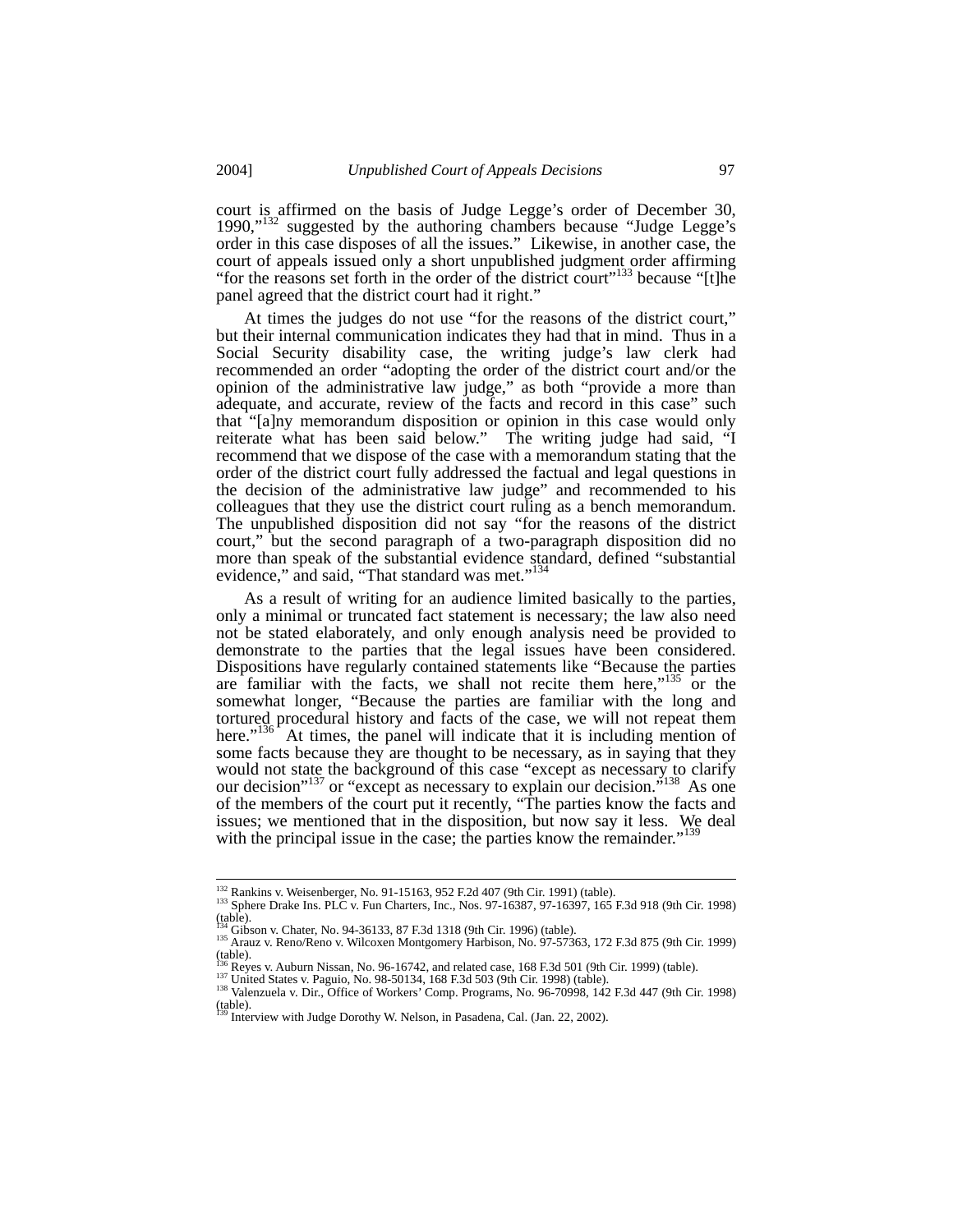court is affirmed on the basis of Judge Legge's order of December 30, 1990,"[132] suggested by the authoring chambers because "Judge Legge's order in this case disposes of all the issues." Likewise, in another case, the court of appeals issued only a short unpublished judgment order affirming "for the reasons set forth in the order of the district court"[133] because "[t]he panel agreed that the district court had it right."

At times the judges do not use "for the reasons of the district court," but their internal communication indicates they had that in mind. Thus in a Social Security disability case, the writing judge's law clerk had recommended an order "adopting the order of the district court and/or the opinion of the administrative law judge," as both "provide a more than adequate, and accurate, review of the facts and record in this case" such that "[a]ny memorandum disposition or opinion in this case would only reiterate what has been said below." The writing judge had said, "I recommend that we dispose of the case with a memorandum stating that the order of the district court fully addressed the factual and legal questions in the decision of the administrative law judge" and recommended to his colleagues that they use the district court ruling as a bench memorandum. The unpublished disposition did not say "for the reasons of the district court," but the second paragraph of a two-paragraph disposition did no more than speak of the substantial evidence standard, defined "substantial evidence," and said, "That standard was met."[134]

As a result of writing for an audience limited basically to the parties, only a minimal or truncated fact statement is necessary; the law also need not be stated elaborately, and only enough analysis need be provided to demonstrate to the parties that the legal issues have been considered. Dispositions have regularly contained statements like "Because the parties are familiar with the facts, we shall not recite them here,"[135] or the somewhat longer, "Because the parties are familiar with the long and tortured procedural history and facts of the case, we will not repeat them here."[136] At times, the panel will indicate that it is including mention of some facts because they are thought to be necessary, as in saying that they would not state the background of this case "except as necessary to clarify our decision"[137] or "except as necessary to explain our decision."[138] As one of the members of the court put it recently, "The parties know the facts and issues; we mentioned that in the disposition, but now say it less. We deal with the principal issue in the case; the parties know the remainder."[139]

---

[132] Rankins v. Weisenberger, No. 91-15163, 952 F.2d 407 (9th Cir. 1991) (table).

[133] Sphere Drake Ins. PLC v. Fun Charters, Inc., Nos. 97-16387, 97-16397, 165 F.3d 918 (9th Cir. 1998) (table).

[134] Gibson v. Chater, No. 94-36133, 87 F.3d 1318 (9th Cir. 1996) (table).

[135] Arauz v. Reno/Reno v. Wilcoxen Montgomery Harbison, No. 97-57363, 172 F.3d 875 (9th Cir. 1999) (table).

[136] Reyes v. Auburn Nissan, No. 96-16742, and related case, 168 F.3d 501 (9th Cir. 1999) (table).

[137] United States v. Paguio, No. 98-50134, 168 F.3d 503 (9th Cir. 1998) (table).

[138] Valenzuela v. Dir., Office of Workers' Comp. Programs, No. 96-70998, 142 F.3d 447 (9th Cir. 1998) (table).

[139] Interview with Judge Dorothy W. Nelson, in Pasadena, Cal. (Jan. 22, 2002).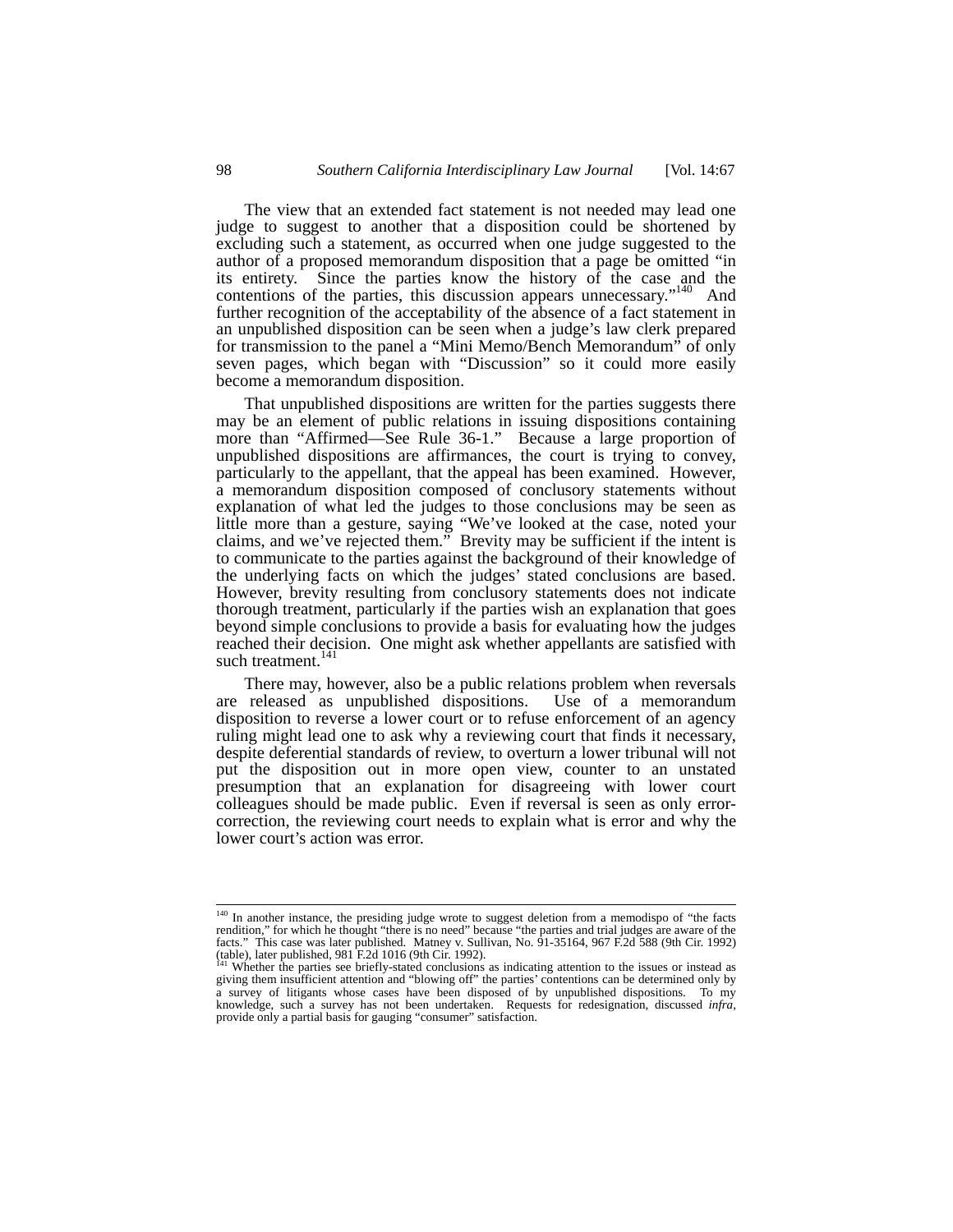The view that an extended fact statement is not needed may lead one judge to suggest to another that a disposition could be shortened by excluding such a statement, as occurred when one judge suggested to the author of a proposed memorandum disposition that a page be omitted "in its entirety. Since the parties know the history of the case and the contentions of the parties, this discussion appears unnecessary."[140] And further recognition of the acceptability of the absence of a fact statement in an unpublished disposition can be seen when a judge's law clerk prepared for transmission to the panel a "Mini Memo/Bench Memorandum" of only seven pages, which began with "Discussion" so it could more easily become a memorandum disposition.

That unpublished dispositions are written for the parties suggests there may be an element of public relations in issuing dispositions containing more than "Affirmed—See Rule 36-1." Because a large proportion of unpublished dispositions are affirmances, the court is trying to convey, particularly to the appellant, that the appeal has been examined. However, a memorandum disposition composed of conclusory statements without explanation of what led the judges to those conclusions may be seen as little more than a gesture, saying "We've looked at the case, noted your claims, and we've rejected them." Brevity may be sufficient if the intent is to communicate to the parties against the background of their knowledge of the underlying facts on which the judges' stated conclusions are based. However, brevity resulting from conclusory statements does not indicate thorough treatment, particularly if the parties wish an explanation that goes beyond simple conclusions to provide a basis for evaluating how the judges reached their decision. One might ask whether appellants are satisfied with such treatment.[141]

There may, however, also be a public relations problem when reversals are released as unpublished dispositions. Use of a memorandum disposition to reverse a lower court or to refuse enforcement of an agency ruling might lead one to ask why a reviewing court that finds it necessary, despite deferential standards of review, to overturn a lower tribunal will not put the disposition out in more open view, counter to an unstated presumption that an explanation for disagreeing with lower court colleagues should be made public. Even if reversal is seen as only error-correction, the reviewing court needs to explain what is error and why the lower court's action was error.

---

[140] In another instance, the presiding judge wrote to suggest deletion from a memodispo of "the facts rendition," for which he thought "there is no need" because "the parties and trial judges are aware of the facts." This case was later published. Matney v. Sullivan, No. 91-35164, 967 F.2d 588 (9th Cir. 1992) (table), later published, 981 F.2d 1016 (9th Cir. 1992).

[141] Whether the parties see briefly-stated conclusions as indicating attention to the issues or instead as giving them insufficient attention and "blowing off" the parties' contentions can be determined only by a survey of litigants whose cases have been disposed of by unpublished dispositions. To my knowledge, such a survey has not been undertaken. Requests for redesignation, discussed *infra*, provide only a partial basis for gauging "consumer" satisfaction.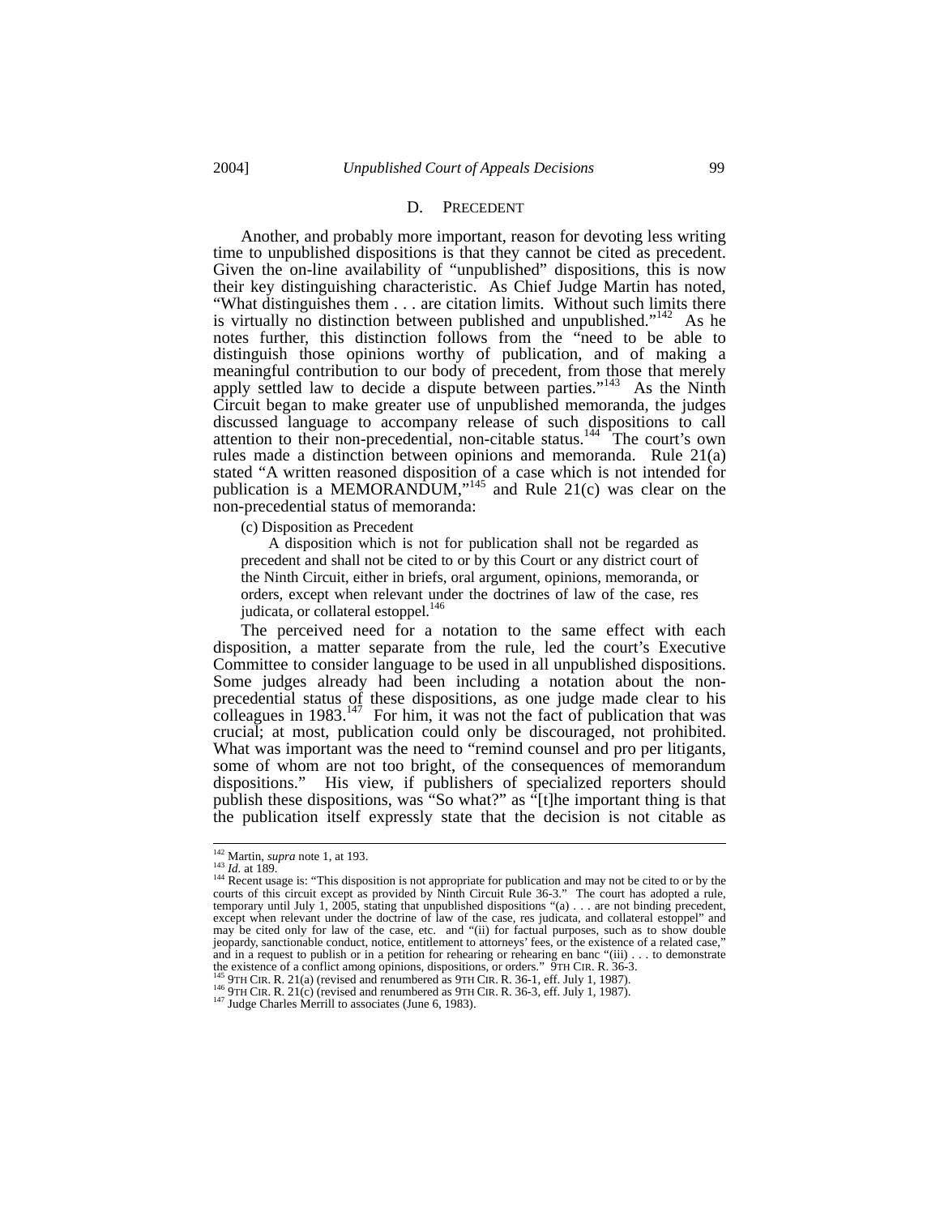### D. PRECEDENT

Another, and probably more important, reason for devoting less writing time to unpublished dispositions is that they cannot be cited as precedent. Given the on-line availability of "unpublished" dispositions, this is now their key distinguishing characteristic. As Chief Judge Martin has noted, "What distinguishes them . . . are citation limits. Without such limits there is virtually no distinction between published and unpublished."[142] As he notes further, this distinction follows from the "need to be able to distinguish those opinions worthy of publication, and of making a meaningful contribution to our body of precedent, from those that merely apply settled law to decide a dispute between parties."[143] As the Ninth Circuit began to make greater use of unpublished memoranda, the judges discussed language to accompany release of such dispositions to call attention to their non-precedential, non-citable status.[144] The court's own rules made a distinction between opinions and memoranda. Rule 21(a) stated "A written reasoned disposition of a case which is not intended for publication is a MEMORANDUM,"[145] and Rule 21(c) was clear on the non-precedential status of memoranda:

> (c) Disposition as Precedent
>
> A disposition which is not for publication shall not be regarded as precedent and shall not be cited to or by this Court or any district court of the Ninth Circuit, either in briefs, oral argument, opinions, memoranda, or orders, except when relevant under the doctrines of law of the case, res judicata, or collateral estoppel.[146]

The perceived need for a notation to the same effect with each disposition, a matter separate from the rule, led the court's Executive Committee to consider language to be used in all unpublished dispositions. Some judges already had been including a notation about the non-precedential status of these dispositions, as one judge made clear to his colleagues in 1983.[147] For him, it was not the fact of publication that was crucial; at most, publication could only be discouraged, not prohibited. What was important was the need to "remind counsel and pro per litigants, some of whom are not too bright, of the consequences of memorandum dispositions." His view, if publishers of specialized reporters should publish these dispositions, was "So what?" as "[t]he important thing is that the publication itself expressly state that the decision is not citable as

---

[142] Martin, *supra* note 1, at 193.

[143] *Id.* at 189.

[144] Recent usage is: "This disposition is not appropriate for publication and may not be cited to or by the courts of this circuit except as provided by Ninth Circuit Rule 36-3." The court has adopted a rule, temporary until July 1, 2005, stating that unpublished dispositions "(a) . . . are not binding precedent, except when relevant under the doctrine of law of the case, res judicata, and collateral estoppel" and may be cited only for law of the case, etc. and "(ii) for factual purposes, such as to show double jeopardy, sanctionable conduct, notice, entitlement to attorneys' fees, or the existence of a related case," and in a request to publish or in a petition for rehearing or rehearing en banc "(iii) . . . to demonstrate the existence of a conflict among opinions, dispositions, or orders." 9TH CIR. R. 36-3.

[145] 9TH CIR. R. 21(a) (revised and renumbered as 9TH CIR. R. 36-1, eff. July 1, 1987).

[146] 9TH CIR. R. 21(c) (revised and renumbered as 9TH CIR. R. 36-3, eff. July 1, 1987).

[147] Judge Charles Merrill to associates (June 6, 1983).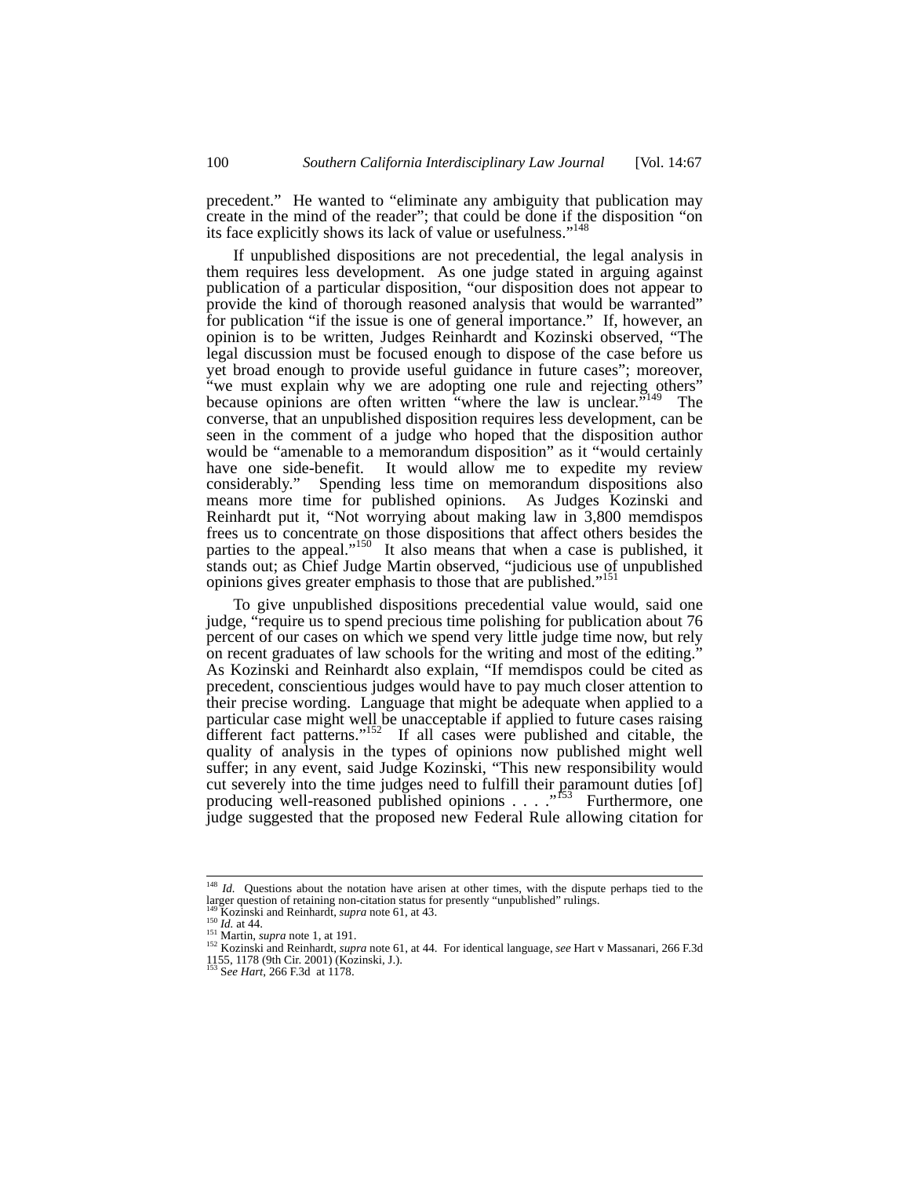precedent." He wanted to "eliminate any ambiguity that publication may create in the mind of the reader"; that could be done if the disposition "on its face explicitly shows its lack of value or usefulness."[148]

If unpublished dispositions are not precedential, the legal analysis in them requires less development. As one judge stated in arguing against publication of a particular disposition, "our disposition does not appear to provide the kind of thorough reasoned analysis that would be warranted" for publication "if the issue is one of general importance." If, however, an opinion is to be written, Judges Reinhardt and Kozinski observed, "The legal discussion must be focused enough to dispose of the case before us yet broad enough to provide useful guidance in future cases"; moreover, "we must explain why we are adopting one rule and rejecting others" because opinions are often written "where the law is unclear."[149] The converse, that an unpublished disposition requires less development, can be seen in the comment of a judge who hoped that the disposition author would be "amenable to a memorandum disposition" as it "would certainly have one side-benefit. It would allow me to expedite my review considerably." Spending less time on memorandum dispositions also means more time for published opinions. As Judges Kozinski and Reinhardt put it, "Not worrying about making law in 3,800 memdispos frees us to concentrate on those dispositions that affect others besides the parties to the appeal."[150] It also means that when a case is published, it stands out; as Chief Judge Martin observed, "judicious use of unpublished opinions gives greater emphasis to those that are published."[151]

To give unpublished dispositions precedential value would, said one judge, "require us to spend precious time polishing for publication about 76 percent of our cases on which we spend very little judge time now, but rely on recent graduates of law schools for the writing and most of the editing." As Kozinski and Reinhardt also explain, "If memdispos could be cited as precedent, conscientious judges would have to pay much closer attention to their precise wording. Language that might be adequate when applied to a particular case might well be unacceptable if applied to future cases raising different fact patterns."[152] If all cases were published and citable, the quality of analysis in the types of opinions now published might well suffer; in any event, said Judge Kozinski, "This new responsibility would cut severely into the time judges need to fulfill their paramount duties [of] producing well-reasoned published opinions . . . ."[153] Furthermore, one judge suggested that the proposed new Federal Rule allowing citation for

---

[148] *Id.* Questions about the notation have arisen at other times, with the dispute perhaps tied to the larger question of retaining non-citation status for presently "unpublished" rulings.

[149] Kozinski and Reinhardt, *supra* note 61, at 43.

[150] *Id.* at 44.

[151] Martin, *supra* note 1, at 191.

[152] Kozinski and Reinhardt, *supra* note 61, at 44. For identical language, *see* Hart v Massanari, 266 F.3d 1155, 1178 (9th Cir. 2001) (Kozinski, J.).

[153] S*ee Hart*, 266 F.3d at 1178.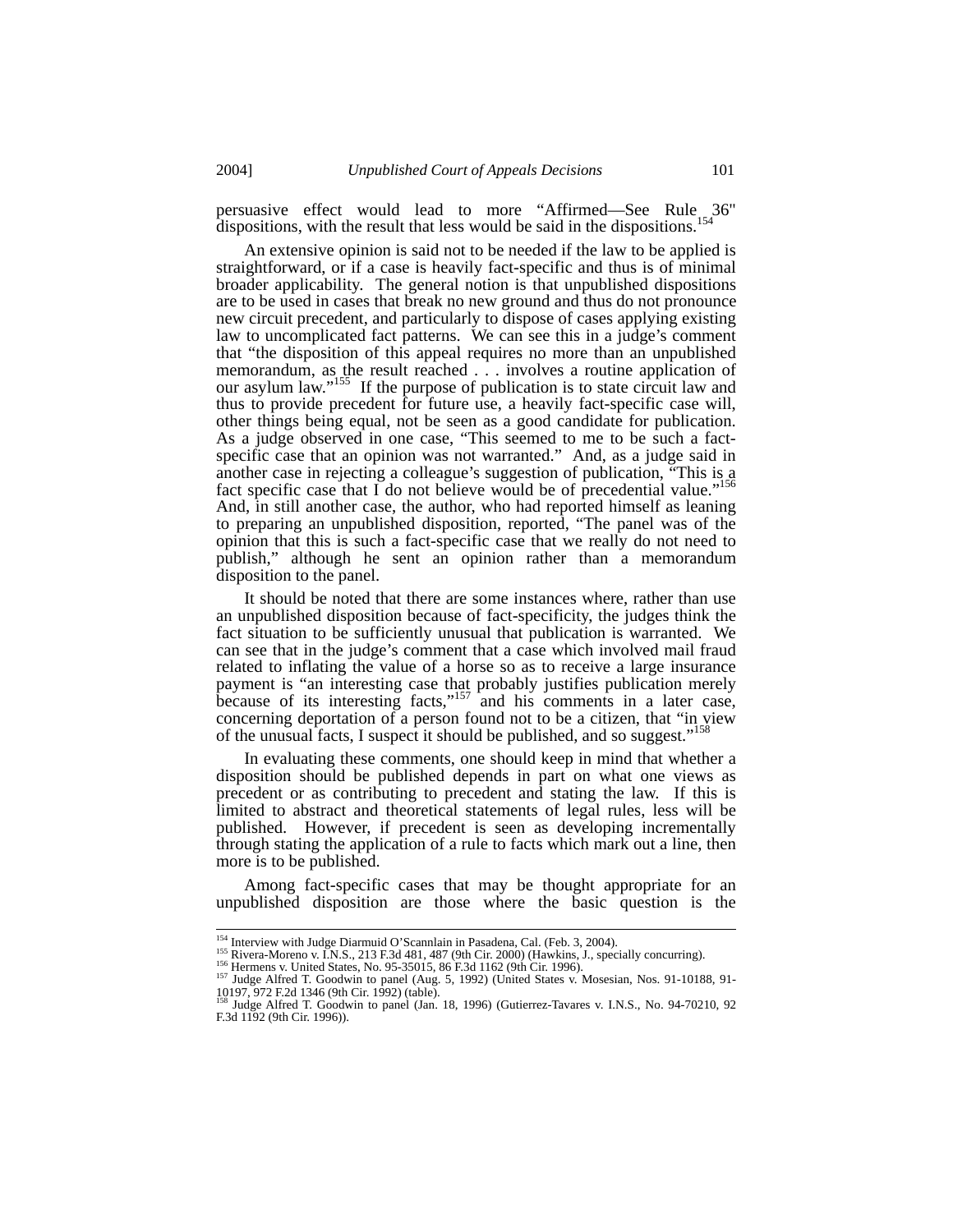persuasive effect would lead to more "Affirmed—See Rule 36" dispositions, with the result that less would be said in the dispositions.[154]

An extensive opinion is said not to be needed if the law to be applied is straightforward, or if a case is heavily fact-specific and thus is of minimal broader applicability. The general notion is that unpublished dispositions are to be used in cases that break no new ground and thus do not pronounce new circuit precedent, and particularly to dispose of cases applying existing law to uncomplicated fact patterns. We can see this in a judge's comment that "the disposition of this appeal requires no more than an unpublished memorandum, as the result reached . . . involves a routine application of our asylum law."[155] If the purpose of publication is to state circuit law and thus to provide precedent for future use, a heavily fact-specific case will, other things being equal, not be seen as a good candidate for publication. As a judge observed in one case, "This seemed to me to be such a fact-specific case that an opinion was not warranted." And, as a judge said in another case in rejecting a colleague's suggestion of publication, "This is a fact specific case that I do not believe would be of precedential value."[156] And, in still another case, the author, who had reported himself as leaning to preparing an unpublished disposition, reported, "The panel was of the opinion that this is such a fact-specific case that we really do not need to publish," although he sent an opinion rather than a memorandum disposition to the panel.

It should be noted that there are some instances where, rather than use an unpublished disposition because of fact-specificity, the judges think the fact situation to be sufficiently unusual that publication is warranted. We can see that in the judge's comment that a case which involved mail fraud related to inflating the value of a horse so as to receive a large insurance payment is "an interesting case that probably justifies publication merely because of its interesting facts,"[157] and his comments in a later case, concerning deportation of a person found not to be a citizen, that "in view of the unusual facts, I suspect it should be published, and so suggest."[158]

In evaluating these comments, one should keep in mind that whether a disposition should be published depends in part on what one views as precedent or as contributing to precedent and stating the law. If this is limited to abstract and theoretical statements of legal rules, less will be published. However, if precedent is seen as developing incrementally through stating the application of a rule to facts which mark out a line, then more is to be published.

Among fact-specific cases that may be thought appropriate for an unpublished disposition are those where the basic question is the

---

[154] Interview with Judge Diarmuid O'Scannlain in Pasadena, Cal. (Feb. 3, 2004).

[155] Rivera-Moreno v. I.N.S., 213 F.3d 481, 487 (9th Cir. 2000) (Hawkins, J., specially concurring).

[156] Hermens v. United States, No. 95-35015, 86 F.3d 1162 (9th Cir. 1996).

[157] Judge Alfred T. Goodwin to panel (Aug. 5, 1992) (United States v. Mosesian, Nos. 91-10188, 91-10197, 972 F.2d 1346 (9th Cir. 1992) (table).

[158] Judge Alfred T. Goodwin to panel (Jan. 18, 1996) (Gutierrez-Tavares v. I.N.S., No. 94-70210, 92 F.3d 1192 (9th Cir. 1996)).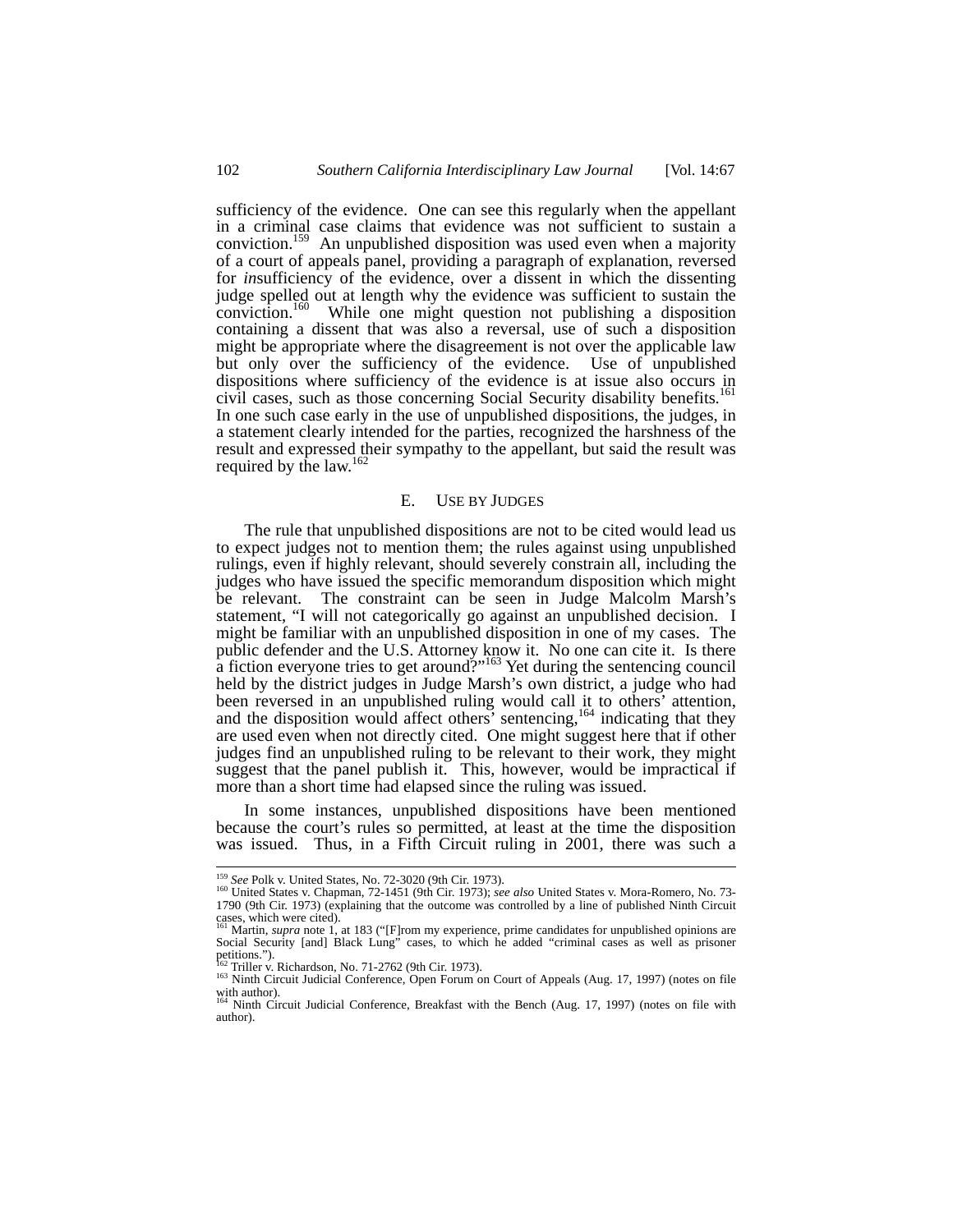sufficiency of the evidence. One can see this regularly when the appellant in a criminal case claims that evidence was not sufficient to sustain a conviction.[159] An unpublished disposition was used even when a majority of a court of appeals panel, providing a paragraph of explanation, reversed for *in*sufficiency of the evidence, over a dissent in which the dissenting judge spelled out at length why the evidence was sufficient to sustain the conviction.[160] While one might question not publishing a disposition containing a dissent that was also a reversal, use of such a disposition might be appropriate where the disagreement is not over the applicable law but only over the sufficiency of the evidence. Use of unpublished dispositions where sufficiency of the evidence is at issue also occurs in civil cases, such as those concerning Social Security disability benefits.[161] In one such case early in the use of unpublished dispositions, the judges, in a statement clearly intended for the parties, recognized the harshness of the result and expressed their sympathy to the appellant, but said the result was required by the law.[162]

## E. USE BY JUDGES

The rule that unpublished dispositions are not to be cited would lead us to expect judges not to mention them; the rules against using unpublished rulings, even if highly relevant, should severely constrain all, including the judges who have issued the specific memorandum disposition which might be relevant. The constraint can be seen in Judge Malcolm Marsh's statement, "I will not categorically go against an unpublished decision. I might be familiar with an unpublished disposition in one of my cases. The public defender and the U.S. Attorney know it. No one can cite it. Is there a fiction everyone tries to get around?"[163] Yet during the sentencing council held by the district judges in Judge Marsh's own district, a judge who had been reversed in an unpublished ruling would call it to others' attention, and the disposition would affect others' sentencing,[164] indicating that they are used even when not directly cited. One might suggest here that if other judges find an unpublished ruling to be relevant to their work, they might suggest that the panel publish it. This, however, would be impractical if more than a short time had elapsed since the ruling was issued.

In some instances, unpublished dispositions have been mentioned because the court's rules so permitted, at least at the time the disposition was issued. Thus, in a Fifth Circuit ruling in 2001, there was such a

---

[159] *See* Polk v. United States, No. 72-3020 (9th Cir. 1973).

[160] United States v. Chapman, 72-1451 (9th Cir. 1973); *see also* United States v. Mora-Romero, No. 73-1790 (9th Cir. 1973) (explaining that the outcome was controlled by a line of published Ninth Circuit cases, which were cited).

[161] Martin, *supra* note 1, at 183 ("[F]rom my experience, prime candidates for unpublished opinions are Social Security [and] Black Lung" cases, to which he added "criminal cases as well as prisoner petitions.").

[162] Triller v. Richardson, No. 71-2762 (9th Cir. 1973).

[163] Ninth Circuit Judicial Conference, Open Forum on Court of Appeals (Aug. 17, 1997) (notes on file with author).

[164] Ninth Circuit Judicial Conference, Breakfast with the Bench (Aug. 17, 1997) (notes on file with author).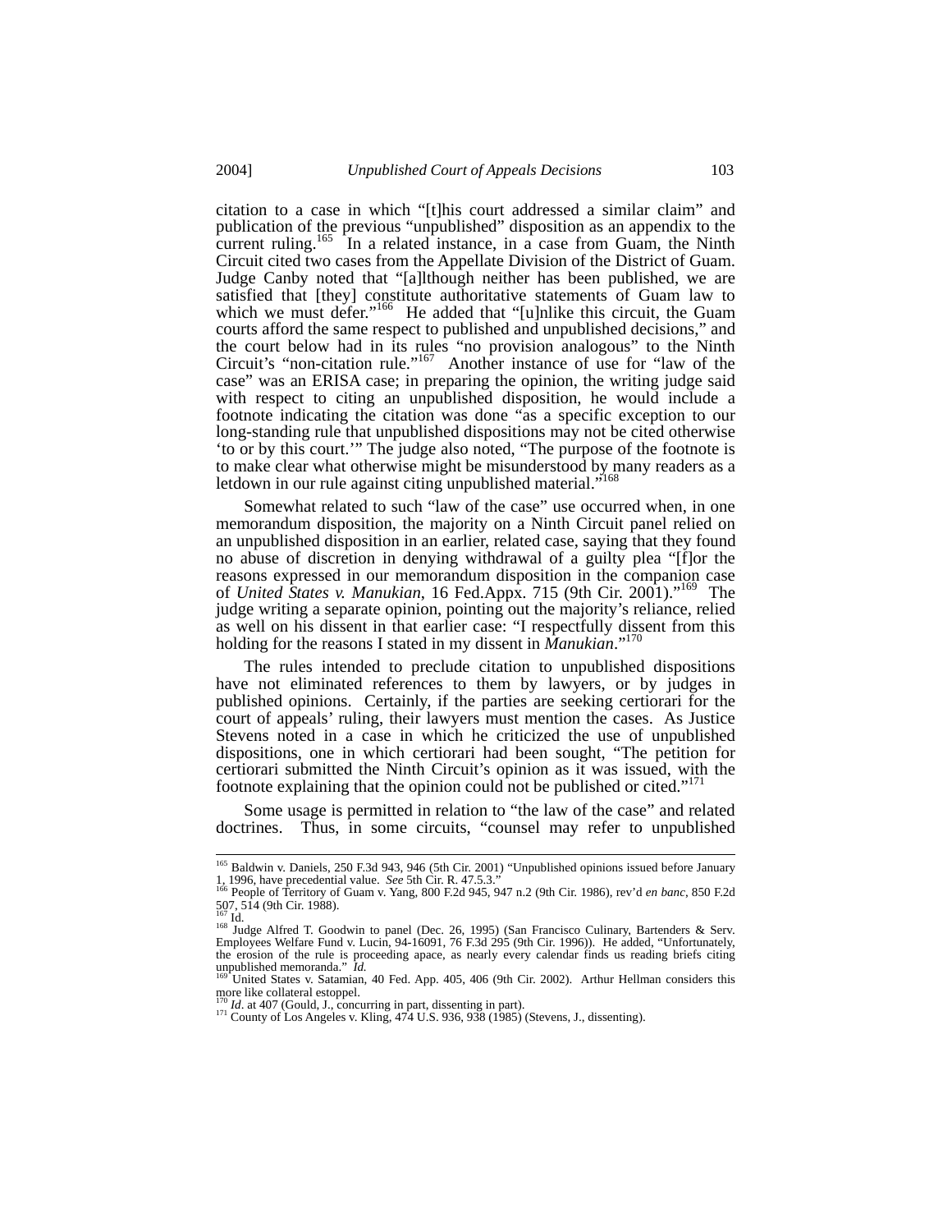citation to a case in which "[t]his court addressed a similar claim" and publication of the previous "unpublished" disposition as an appendix to the current ruling.[165] In a related instance, in a case from Guam, the Ninth Circuit cited two cases from the Appellate Division of the District of Guam. Judge Canby noted that "[a]lthough neither has been published, we are satisfied that [they] constitute authoritative statements of Guam law to which we must defer."[166] He added that "[u]nlike this circuit, the Guam courts afford the same respect to published and unpublished decisions," and the court below had in its rules "no provision analogous" to the Ninth Circuit's "non-citation rule."[167] Another instance of use for "law of the case" was an ERISA case; in preparing the opinion, the writing judge said with respect to citing an unpublished disposition, he would include a footnote indicating the citation was done "as a specific exception to our long-standing rule that unpublished dispositions may not be cited otherwise 'to or by this court.'" The judge also noted, "The purpose of the footnote is to make clear what otherwise might be misunderstood by many readers as a letdown in our rule against citing unpublished material."[168]

Somewhat related to such "law of the case" use occurred when, in one memorandum disposition, the majority on a Ninth Circuit panel relied on an unpublished disposition in an earlier, related case, saying that they found no abuse of discretion in denying withdrawal of a guilty plea "[f]or the reasons expressed in our memorandum disposition in the companion case of *United States v. Manukian*, 16 Fed.Appx. 715 (9th Cir. 2001)."[169] The judge writing a separate opinion, pointing out the majority's reliance, relied as well on his dissent in that earlier case: "I respectfully dissent from this holding for the reasons I stated in my dissent in *Manukian*."[170]

The rules intended to preclude citation to unpublished dispositions have not eliminated references to them by lawyers, or by judges in published opinions. Certainly, if the parties are seeking certiorari for the court of appeals' ruling, their lawyers must mention the cases. As Justice Stevens noted in a case in which he criticized the use of unpublished dispositions, one in which certiorari had been sought, "The petition for certiorari submitted the Ninth Circuit's opinion as it was issued, with the footnote explaining that the opinion could not be published or cited."[171]

Some usage is permitted in relation to "the law of the case" and related doctrines. Thus, in some circuits, "counsel may refer to unpublished

---

[165] Baldwin v. Daniels, 250 F.3d 943, 946 (5th Cir. 2001) "Unpublished opinions issued before January 1, 1996, have precedential value. *See* 5th Cir. R. 47.5.3."

[166] People of Territory of Guam v. Yang, 800 F.2d 945, 947 n.2 (9th Cir. 1986), rev'd *en banc*, 850 F.2d 507, 514 (9th Cir. 1988).

[167] Id.

[168] Judge Alfred T. Goodwin to panel (Dec. 26, 1995) (San Francisco Culinary, Bartenders & Serv. Employees Welfare Fund v. Lucin, 94-16091, 76 F.3d 295 (9th Cir. 1996)). He added, "Unfortunately, the erosion of the rule is proceeding apace, as nearly every calendar finds us reading briefs citing unpublished memoranda." *Id.*

[169] United States v. Satamian, 40 Fed. App. 405, 406 (9th Cir. 2002). Arthur Hellman considers this more like collateral estoppel.

[170] *Id*. at 407 (Gould, J., concurring in part, dissenting in part).

[171] County of Los Angeles v. Kling, 474 U.S. 936, 938 (1985) (Stevens, J., dissenting).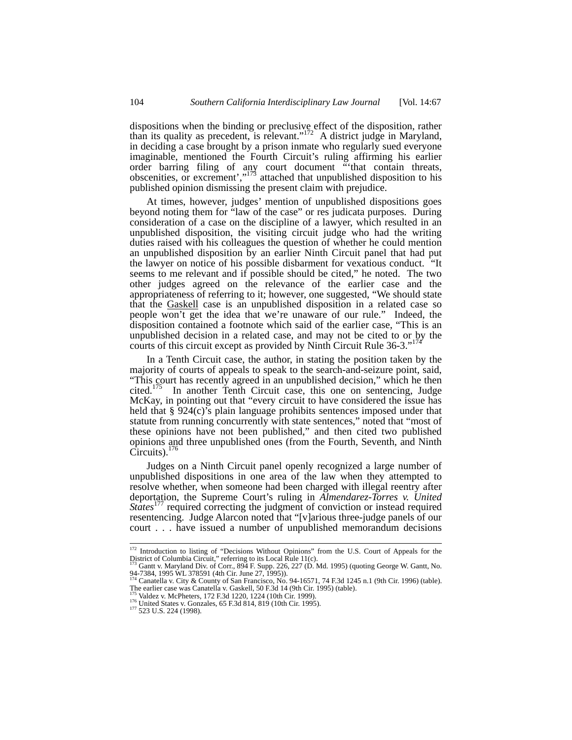dispositions when the binding or preclusive effect of the disposition, rather than its quality as precedent, is relevant."[172] A district judge in Maryland, in deciding a case brought by a prison inmate who regularly sued everyone imaginable, mentioned the Fourth Circuit's ruling affirming his earlier order barring filing of any court document "'that contain threats, obscenities, or excrement',"[173] attached that unpublished disposition to his published opinion dismissing the present claim with prejudice.

At times, however, judges' mention of unpublished dispositions goes beyond noting them for "law of the case" or res judicata purposes. During consideration of a case on the discipline of a lawyer, which resulted in an unpublished disposition, the visiting circuit judge who had the writing duties raised with his colleagues the question of whether he could mention an unpublished disposition by an earlier Ninth Circuit panel that had put the lawyer on notice of his possible disbarment for vexatious conduct. "It seems to me relevant and if possible should be cited," he noted. The two other judges agreed on the relevance of the earlier case and the appropriateness of referring to it; however, one suggested, "We should state that the <u>Gaskell</u> case is an unpublished disposition in a related case so people won't get the idea that we're unaware of our rule." Indeed, the disposition contained a footnote which said of the earlier case, "This is an unpublished decision in a related case, and may not be cited to or by the courts of this circuit except as provided by Ninth Circuit Rule 36-3."[174]

In a Tenth Circuit case, the author, in stating the position taken by the majority of courts of appeals to speak to the search-and-seizure point, said, "This court has recently agreed in an unpublished decision," which he then cited.[175] In another Tenth Circuit case, this one on sentencing, Judge McKay, in pointing out that "every circuit to have considered the issue has held that § 924(c)'s plain language prohibits sentences imposed under that statute from running concurrently with state sentences," noted that "most of these opinions have not been published," and then cited two published opinions and three unpublished ones (from the Fourth, Seventh, and Ninth Circuits).[176]

Judges on a Ninth Circuit panel openly recognized a large number of unpublished dispositions in one area of the law when they attempted to resolve whether, when someone had been charged with illegal reentry after deportation, the Supreme Court's ruling in *Almendarez-Torres v. United States*[177] required correcting the judgment of conviction or instead required resentencing. Judge Alarcon noted that "[v]arious three-judge panels of our court . . . have issued a number of unpublished memorandum decisions

---

[172] Introduction to listing of "Decisions Without Opinions" from the U.S. Court of Appeals for the District of Columbia Circuit," referring to its Local Rule 11(c).

[173] Gantt v. Maryland Div. of Corr., 894 F. Supp. 226, 227 (D. Md. 1995) (quoting George W. Gantt, No. 94-7384, 1995 WL 378591 (4th Cir. June 27, 1995)).

[174] Canatella v. City & County of San Francisco, No. 94-16571, 74 F.3d 1245 n.1 (9th Cir. 1996) (table). The earlier case was Canatella v. Gaskell, 50 F.3d 14 (9th Cir. 1995) (table).

[175] Valdez v. McPheters, 172 F.3d 1220, 1224 (10th Cir. 1999).

[176] United States v. Gonzales, 65 F.3d 814, 819 (10th Cir. 1995).

[177] 523 U.S. 224 (1998).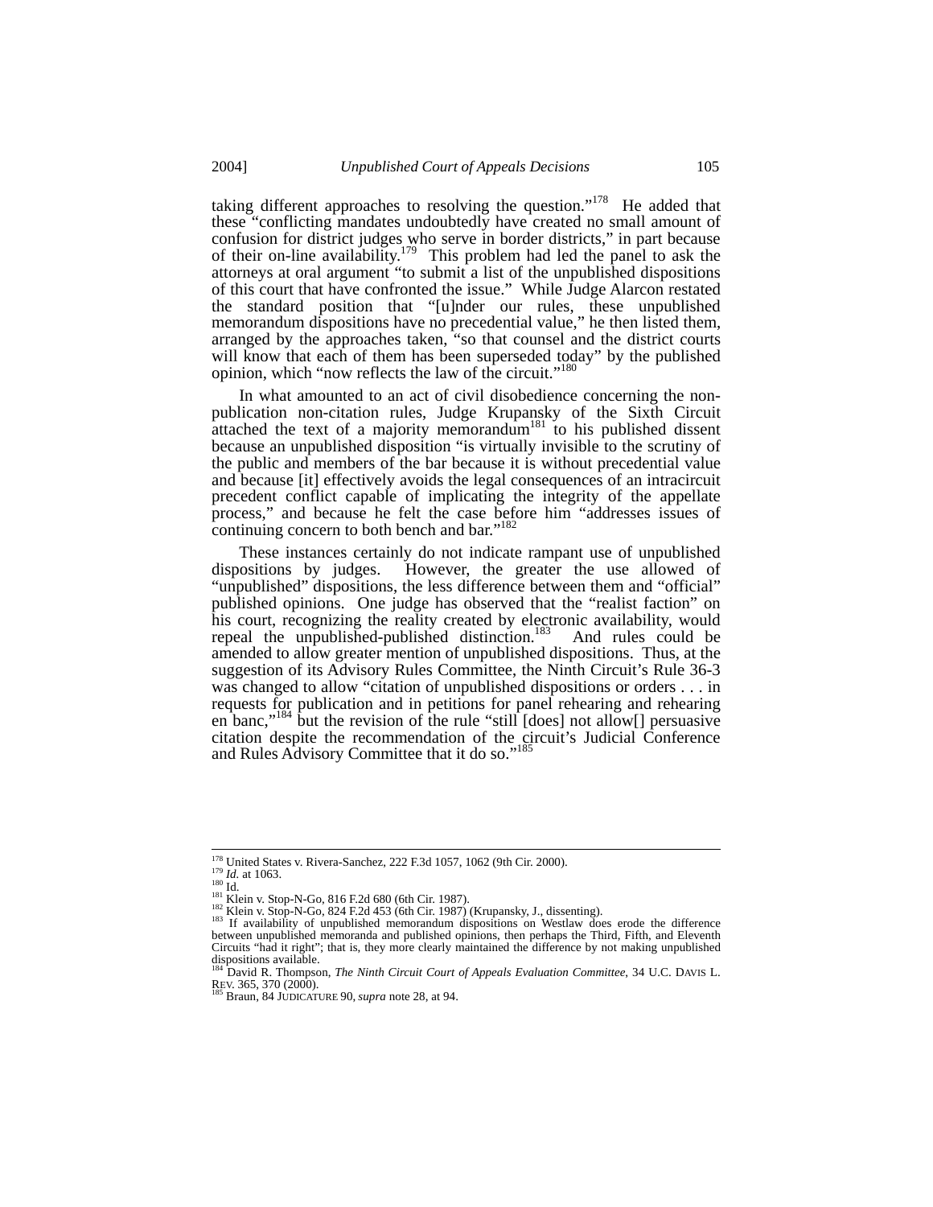taking different approaches to resolving the question."[178] He added that these "conflicting mandates undoubtedly have created no small amount of confusion for district judges who serve in border districts," in part because of their on-line availability.[179] This problem had led the panel to ask the attorneys at oral argument "to submit a list of the unpublished dispositions of this court that have confronted the issue." While Judge Alarcon restated the standard position that "[u]nder our rules, these unpublished memorandum dispositions have no precedential value," he then listed them, arranged by the approaches taken, "so that counsel and the district courts will know that each of them has been superseded today" by the published opinion, which "now reflects the law of the circuit."[180]

In what amounted to an act of civil disobedience concerning the non-publication non-citation rules, Judge Krupansky of the Sixth Circuit attached the text of a majority memorandum[181] to his published dissent because an unpublished disposition "is virtually invisible to the scrutiny of the public and members of the bar because it is without precedential value and because [it] effectively avoids the legal consequences of an intracircuit precedent conflict capable of implicating the integrity of the appellate process," and because he felt the case before him "addresses issues of continuing concern to both bench and bar."[182]

These instances certainly do not indicate rampant use of unpublished dispositions by judges. However, the greater the use allowed of "unpublished" dispositions, the less difference between them and "official" published opinions. One judge has observed that the "realist faction" on his court, recognizing the reality created by electronic availability, would repeal the unpublished-published distinction.[183] And rules could be amended to allow greater mention of unpublished dispositions. Thus, at the suggestion of its Advisory Rules Committee, the Ninth Circuit's Rule 36-3 was changed to allow "citation of unpublished dispositions or orders . . . in requests for publication and in petitions for panel rehearing and rehearing en banc,"[184] but the revision of the rule "still [does] not allow[] persuasive citation despite the recommendation of the circuit's Judicial Conference and Rules Advisory Committee that it do so."[185]

---

[178] United States v. Rivera-Sanchez, 222 F.3d 1057, 1062 (9th Cir. 2000).

[179] *Id.* at 1063.

[180] Id.

[181] Klein v. Stop-N-Go, 816 F.2d 680 (6th Cir. 1987).

[182] Klein v. Stop-N-Go, 824 F.2d 453 (6th Cir. 1987) (Krupansky, J., dissenting).

[183] If availability of unpublished memorandum dispositions on Westlaw does erode the difference between unpublished memoranda and published opinions, then perhaps the Third, Fifth, and Eleventh Circuits "had it right"; that is, they more clearly maintained the difference by not making unpublished dispositions available.

[184] David R. Thompson, *The Ninth Circuit Court of Appeals Evaluation Committee*, 34 U.C. DAVIS L. REV. 365, 370 (2000).

[185] Braun, 84 JUDICATURE 90, *supra* note 28, at 94.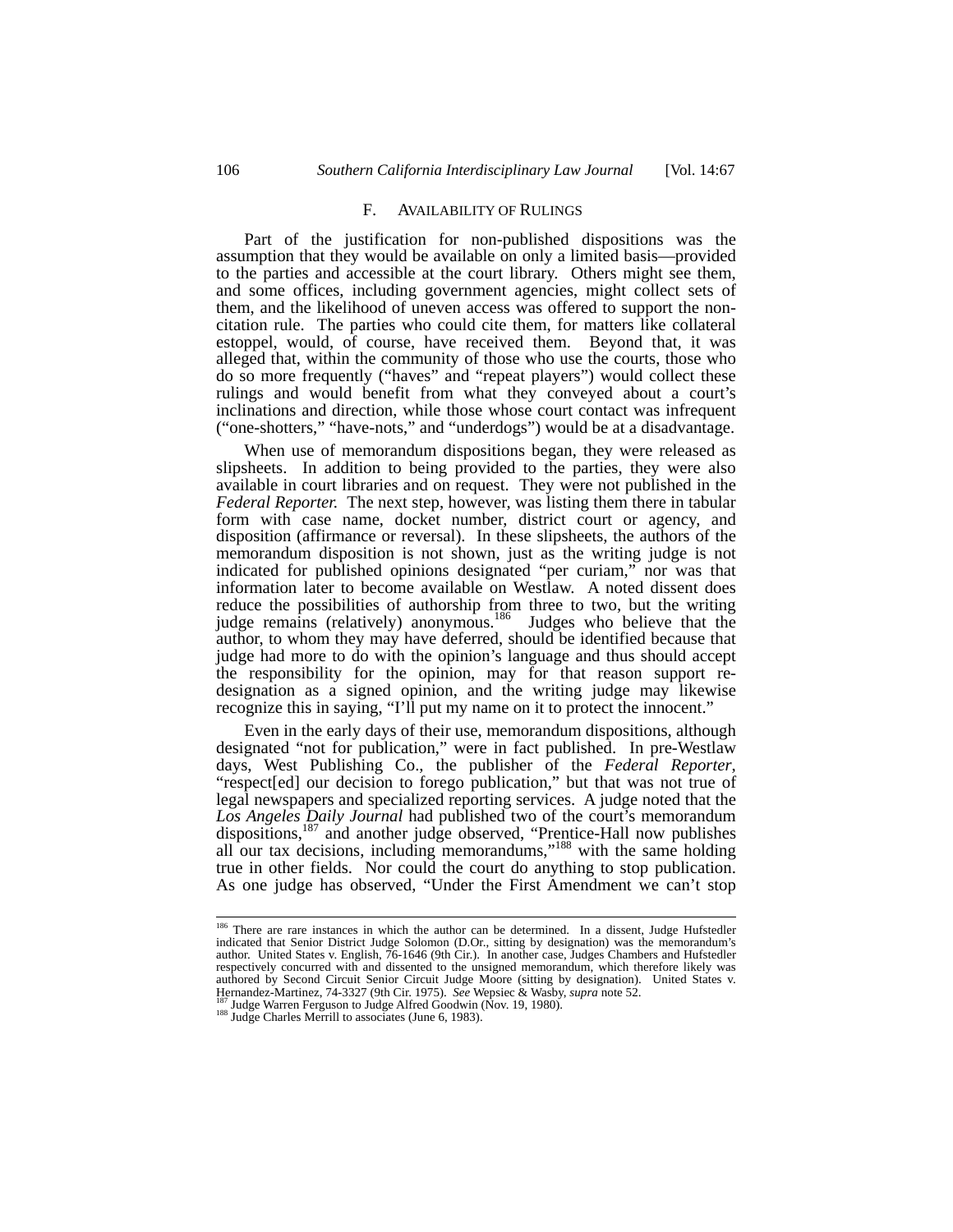### F. AVAILABILITY OF RULINGS

Part of the justification for non-published dispositions was the assumption that they would be available on only a limited basis—provided to the parties and accessible at the court library. Others might see them, and some offices, including government agencies, might collect sets of them, and the likelihood of uneven access was offered to support the non-citation rule. The parties who could cite them, for matters like collateral estoppel, would, of course, have received them. Beyond that, it was alleged that, within the community of those who use the courts, those who do so more frequently ("haves" and "repeat players") would collect these rulings and would benefit from what they conveyed about a court's inclinations and direction, while those whose court contact was infrequent ("one-shotters," "have-nots," and "underdogs") would be at a disadvantage.

When use of memorandum dispositions began, they were released as slipsheets. In addition to being provided to the parties, they were also available in court libraries and on request. They were not published in the *Federal Reporter.* The next step, however, was listing them there in tabular form with case name, docket number, district court or agency, and disposition (affirmance or reversal). In these slipsheets, the authors of the memorandum disposition is not shown, just as the writing judge is not indicated for published opinions designated "per curiam," nor was that information later to become available on Westlaw. A noted dissent does reduce the possibilities of authorship from three to two, but the writing judge remains (relatively) anonymous.[186] Judges who believe that the author, to whom they may have deferred, should be identified because that judge had more to do with the opinion's language and thus should accept the responsibility for the opinion, may for that reason support re-designation as a signed opinion, and the writing judge may likewise recognize this in saying, "I'll put my name on it to protect the innocent."

Even in the early days of their use, memorandum dispositions, although designated "not for publication," were in fact published. In pre-Westlaw days, West Publishing Co., the publisher of the *Federal Reporter*, "respect[ed] our decision to forego publication," but that was not true of legal newspapers and specialized reporting services. A judge noted that the *Los Angeles Daily Journal* had published two of the court's memorandum dispositions,[187] and another judge observed, "Prentice-Hall now publishes all our tax decisions, including memorandums,"[188] with the same holding true in other fields. Nor could the court do anything to stop publication. As one judge has observed, "Under the First Amendment we can't stop

---

[186] There are rare instances in which the author can be determined. In a dissent, Judge Hufstedler indicated that Senior District Judge Solomon (D.Or., sitting by designation) was the memorandum's author. United States v. English, 76-1646 (9th Cir.). In another case, Judges Chambers and Hufstedler respectively concurred with and dissented to the unsigned memorandum, which therefore likely was authored by Second Circuit Senior Circuit Judge Moore (sitting by designation). United States v. Hernandez-Martinez, 74-3327 (9th Cir. 1975). *See* Wepsiec & Wasby, *supra* note 52.

[187] Judge Warren Ferguson to Judge Alfred Goodwin (Nov. 19, 1980).

[188] Judge Charles Merrill to associates (June 6, 1983).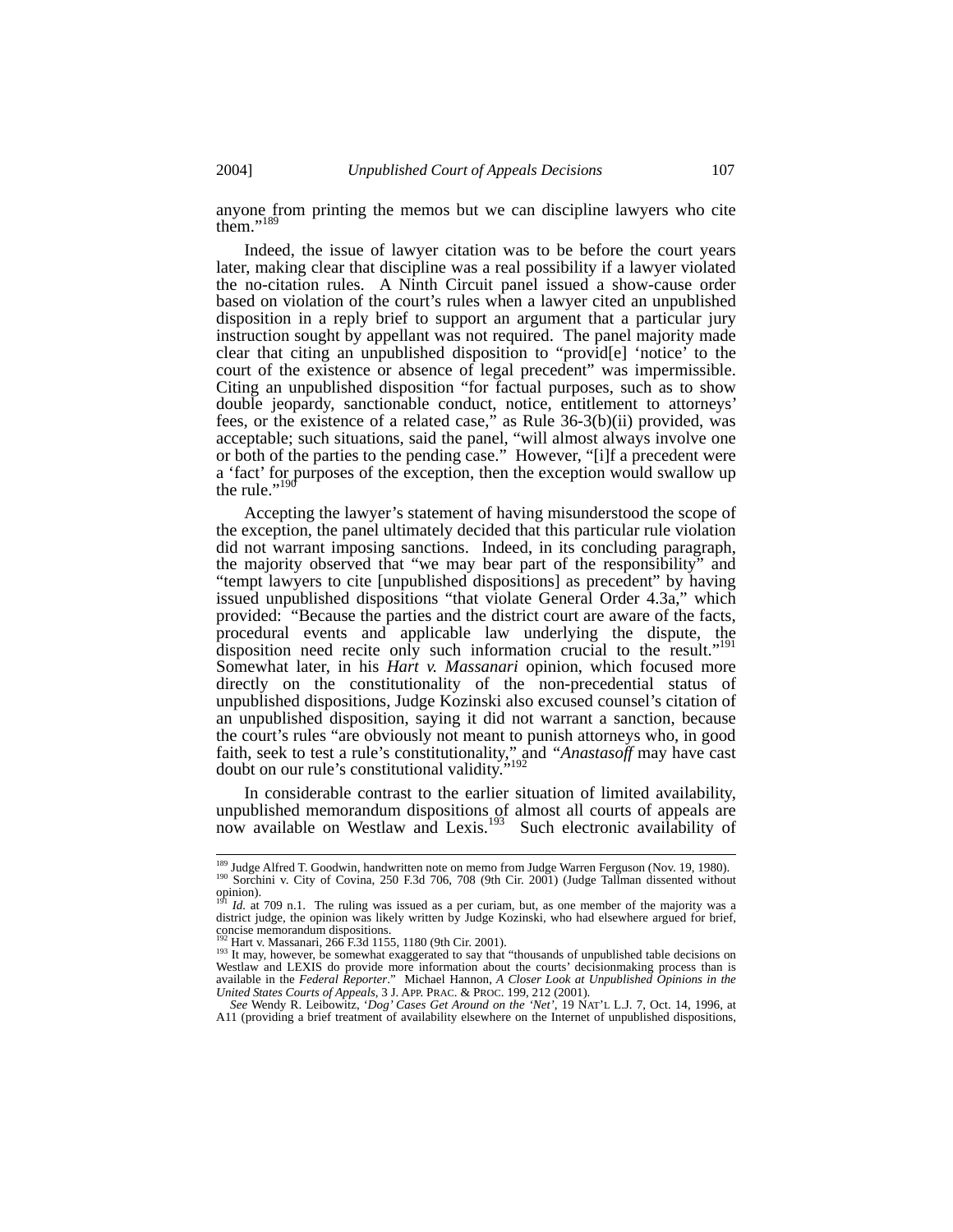anyone from printing the memos but we can discipline lawyers who cite them."[189]

Indeed, the issue of lawyer citation was to be before the court years later, making clear that discipline was a real possibility if a lawyer violated the no-citation rules. A Ninth Circuit panel issued a show-cause order based on violation of the court's rules when a lawyer cited an unpublished disposition in a reply brief to support an argument that a particular jury instruction sought by appellant was not required. The panel majority made clear that citing an unpublished disposition to "provid[e] 'notice' to the court of the existence or absence of legal precedent" was impermissible. Citing an unpublished disposition "for factual purposes, such as to show double jeopardy, sanctionable conduct, notice, entitlement to attorneys' fees, or the existence of a related case," as Rule 36-3(b)(ii) provided, was acceptable; such situations, said the panel, "will almost always involve one or both of the parties to the pending case." However, "[i]f a precedent were a 'fact' for purposes of the exception, then the exception would swallow up the rule."[190]

Accepting the lawyer's statement of having misunderstood the scope of the exception, the panel ultimately decided that this particular rule violation did not warrant imposing sanctions. Indeed, in its concluding paragraph, the majority observed that "we may bear part of the responsibility" and "tempt lawyers to cite [unpublished dispositions] as precedent" by having issued unpublished dispositions "that violate General Order 4.3a," which provided: "Because the parties and the district court are aware of the facts, procedural events and applicable law underlying the dispute, the disposition need recite only such information crucial to the result."[191] Somewhat later, in his *Hart v. Massanari* opinion, which focused more directly on the constitutionality of the non-precedential status of unpublished dispositions, Judge Kozinski also excused counsel's citation of an unpublished disposition, saying it did not warrant a sanction, because the court's rules "are obviously not meant to punish attorneys who, in good faith, seek to test a rule's constitutionality," and "*Anastasoff* may have cast doubt on our rule's constitutional validity."[192]

In considerable contrast to the earlier situation of limited availability, unpublished memorandum dispositions of almost all courts of appeals are now available on Westlaw and Lexis.[193] Such electronic availability of

---

[189] Judge Alfred T. Goodwin, handwritten note on memo from Judge Warren Ferguson (Nov. 19, 1980).

[190] Sorchini v. City of Covina, 250 F.3d 706, 708 (9th Cir. 2001) (Judge Tallman dissented without opinion).

[191] *Id.* at 709 n.1. The ruling was issued as a per curiam, but, as one member of the majority was a district judge, the opinion was likely written by Judge Kozinski, who had elsewhere argued for brief, concise memorandum dispositions.

[192] Hart v. Massanari, 266 F.3d 1155, 1180 (9th Cir. 2001).

[193] It may, however, be somewhat exaggerated to say that "thousands of unpublished table decisions on Westlaw and LEXIS do provide more information about the courts' decisionmaking process than is available in the *Federal Reporter*." Michael Hannon, *A Closer Look at Unpublished Opinions in the United States Courts of Appeals*, 3 J. APP. PRAC. & PROC. 199, 212 (2001).

*See* Wendy R. Leibowitz, *'Dog' Cases Get Around on the 'Net'*, 19 NAT'L L.J. 7, Oct. 14, 1996, at A11 (providing a brief treatment of availability elsewhere on the Internet of unpublished dispositions,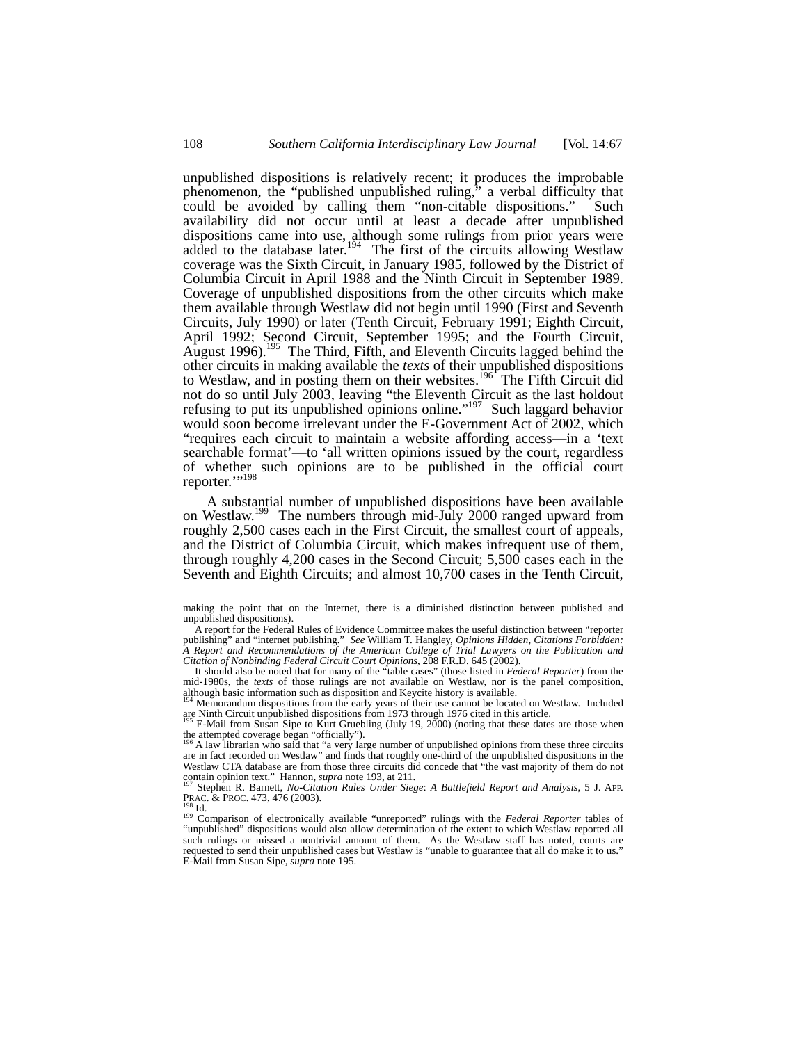unpublished dispositions is relatively recent; it produces the improbable phenomenon, the "published unpublished ruling," a verbal difficulty that could be avoided by calling them "non-citable dispositions." Such availability did not occur until at least a decade after unpublished dispositions came into use, although some rulings from prior years were added to the database later.[194] The first of the circuits allowing Westlaw coverage was the Sixth Circuit, in January 1985, followed by the District of Columbia Circuit in April 1988 and the Ninth Circuit in September 1989. Coverage of unpublished dispositions from the other circuits which make them available through Westlaw did not begin until 1990 (First and Seventh Circuits, July 1990) or later (Tenth Circuit, February 1991; Eighth Circuit, April 1992; Second Circuit, September 1995; and the Fourth Circuit, August 1996).[195] The Third, Fifth, and Eleventh Circuits lagged behind the other circuits in making available the *texts* of their unpublished dispositions to Westlaw, and in posting them on their websites.[196] The Fifth Circuit did not do so until July 2003, leaving "the Eleventh Circuit as the last holdout refusing to put its unpublished opinions online."[197] Such laggard behavior would soon become irrelevant under the E-Government Act of 2002, which "requires each circuit to maintain a website affording access—in a 'text searchable format'—to 'all written opinions issued by the court, regardless of whether such opinions are to be published in the official court reporter.'"[198]

A substantial number of unpublished dispositions have been available on Westlaw.[199] The numbers through mid-July 2000 ranged upward from roughly 2,500 cases each in the First Circuit, the smallest court of appeals, and the District of Columbia Circuit, which makes infrequent use of them, through roughly 4,200 cases in the Second Circuit; 5,500 cases each in the Seventh and Eighth Circuits; and almost 10,700 cases in the Tenth Circuit,

---

making the point that on the Internet, there is a diminished distinction between published and unpublished dispositions).

A report for the Federal Rules of Evidence Committee makes the useful distinction between "reporter publishing" and "internet publishing." *See* William T. Hangley, *Opinions Hidden, Citations Forbidden: A Report and Recommendations of the American College of Trial Lawyers on the Publication and Citation of Nonbinding Federal Circuit Court Opinions*, 208 F.R.D. 645 (2002).

It should also be noted that for many of the "table cases" (those listed in *Federal Reporter*) from the mid-1980s, the *texts* of those rulings are not available on Westlaw, nor is the panel composition, although basic information such as disposition and Keycite history is available.

[194] Memorandum dispositions from the early years of their use cannot be located on Westlaw. Included are Ninth Circuit unpublished dispositions from 1973 through 1976 cited in this article.

[195] E-Mail from Susan Sipe to Kurt Gruebling (July 19, 2000) (noting that these dates are those when the attempted coverage began "officially").

[196] A law librarian who said that "a very large number of unpublished opinions from these three circuits are in fact recorded on Westlaw" and finds that roughly one-third of the unpublished dispositions in the Westlaw CTA database are from those three circuits did concede that "the vast majority of them do not contain opinion text." Hannon, *supra* note 193, at 211.

[197] Stephen R. Barnett, *No-Citation Rules Under Siege*: *A Battlefield Report and Analysis*, 5 J. APP. PRAC. & PROC. 473, 476 (2003).

[198] Id.

[199] Comparison of electronically available "unreported" rulings with the *Federal Reporter* tables of "unpublished" dispositions would also allow determination of the extent to which Westlaw reported all such rulings or missed a nontrivial amount of them. As the Westlaw staff has noted, courts are requested to send their unpublished cases but Westlaw is "unable to guarantee that all do make it to us." E-Mail from Susan Sipe, *supra* note 195.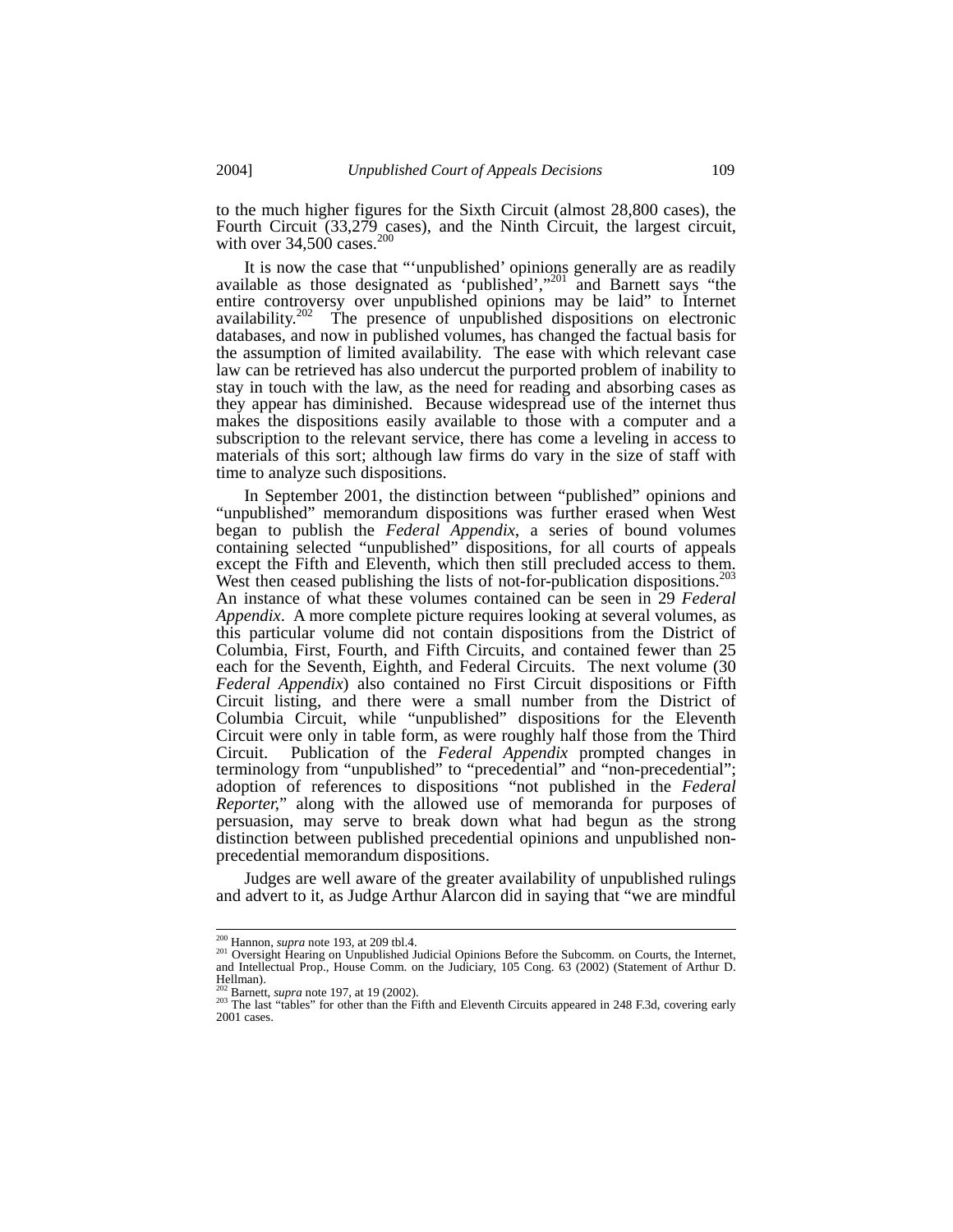to the much higher figures for the Sixth Circuit (almost 28,800 cases), the Fourth Circuit (33,279 cases), and the Ninth Circuit, the largest circuit, with over 34,500 cases.[200]

It is now the case that "'unpublished' opinions generally are as readily available as those designated as 'published',"[201] and Barnett says "the entire controversy over unpublished opinions may be laid" to Internet availability.[202] The presence of unpublished dispositions on electronic databases, and now in published volumes, has changed the factual basis for the assumption of limited availability. The ease with which relevant case law can be retrieved has also undercut the purported problem of inability to stay in touch with the law, as the need for reading and absorbing cases as they appear has diminished. Because widespread use of the internet thus makes the dispositions easily available to those with a computer and a subscription to the relevant service, there has come a leveling in access to materials of this sort; although law firms do vary in the size of staff with time to analyze such dispositions.

In September 2001, the distinction between "published" opinions and "unpublished" memorandum dispositions was further erased when West began to publish the *Federal Appendix*, a series of bound volumes containing selected "unpublished" dispositions, for all courts of appeals except the Fifth and Eleventh, which then still precluded access to them. West then ceased publishing the lists of not-for-publication dispositions.[203] An instance of what these volumes contained can be seen in 29 *Federal Appendix*. A more complete picture requires looking at several volumes, as this particular volume did not contain dispositions from the District of Columbia, First, Fourth, and Fifth Circuits, and contained fewer than 25 each for the Seventh, Eighth, and Federal Circuits. The next volume (30 *Federal Appendix*) also contained no First Circuit dispositions or Fifth Circuit listing, and there were a small number from the District of Columbia Circuit, while "unpublished" dispositions for the Eleventh Circuit were only in table form, as were roughly half those from the Third Circuit. Publication of the *Federal Appendix* prompted changes in terminology from "unpublished" to "precedential" and "non-precedential"; adoption of references to dispositions "not published in the *Federal Reporter*," along with the allowed use of memoranda for purposes of persuasion, may serve to break down what had begun as the strong distinction between published precedential opinions and unpublished non-precedential memorandum dispositions.

Judges are well aware of the greater availability of unpublished rulings and advert to it, as Judge Arthur Alarcon did in saying that "we are mindful

---

[200] Hannon, *supra* note 193, at 209 tbl.4.

[201] Oversight Hearing on Unpublished Judicial Opinions Before the Subcomm. on Courts, the Internet, and Intellectual Prop., House Comm. on the Judiciary, 105 Cong. 63 (2002) (Statement of Arthur D. Hellman).

[202] Barnett, *supra* note 197, at 19 (2002).

[203] The last "tables" for other than the Fifth and Eleventh Circuits appeared in 248 F.3d, covering early 2001 cases.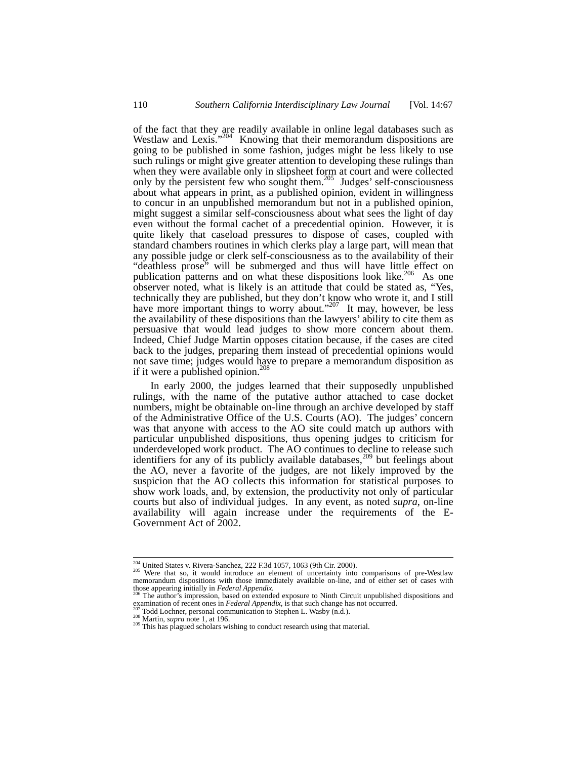of the fact that they are readily available in online legal databases such as Westlaw and Lexis."[204] Knowing that their memorandum dispositions are going to be published in some fashion, judges might be less likely to use such rulings or might give greater attention to developing these rulings than when they were available only in slipsheet form at court and were collected only by the persistent few who sought them.[205] Judges' self-consciousness about what appears in print, as a published opinion, evident in willingness to concur in an unpublished memorandum but not in a published opinion, might suggest a similar self-consciousness about what sees the light of day even without the formal cachet of a precedential opinion. However, it is quite likely that caseload pressures to dispose of cases, coupled with standard chambers routines in which clerks play a large part, will mean that any possible judge or clerk self-consciousness as to the availability of their "deathless prose" will be submerged and thus will have little effect on publication patterns and on what these dispositions look like.[206] As one observer noted, what is likely is an attitude that could be stated as, "Yes, technically they are published, but they don't know who wrote it, and I still have more important things to worry about."[207] It may, however, be less the availability of these dispositions than the lawyers' ability to cite them as persuasive that would lead judges to show more concern about them. Indeed, Chief Judge Martin opposes citation because, if the cases are cited back to the judges, preparing them instead of precedential opinions would not save time; judges would have to prepare a memorandum disposition as if it were a published opinion.[208]

In early 2000, the judges learned that their supposedly unpublished rulings, with the name of the putative author attached to case docket numbers, might be obtainable on-line through an archive developed by staff of the Administrative Office of the U.S. Courts (AO). The judges' concern was that anyone with access to the AO site could match up authors with particular unpublished dispositions, thus opening judges to criticism for underdeveloped work product. The AO continues to decline to release such identifiers for any of its publicly available databases,[209] but feelings about the AO, never a favorite of the judges, are not likely improved by the suspicion that the AO collects this information for statistical purposes to show work loads, and, by extension, the productivity not only of particular courts but also of individual judges. In any event, as noted *supra*, on-line availability will again increase under the requirements of the E-Government Act of 2002.

---

[204] United States v. Rivera-Sanchez, 222 F.3d 1057, 1063 (9th Cir. 2000).

[205] Were that so, it would introduce an element of uncertainty into comparisons of pre-Westlaw memorandum dispositions with those immediately available on-line, and of either set of cases with those appearing initially in *Federal Appendix*.

[206] The author's impression, based on extended exposure to Ninth Circuit unpublished dispositions and examination of recent ones in *Federal Appendix*, is that such change has not occurred.

[207] Todd Lochner, personal communication to Stephen L. Wasby (n.d.).

[208] Martin, *supra* note 1, at 196.

[209] This has plagued scholars wishing to conduct research using that material.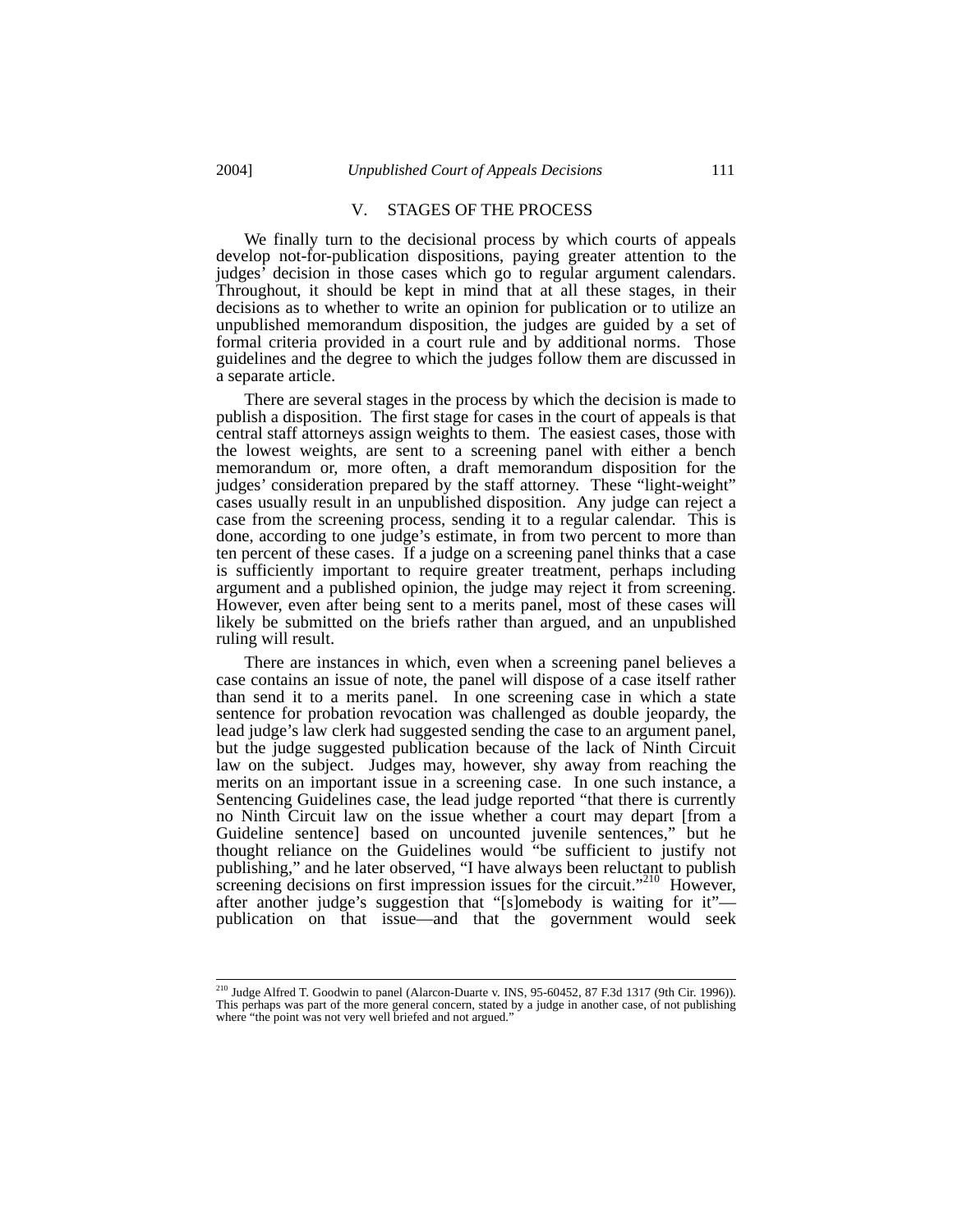## V. STAGES OF THE PROCESS

We finally turn to the decisional process by which courts of appeals develop not-for-publication dispositions, paying greater attention to the judges' decision in those cases which go to regular argument calendars. Throughout, it should be kept in mind that at all these stages, in their decisions as to whether to write an opinion for publication or to utilize an unpublished memorandum disposition, the judges are guided by a set of formal criteria provided in a court rule and by additional norms. Those guidelines and the degree to which the judges follow them are discussed in a separate article.

There are several stages in the process by which the decision is made to publish a disposition. The first stage for cases in the court of appeals is that central staff attorneys assign weights to them. The easiest cases, those with the lowest weights, are sent to a screening panel with either a bench memorandum or, more often, a draft memorandum disposition for the judges' consideration prepared by the staff attorney. These "light-weight" cases usually result in an unpublished disposition. Any judge can reject a case from the screening process, sending it to a regular calendar. This is done, according to one judge's estimate, in from two percent to more than ten percent of these cases. If a judge on a screening panel thinks that a case is sufficiently important to require greater treatment, perhaps including argument and a published opinion, the judge may reject it from screening. However, even after being sent to a merits panel, most of these cases will likely be submitted on the briefs rather than argued, and an unpublished ruling will result.

There are instances in which, even when a screening panel believes a case contains an issue of note, the panel will dispose of a case itself rather than send it to a merits panel. In one screening case in which a state sentence for probation revocation was challenged as double jeopardy, the lead judge's law clerk had suggested sending the case to an argument panel, but the judge suggested publication because of the lack of Ninth Circuit law on the subject. Judges may, however, shy away from reaching the merits on an important issue in a screening case. In one such instance, a Sentencing Guidelines case, the lead judge reported "that there is currently no Ninth Circuit law on the issue whether a court may depart [from a Guideline sentence] based on uncounted juvenile sentences," but he thought reliance on the Guidelines would "be sufficient to justify not publishing," and he later observed, "I have always been reluctant to publish screening decisions on first impression issues for the circuit."[210] However, after another judge's suggestion that "[s]omebody is waiting for it"—publication on that issue—and that the government would seek

---

[210] Judge Alfred T. Goodwin to panel (Alarcon-Duarte v. INS, 95-60452, 87 F.3d 1317 (9th Cir. 1996)). This perhaps was part of the more general concern, stated by a judge in another case, of not publishing where "the point was not very well briefed and not argued."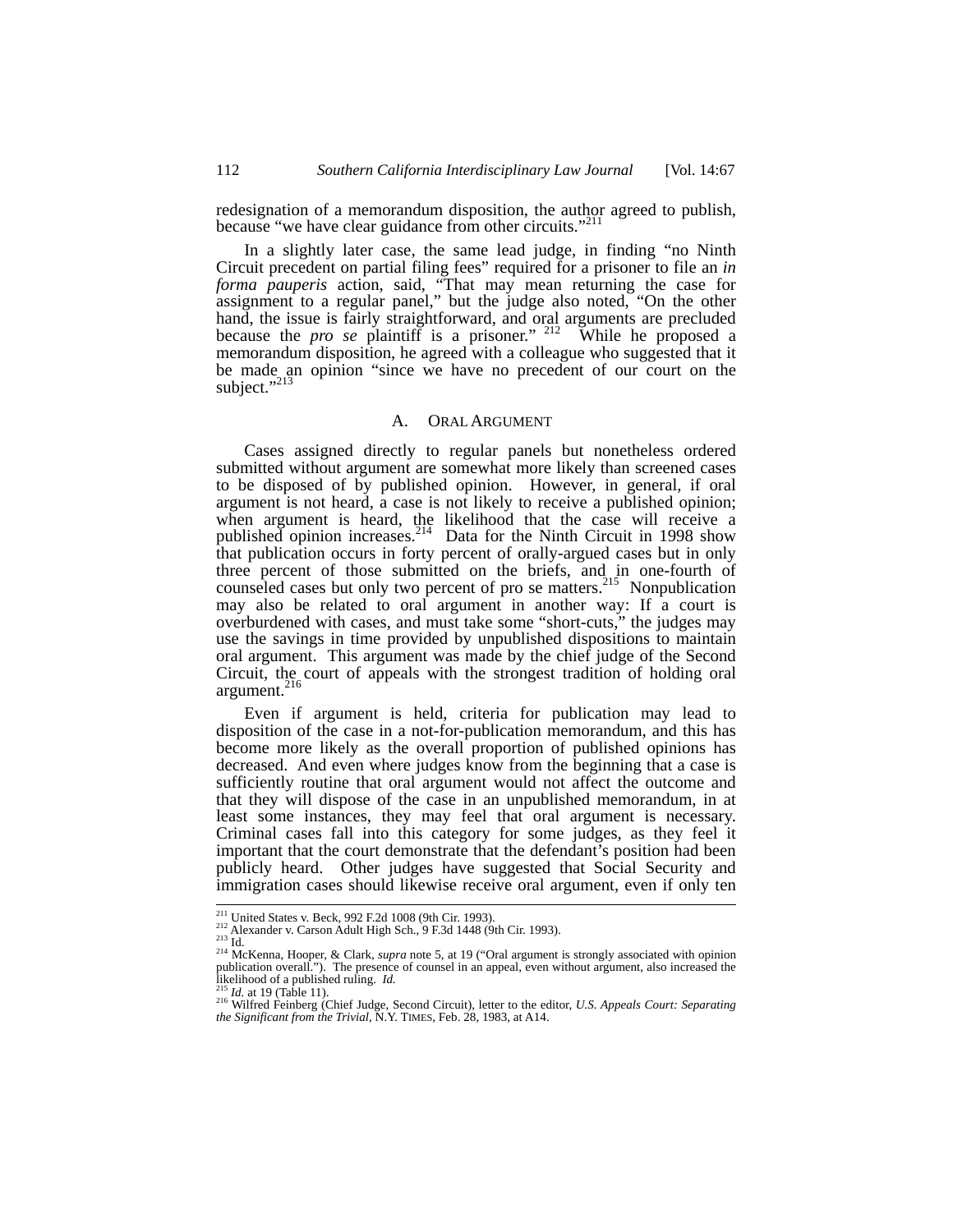redesignation of a memorandum disposition, the author agreed to publish, because "we have clear guidance from other circuits."[211]

In a slightly later case, the same lead judge, in finding "no Ninth Circuit precedent on partial filing fees" required for a prisoner to file an *in forma pauperis* action, said, "That may mean returning the case for assignment to a regular panel," but the judge also noted, "On the other hand, the issue is fairly straightforward, and oral arguments are precluded because the *pro se* plaintiff is a prisoner."[212] While he proposed a memorandum disposition, he agreed with a colleague who suggested that it be made an opinion "since we have no precedent of our court on the subject."[213]

## A. Oral Argument

Cases assigned directly to regular panels but nonetheless ordered submitted without argument are somewhat more likely than screened cases to be disposed of by published opinion. However, in general, if oral argument is not heard, a case is not likely to receive a published opinion; when argument is heard, the likelihood that the case will receive a published opinion increases.[214] Data for the Ninth Circuit in 1998 show that publication occurs in forty percent of orally-argued cases but in only three percent of those submitted on the briefs, and in one-fourth of counseled cases but only two percent of pro se matters.[215] Nonpublication may also be related to oral argument in another way: If a court is overburdened with cases, and must take some "short-cuts," the judges may use the savings in time provided by unpublished dispositions to maintain oral argument. This argument was made by the chief judge of the Second Circuit, the court of appeals with the strongest tradition of holding oral argument.[216]

Even if argument is held, criteria for publication may lead to disposition of the case in a not-for-publication memorandum, and this has become more likely as the overall proportion of published opinions has decreased. And even where judges know from the beginning that a case is sufficiently routine that oral argument would not affect the outcome and that they will dispose of the case in an unpublished memorandum, in at least some instances, they may feel that oral argument is necessary. Criminal cases fall into this category for some judges, as they feel it important that the court demonstrate that the defendant's position had been publicly heard. Other judges have suggested that Social Security and immigration cases should likewise receive oral argument, even if only ten

---

[211] United States v. Beck, 992 F.2d 1008 (9th Cir. 1993).

[212] Alexander v. Carson Adult High Sch., 9 F.3d 1448 (9th Cir. 1993).

[213] Id.

[214] McKenna, Hooper, & Clark, *supra* note 5, at 19 ("Oral argument is strongly associated with opinion publication overall."). The presence of counsel in an appeal, even without argument, also increased the likelihood of a published ruling. *Id.*

[215] *Id.* at 19 (Table 11).

[216] Wilfred Feinberg (Chief Judge, Second Circuit), letter to the editor, *U.S. Appeals Court: Separating the Significant from the Trivial*, N.Y. TIMES, Feb. 28, 1983, at A14.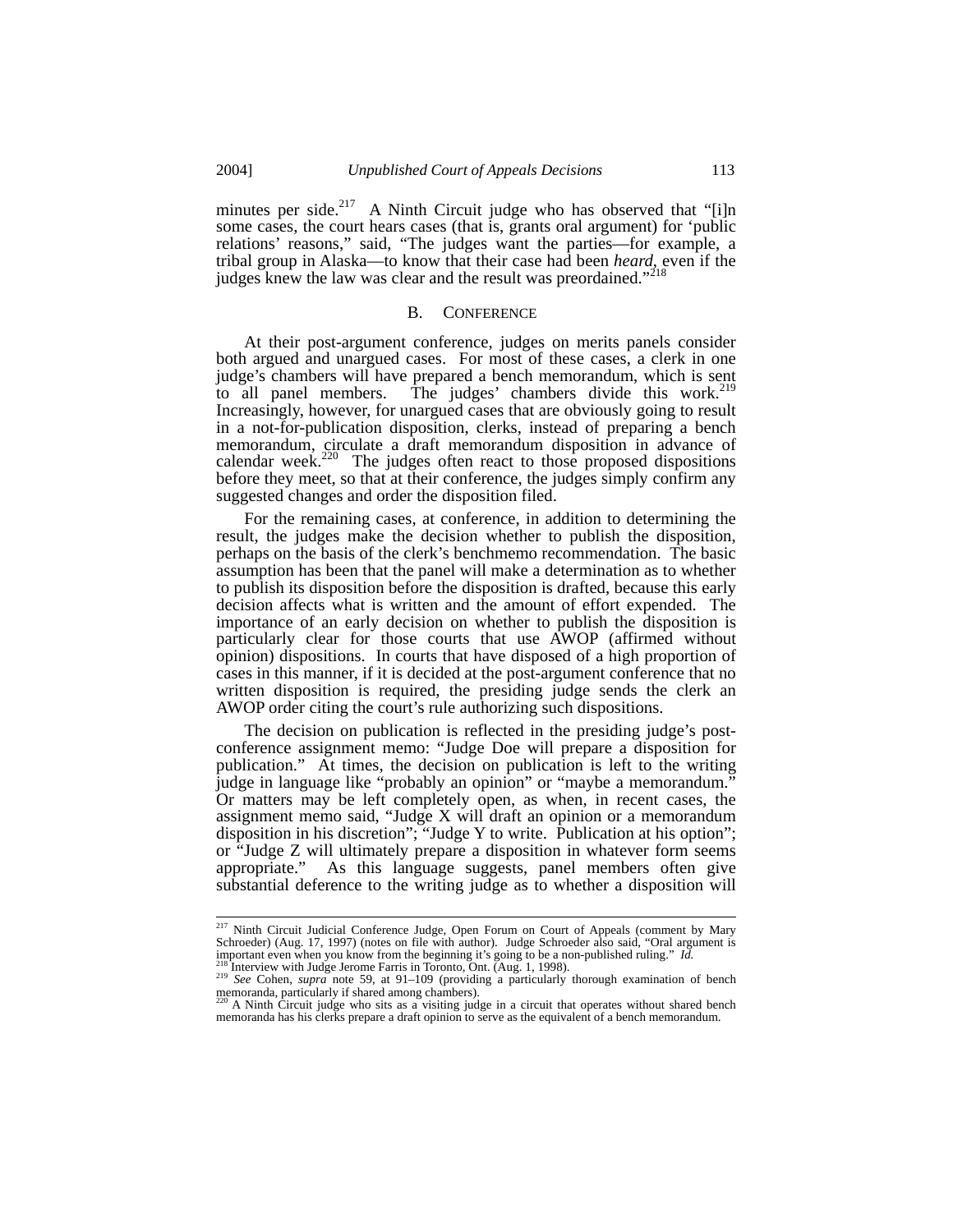minutes per side.[217] A Ninth Circuit judge who has observed that "[i]n some cases, the court hears cases (that is, grants oral argument) for 'public relations' reasons," said, "The judges want the parties—for example, a tribal group in Alaska—to know that their case had been *heard*, even if the judges knew the law was clear and the result was preordained."[218]

## B. CONFERENCE

At their post-argument conference, judges on merits panels consider both argued and unargued cases. For most of these cases, a clerk in one judge's chambers will have prepared a bench memorandum, which is sent to all panel members. The judges' chambers divide this work.[219] Increasingly, however, for unargued cases that are obviously going to result in a not-for-publication disposition, clerks, instead of preparing a bench memorandum, circulate a draft memorandum disposition in advance of calendar week.[220] The judges often react to those proposed dispositions before they meet, so that at their conference, the judges simply confirm any suggested changes and order the disposition filed.

For the remaining cases, at conference, in addition to determining the result, the judges make the decision whether to publish the disposition, perhaps on the basis of the clerk's benchmemo recommendation. The basic assumption has been that the panel will make a determination as to whether to publish its disposition before the disposition is drafted, because this early decision affects what is written and the amount of effort expended. The importance of an early decision on whether to publish the disposition is particularly clear for those courts that use AWOP (affirmed without opinion) dispositions. In courts that have disposed of a high proportion of cases in this manner, if it is decided at the post-argument conference that no written disposition is required, the presiding judge sends the clerk an AWOP order citing the court's rule authorizing such dispositions.

The decision on publication is reflected in the presiding judge's post-conference assignment memo: "Judge Doe will prepare a disposition for publication." At times, the decision on publication is left to the writing judge in language like "probably an opinion" or "maybe a memorandum." Or matters may be left completely open, as when, in recent cases, the assignment memo said, "Judge X will draft an opinion or a memorandum disposition in his discretion"; "Judge Y to write. Publication at his option"; or "Judge Z will ultimately prepare a disposition in whatever form seems appropriate." As this language suggests, panel members often give substantial deference to the writing judge as to whether a disposition will

---

[217] Ninth Circuit Judicial Conference Judge, Open Forum on Court of Appeals (comment by Mary Schroeder) (Aug. 17, 1997) (notes on file with author). Judge Schroeder also said, "Oral argument is important even when you know from the beginning it's going to be a non-published ruling." *Id.*

[218] Interview with Judge Jerome Farris in Toronto, Ont. (Aug. 1, 1998).

[219] *See* Cohen, *supra* note 59, at 91–109 (providing a particularly thorough examination of bench memoranda, particularly if shared among chambers).

[220] A Ninth Circuit judge who sits as a visiting judge in a circuit that operates without shared bench memoranda has his clerks prepare a draft opinion to serve as the equivalent of a bench memorandum.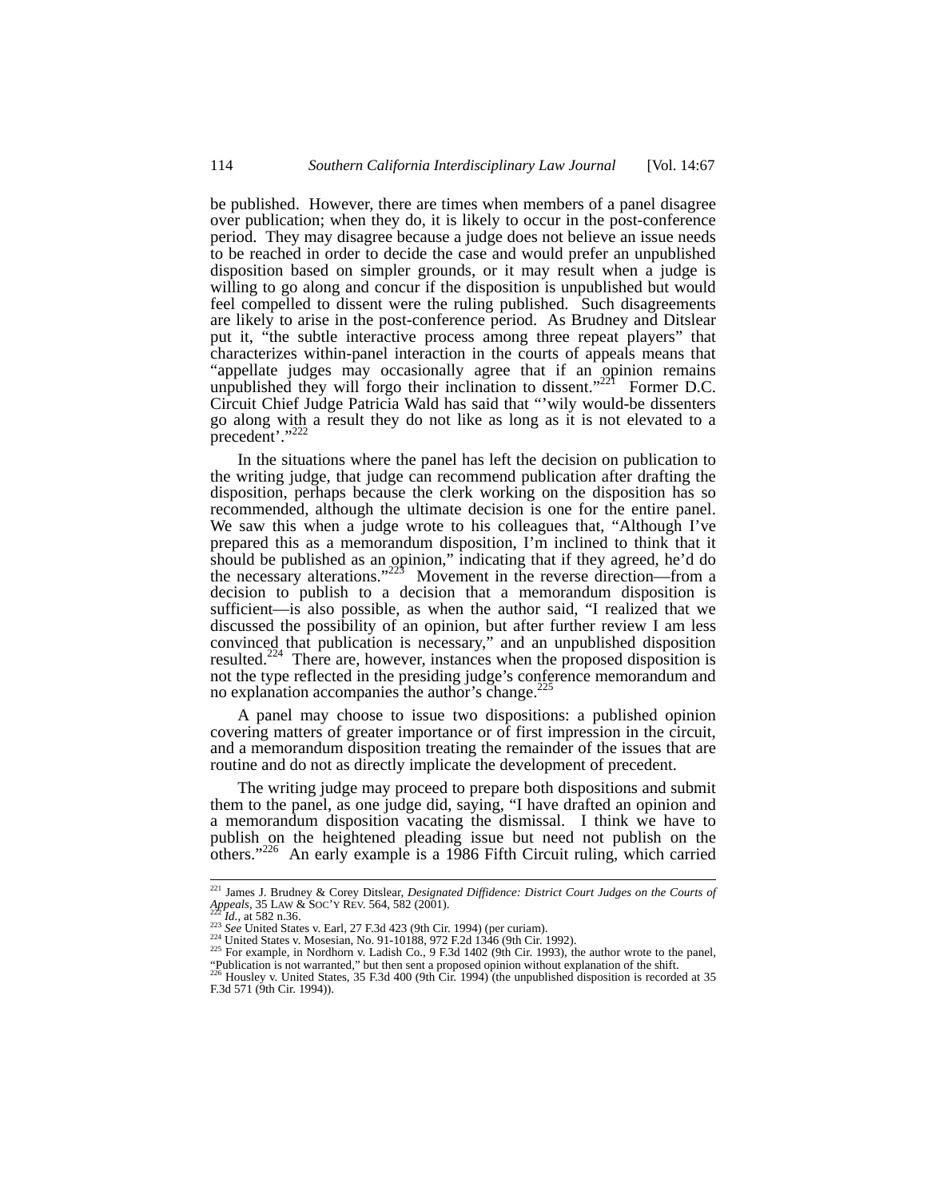be published. However, there are times when members of a panel disagree over publication; when they do, it is likely to occur in the post-conference period. They may disagree because a judge does not believe an issue needs to be reached in order to decide the case and would prefer an unpublished disposition based on simpler grounds, or it may result when a judge is willing to go along and concur if the disposition is unpublished but would feel compelled to dissent were the ruling published. Such disagreements are likely to arise in the post-conference period. As Brudney and Ditslear put it, "the subtle interactive process among three repeat players" that characterizes within-panel interaction in the courts of appeals means that "appellate judges may occasionally agree that if an opinion remains unpublished they will forgo their inclination to dissent."[221] Former D.C. Circuit Chief Judge Patricia Wald has said that "'wily would-be dissenters go along with a result they do not like as long as it is not elevated to a precedent'."[222]

In the situations where the panel has left the decision on publication to the writing judge, that judge can recommend publication after drafting the disposition, perhaps because the clerk working on the disposition has so recommended, although the ultimate decision is one for the entire panel. We saw this when a judge wrote to his colleagues that, "Although I've prepared this as a memorandum disposition, I'm inclined to think that it should be published as an opinion," indicating that if they agreed, he'd do the necessary alterations."[223] Movement in the reverse direction—from a decision to publish to a decision that a memorandum disposition is sufficient—is also possible, as when the author said, "I realized that we discussed the possibility of an opinion, but after further review I am less convinced that publication is necessary," and an unpublished disposition resulted.[224] There are, however, instances when the proposed disposition is not the type reflected in the presiding judge's conference memorandum and no explanation accompanies the author's change.[225]

A panel may choose to issue two dispositions: a published opinion covering matters of greater importance or of first impression in the circuit, and a memorandum disposition treating the remainder of the issues that are routine and do not as directly implicate the development of precedent.

The writing judge may proceed to prepare both dispositions and submit them to the panel, as one judge did, saying, "I have drafted an opinion and a memorandum disposition vacating the dismissal. I think we have to publish on the heightened pleading issue but need not publish on the others."[226] An early example is a 1986 Fifth Circuit ruling, which carried

---

[221] James J. Brudney & Corey Ditslear, *Designated Diffidence: District Court Judges on the Courts of Appeals*, 35 LAW & SOC'Y REV. 564, 582 (2001).

[222] *Id.*, at 582 n.36.

[223] *See* United States v. Earl, 27 F.3d 423 (9th Cir. 1994) (per curiam).

[224] United States v. Mosesian, No. 91-10188, 972 F.2d 1346 (9th Cir. 1992).

[225] For example, in Nordhorn v. Ladish Co., 9 F.3d 1402 (9th Cir. 1993), the author wrote to the panel, "Publication is not warranted," but then sent a proposed opinion without explanation of the shift.

[226] Housley v. United States, 35 F.3d 400 (9th Cir. 1994) (the unpublished disposition is recorded at 35 F.3d 571 (9th Cir. 1994)).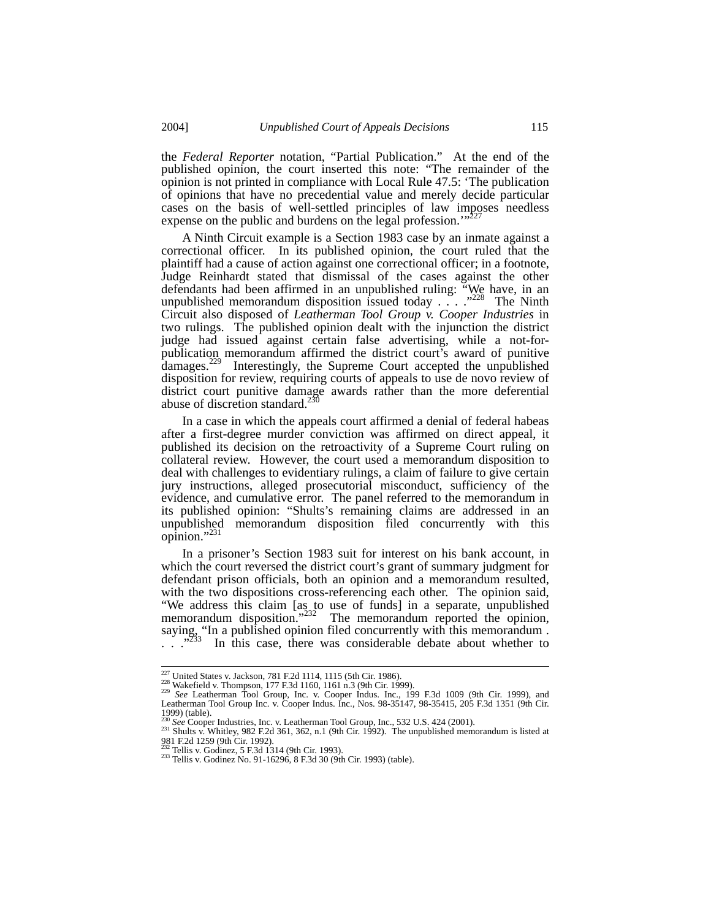the *Federal Reporter* notation, "Partial Publication." At the end of the published opinion, the court inserted this note: "The remainder of the opinion is not printed in compliance with Local Rule 47.5: 'The publication of opinions that have no precedential value and merely decide particular cases on the basis of well-settled principles of law imposes needless expense on the public and burdens on the legal profession.'"[227]

A Ninth Circuit example is a Section 1983 case by an inmate against a correctional officer. In its published opinion, the court ruled that the plaintiff had a cause of action against one correctional officer; in a footnote, Judge Reinhardt stated that dismissal of the cases against the other defendants had been affirmed in an unpublished ruling: "We have, in an unpublished memorandum disposition issued today . . . ."[228] The Ninth Circuit also disposed of *Leatherman Tool Group v. Cooper Industries* in two rulings. The published opinion dealt with the injunction the district judge had issued against certain false advertising, while a not-for-publication memorandum affirmed the district court's award of punitive damages.[229] Interestingly, the Supreme Court accepted the unpublished disposition for review, requiring courts of appeals to use de novo review of district court punitive damage awards rather than the more deferential abuse of discretion standard.[230]

In a case in which the appeals court affirmed a denial of federal habeas after a first-degree murder conviction was affirmed on direct appeal, it published its decision on the retroactivity of a Supreme Court ruling on collateral review. However, the court used a memorandum disposition to deal with challenges to evidentiary rulings, a claim of failure to give certain jury instructions, alleged prosecutorial misconduct, sufficiency of the evidence, and cumulative error. The panel referred to the memorandum in its published opinion: "Shults's remaining claims are addressed in an unpublished memorandum disposition filed concurrently with this opinion."[231]

In a prisoner's Section 1983 suit for interest on his bank account, in which the court reversed the district court's grant of summary judgment for defendant prison officials, both an opinion and a memorandum resulted, with the two dispositions cross-referencing each other. The opinion said, "We address this claim [as to use of funds] in a separate, unpublished memorandum disposition."[232] The memorandum reported the opinion, saying, "In a published opinion filed concurrently with this memorandum . . . ."[233] In this case, there was considerable debate about whether to

---

[227] United States v. Jackson, 781 F.2d 1114, 1115 (5th Cir. 1986).

[228] Wakefield v. Thompson, 177 F.3d 1160, 1161 n.3 (9th Cir. 1999).

[229] *See* Leatherman Tool Group, Inc. v. Cooper Indus. Inc., 199 F.3d 1009 (9th Cir. 1999), and Leatherman Tool Group Inc. v. Cooper Indus. Inc., Nos. 98-35147, 98-35415, 205 F.3d 1351 (9th Cir. 1999) (table).

[230] *See* Cooper Industries, Inc. v. Leatherman Tool Group, Inc., 532 U.S. 424 (2001).

[231] Shults v. Whitley, 982 F.2d 361, 362, n.1 (9th Cir. 1992). The unpublished memorandum is listed at 981 F.2d 1259 (9th Cir. 1992).

[232] Tellis v. Godinez, 5 F.3d 1314 (9th Cir. 1993).

[233] Tellis v. Godinez No. 91-16296, 8 F.3d 30 (9th Cir. 1993) (table).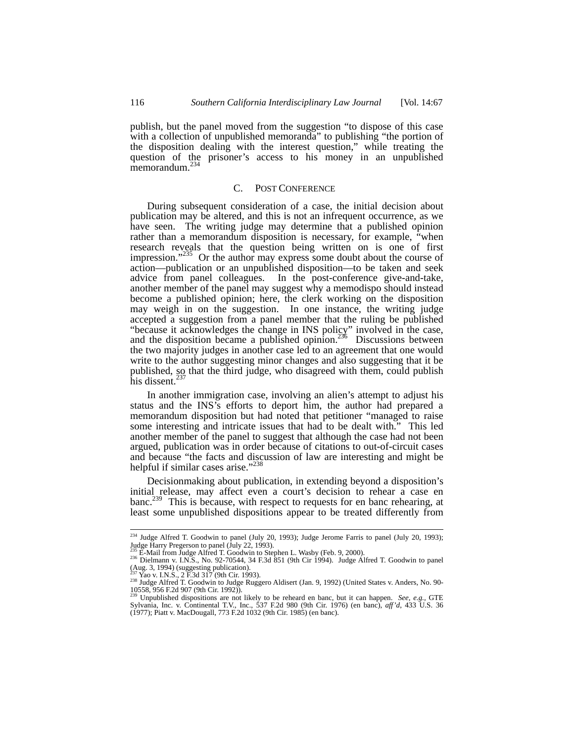publish, but the panel moved from the suggestion "to dispose of this case with a collection of unpublished memoranda" to publishing "the portion of the disposition dealing with the interest question," while treating the question of the prisoner's access to his money in an unpublished memorandum.[234]

### C. Post Conference

During subsequent consideration of a case, the initial decision about publication may be altered, and this is not an infrequent occurrence, as we have seen. The writing judge may determine that a published opinion rather than a memorandum disposition is necessary, for example, "when research reveals that the question being written on is one of first impression."[235] Or the author may express some doubt about the course of action—publication or an unpublished disposition—to be taken and seek advice from panel colleagues. In the post-conference give-and-take, another member of the panel may suggest why a memodispo should instead become a published opinion; here, the clerk working on the disposition may weigh in on the suggestion. In one instance, the writing judge accepted a suggestion from a panel member that the ruling be published "because it acknowledges the change in INS policy" involved in the case, and the disposition became a published opinion.[236] Discussions between the two majority judges in another case led to an agreement that one would write to the author suggesting minor changes and also suggesting that it be published, so that the third judge, who disagreed with them, could publish his dissent.[237]

In another immigration case, involving an alien's attempt to adjust his status and the INS's efforts to deport him, the author had prepared a memorandum disposition but had noted that petitioner "managed to raise some interesting and intricate issues that had to be dealt with." This led another member of the panel to suggest that although the case had not been argued, publication was in order because of citations to out-of-circuit cases and because "the facts and discussion of law are interesting and might be helpful if similar cases arise."[238]

Decisionmaking about publication, in extending beyond a disposition's initial release, may affect even a court's decision to rehear a case en banc.[239] This is because, with respect to requests for en banc rehearing, at least some unpublished dispositions appear to be treated differently from

---

[234] Judge Alfred T. Goodwin to panel (July 20, 1993); Judge Jerome Farris to panel (July 20, 1993); Judge Harry Pregerson to panel (July 22, 1993).

[235] E-Mail from Judge Alfred T. Goodwin to Stephen L. Wasby (Feb. 9, 2000).

[236] Dielmann v. I.N.S., No. 92-70544, 34 F.3d 851 (9th Cir 1994). Judge Alfred T. Goodwin to panel (Aug. 3, 1994) (suggesting publication).

[237] Yao v. I.N.S., 2 F.3d 317 (9th Cir. 1993).

[238] Judge Alfred T. Goodwin to Judge Ruggero Aldisert (Jan. 9, 1992) (United States v. Anders, No. 90-10558, 956 F.2d 907 (9th Cir. 1992)).

[239] Unpublished dispositions are not likely to be reheard en banc, but it can happen. *See, e.g.*, GTE Sylvania, Inc. v. Continental T.V., Inc., 537 F.2d 980 (9th Cir. 1976) (en banc), *aff'd*, 433 U.S. 36 (1977); Piatt v. MacDougall, 773 F.2d 1032 (9th Cir. 1985) (en banc).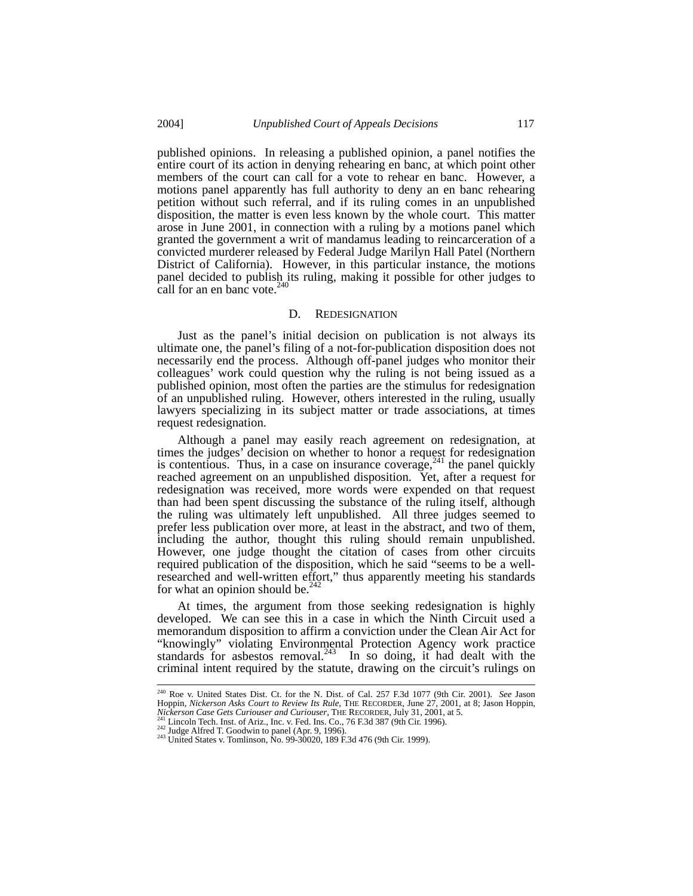published opinions. In releasing a published opinion, a panel notifies the entire court of its action in denying rehearing en banc, at which point other members of the court can call for a vote to rehear en banc. However, a motions panel apparently has full authority to deny an en banc rehearing petition without such referral, and if its ruling comes in an unpublished disposition, the matter is even less known by the whole court. This matter arose in June 2001, in connection with a ruling by a motions panel which granted the government a writ of mandamus leading to reincarceration of a convicted murderer released by Federal Judge Marilyn Hall Patel (Northern District of California). However, in this particular instance, the motions panel decided to publish its ruling, making it possible for other judges to call for an en banc vote.[240]

### D. Redesignation

Just as the panel's initial decision on publication is not always its ultimate one, the panel's filing of a not-for-publication disposition does not necessarily end the process. Although off-panel judges who monitor their colleagues' work could question why the ruling is not being issued as a published opinion, most often the parties are the stimulus for redesignation of an unpublished ruling. However, others interested in the ruling, usually lawyers specializing in its subject matter or trade associations, at times request redesignation.

Although a panel may easily reach agreement on redesignation, at times the judges' decision on whether to honor a request for redesignation is contentious. Thus, in a case on insurance coverage,[241] the panel quickly reached agreement on an unpublished disposition. Yet, after a request for redesignation was received, more words were expended on that request than had been spent discussing the substance of the ruling itself, although the ruling was ultimately left unpublished. All three judges seemed to prefer less publication over more, at least in the abstract, and two of them, including the author, thought this ruling should remain unpublished. However, one judge thought the citation of cases from other circuits required publication of the disposition, which he said "seems to be a well-researched and well-written effort," thus apparently meeting his standards for what an opinion should be.[242]

At times, the argument from those seeking redesignation is highly developed. We can see this in a case in which the Ninth Circuit used a memorandum disposition to affirm a conviction under the Clean Air Act for "knowingly" violating Environmental Protection Agency work practice standards for asbestos removal.[243] In so doing, it had dealt with the criminal intent required by the statute, drawing on the circuit's rulings on

---

[240] Roe v. United States Dist. Ct. for the N. Dist. of Cal. 257 F.3d 1077 (9th Cir. 2001). *See* Jason Hoppin, *Nickerson Asks Court to Review Its Rule*, The Recorder, June 27, 2001, at 8; Jason Hoppin, *Nickerson Case Gets Curiouser and Curiouser*, The Recorder, July 31, 2001, at 5.

[241] Lincoln Tech. Inst. of Ariz., Inc. v. Fed. Ins. Co., 76 F.3d 387 (9th Cir. 1996).

[242] Judge Alfred T. Goodwin to panel (Apr. 9, 1996).

[243] United States v. Tomlinson, No. 99-30020, 189 F.3d 476 (9th Cir. 1999).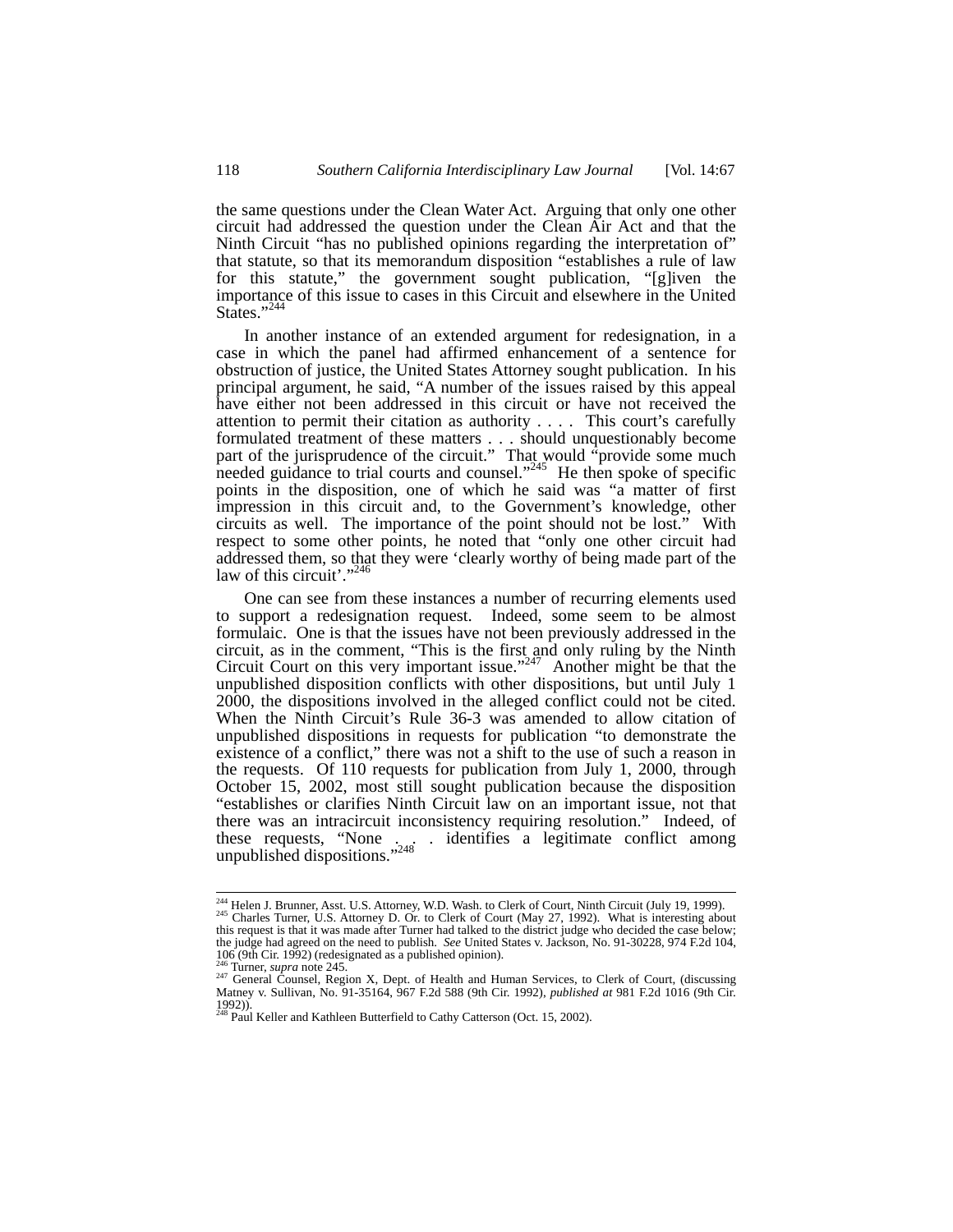the same questions under the Clean Water Act. Arguing that only one other circuit had addressed the question under the Clean Air Act and that the Ninth Circuit "has no published opinions regarding the interpretation of" that statute, so that its memorandum disposition "establishes a rule of law for this statute," the government sought publication, "[g]iven the importance of this issue to cases in this Circuit and elsewhere in the United States."[244]

In another instance of an extended argument for redesignation, in a case in which the panel had affirmed enhancement of a sentence for obstruction of justice, the United States Attorney sought publication. In his principal argument, he said, "A number of the issues raised by this appeal have either not been addressed in this circuit or have not received the attention to permit their citation as authority . . . . This court's carefully formulated treatment of these matters . . . should unquestionably become part of the jurisprudence of the circuit." That would "provide some much needed guidance to trial courts and counsel."[245] He then spoke of specific points in the disposition, one of which he said was "a matter of first impression in this circuit and, to the Government's knowledge, other circuits as well. The importance of the point should not be lost." With respect to some other points, he noted that "only one other circuit had addressed them, so that they were 'clearly worthy of being made part of the law of this circuit'."[246]

One can see from these instances a number of recurring elements used to support a redesignation request. Indeed, some seem to be almost formulaic. One is that the issues have not been previously addressed in the circuit, as in the comment, "This is the first and only ruling by the Ninth Circuit Court on this very important issue."[247] Another might be that the unpublished disposition conflicts with other dispositions, but until July 1 2000, the dispositions involved in the alleged conflict could not be cited. When the Ninth Circuit's Rule 36-3 was amended to allow citation of unpublished dispositions in requests for publication "to demonstrate the existence of a conflict," there was not a shift to the use of such a reason in the requests. Of 110 requests for publication from July 1, 2000, through October 15, 2002, most still sought publication because the disposition "establishes or clarifies Ninth Circuit law on an important issue, not that there was an intracircuit inconsistency requiring resolution." Indeed, of these requests, "None . . . identifies a legitimate conflict among unpublished dispositions."[248]

---

[244] Helen J. Brunner, Asst. U.S. Attorney, W.D. Wash. to Clerk of Court, Ninth Circuit (July 19, 1999).

[245] Charles Turner, U.S. Attorney D. Or. to Clerk of Court (May 27, 1992). What is interesting about this request is that it was made after Turner had talked to the district judge who decided the case below; the judge had agreed on the need to publish. *See* United States v. Jackson, No. 91-30228, 974 F.2d 104, 106 (9th Cir. 1992) (redesignated as a published opinion).

[246] Turner, *supra* note 245.

[247] General Counsel, Region X, Dept. of Health and Human Services, to Clerk of Court, (discussing Matney v. Sullivan, No. 91-35164, 967 F.2d 588 (9th Cir. 1992), *published at* 981 F.2d 1016 (9th Cir. 1992)).

[248] Paul Keller and Kathleen Butterfield to Cathy Catterson (Oct. 15, 2002).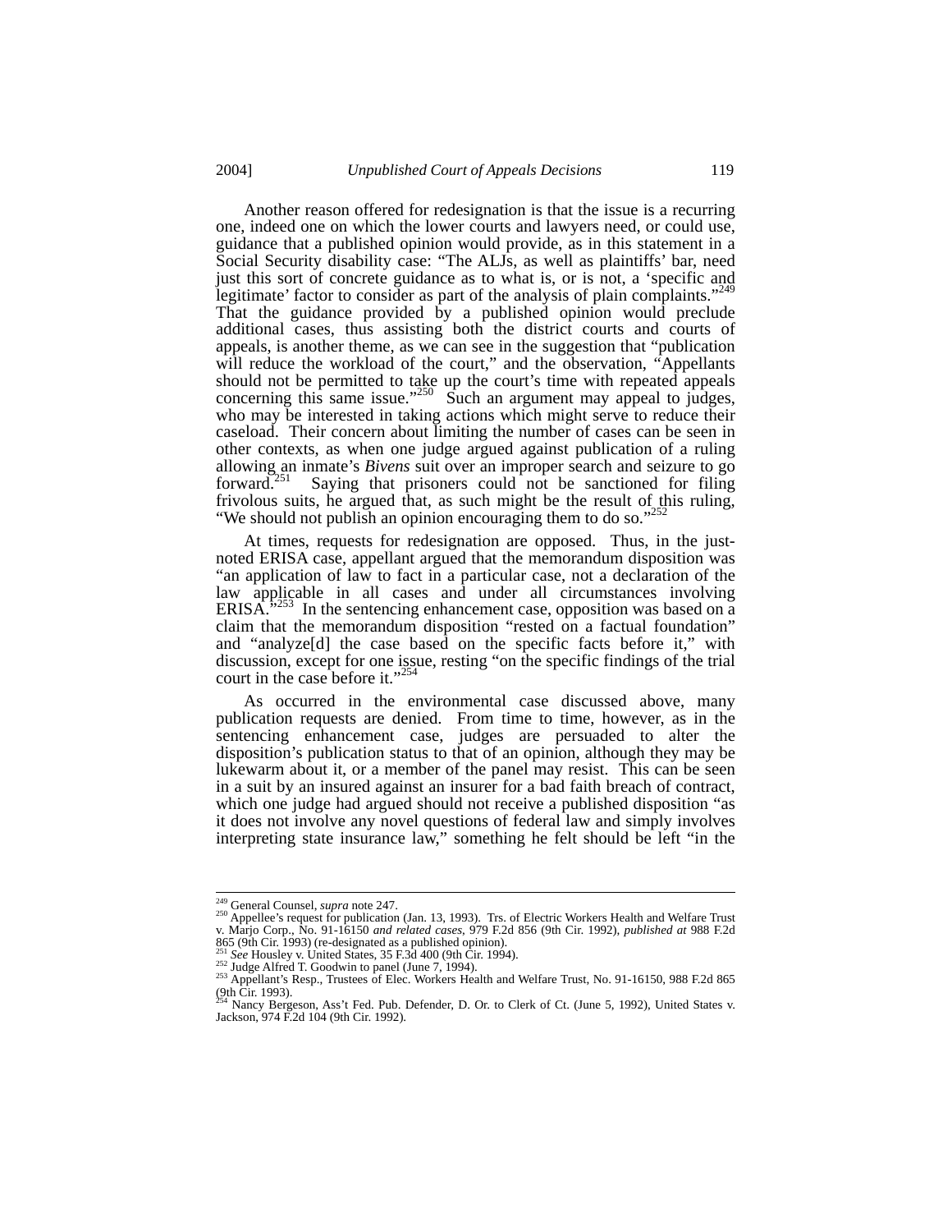Another reason offered for redesignation is that the issue is a recurring one, indeed one on which the lower courts and lawyers need, or could use, guidance that a published opinion would provide, as in this statement in a Social Security disability case: "The ALJs, as well as plaintiffs' bar, need just this sort of concrete guidance as to what is, or is not, a 'specific and legitimate' factor to consider as part of the analysis of plain complaints."[249] That the guidance provided by a published opinion would preclude additional cases, thus assisting both the district courts and courts of appeals, is another theme, as we can see in the suggestion that "publication will reduce the workload of the court," and the observation, "Appellants should not be permitted to take up the court's time with repeated appeals concerning this same issue."[250] Such an argument may appeal to judges, who may be interested in taking actions which might serve to reduce their caseload. Their concern about limiting the number of cases can be seen in other contexts, as when one judge argued against publication of a ruling allowing an inmate's *Bivens* suit over an improper search and seizure to go forward.[251] Saying that prisoners could not be sanctioned for filing frivolous suits, he argued that, as such might be the result of this ruling, "We should not publish an opinion encouraging them to do so."[252]

At times, requests for redesignation are opposed. Thus, in the just-noted ERISA case, appellant argued that the memorandum disposition was "an application of law to fact in a particular case, not a declaration of the law applicable in all cases and under all circumstances involving ERISA."[253] In the sentencing enhancement case, opposition was based on a claim that the memorandum disposition "rested on a factual foundation" and "analyze[d] the case based on the specific facts before it," with discussion, except for one issue, resting "on the specific findings of the trial court in the case before it."[254]

As occurred in the environmental case discussed above, many publication requests are denied. From time to time, however, as in the sentencing enhancement case, judges are persuaded to alter the disposition's publication status to that of an opinion, although they may be lukewarm about it, or a member of the panel may resist. This can be seen in a suit by an insured against an insurer for a bad faith breach of contract, which one judge had argued should not receive a published disposition "as it does not involve any novel questions of federal law and simply involves interpreting state insurance law," something he felt should be left "in the

---

[249] General Counsel, *supra* note 247.

[250] Appellee's request for publication (Jan. 13, 1993). Trs. of Electric Workers Health and Welfare Trust v. Marjo Corp., No. 91-16150 *and related cases*, 979 F.2d 856 (9th Cir. 1992), *published at* 988 F.2d 865 (9th Cir. 1993) (re-designated as a published opinion).

[251] *See* Housley v. United States, 35 F.3d 400 (9th Cir. 1994).

[252] Judge Alfred T. Goodwin to panel (June 7, 1994).

[253] Appellant's Resp., Trustees of Elec. Workers Health and Welfare Trust, No. 91-16150, 988 F.2d 865 (9th Cir. 1993).

[254] Nancy Bergeson, Ass't Fed. Pub. Defender, D. Or. to Clerk of Ct. (June 5, 1992), United States v. Jackson, 974 F.2d 104 (9th Cir. 1992).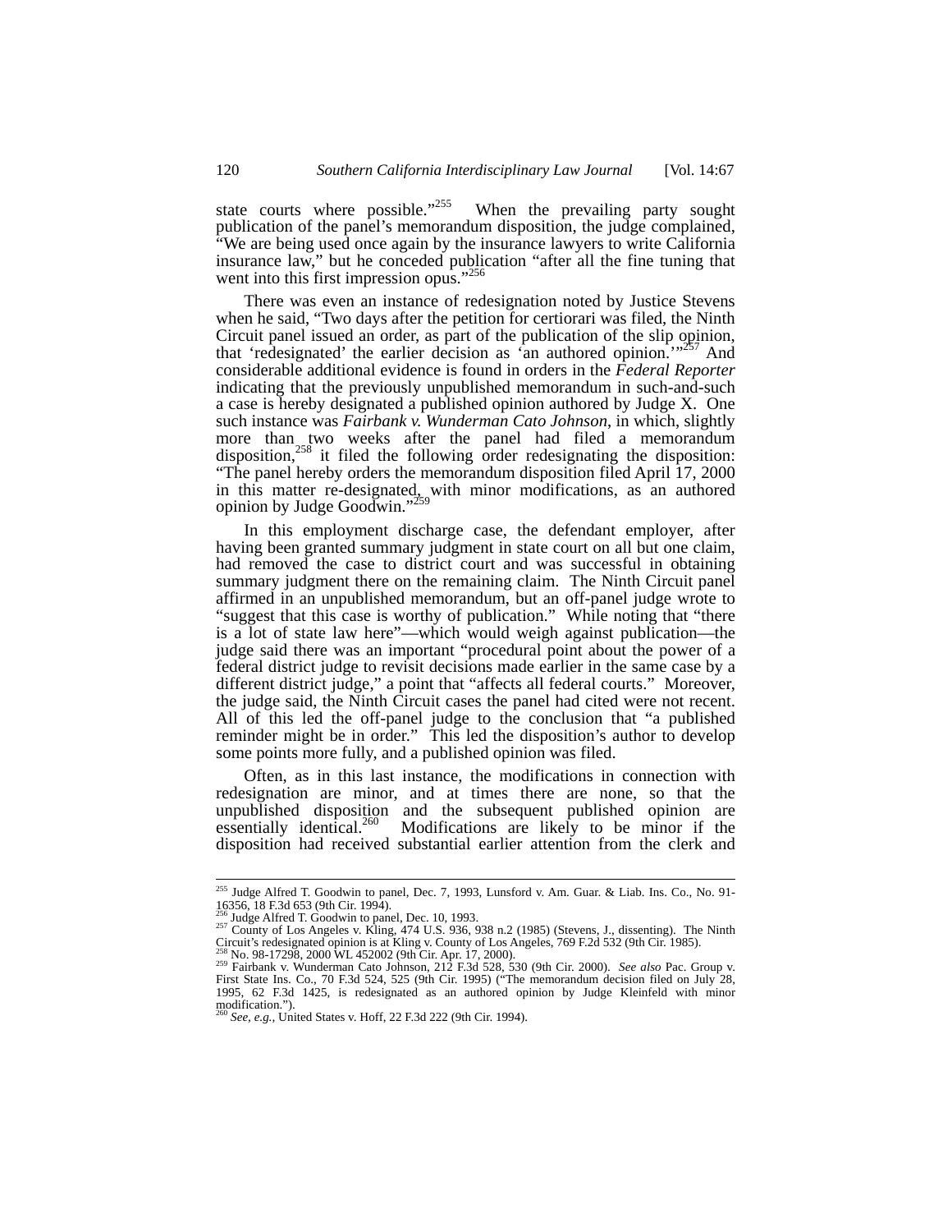state courts where possible."[255] When the prevailing party sought publication of the panel's memorandum disposition, the judge complained, "We are being used once again by the insurance lawyers to write California insurance law," but he conceded publication "after all the fine tuning that went into this first impression opus."[256]

There was even an instance of redesignation noted by Justice Stevens when he said, "Two days after the petition for certiorari was filed, the Ninth Circuit panel issued an order, as part of the publication of the slip opinion, that 'redesignated' the earlier decision as 'an authored opinion.'"[257] And considerable additional evidence is found in orders in the *Federal Reporter* indicating that the previously unpublished memorandum in such-and-such a case is hereby designated a published opinion authored by Judge X. One such instance was *Fairbank v. Wunderman Cato Johnson*, in which, slightly more than two weeks after the panel had filed a memorandum disposition,[258] it filed the following order redesignating the disposition: "The panel hereby orders the memorandum disposition filed April 17, 2000 in this matter re-designated, with minor modifications, as an authored opinion by Judge Goodwin."[259]

In this employment discharge case, the defendant employer, after having been granted summary judgment in state court on all but one claim, had removed the case to district court and was successful in obtaining summary judgment there on the remaining claim. The Ninth Circuit panel affirmed in an unpublished memorandum, but an off-panel judge wrote to "suggest that this case is worthy of publication." While noting that "there is a lot of state law here"—which would weigh against publication—the judge said there was an important "procedural point about the power of a federal district judge to revisit decisions made earlier in the same case by a different district judge," a point that "affects all federal courts." Moreover, the judge said, the Ninth Circuit cases the panel had cited were not recent. All of this led the off-panel judge to the conclusion that "a published reminder might be in order." This led the disposition's author to develop some points more fully, and a published opinion was filed.

Often, as in this last instance, the modifications in connection with redesignation are minor, and at times there are none, so that the unpublished disposition and the subsequent published opinion are essentially identical.[260] Modifications are likely to be minor if the disposition had received substantial earlier attention from the clerk and

---

[255] Judge Alfred T. Goodwin to panel, Dec. 7, 1993, Lunsford v. Am. Guar. & Liab. Ins. Co., No. 91-16356, 18 F.3d 653 (9th Cir. 1994).

[256] Judge Alfred T. Goodwin to panel, Dec. 10, 1993.

[257] County of Los Angeles v. Kling, 474 U.S. 936, 938 n.2 (1985) (Stevens, J., dissenting). The Ninth Circuit's redesignated opinion is at Kling v. County of Los Angeles, 769 F.2d 532 (9th Cir. 1985).

[258] No. 98-17298, 2000 WL 452002 (9th Cir. Apr. 17, 2000).

[259] Fairbank v. Wunderman Cato Johnson, 212 F.3d 528, 530 (9th Cir. 2000). *See also* Pac. Group v. First State Ins. Co., 70 F.3d 524, 525 (9th Cir. 1995) ("The memorandum decision filed on July 28, 1995, 62 F.3d 1425, is redesignated as an authored opinion by Judge Kleinfeld with minor modification.").

[260] *See, e.g.*, United States v. Hoff, 22 F.3d 222 (9th Cir. 1994).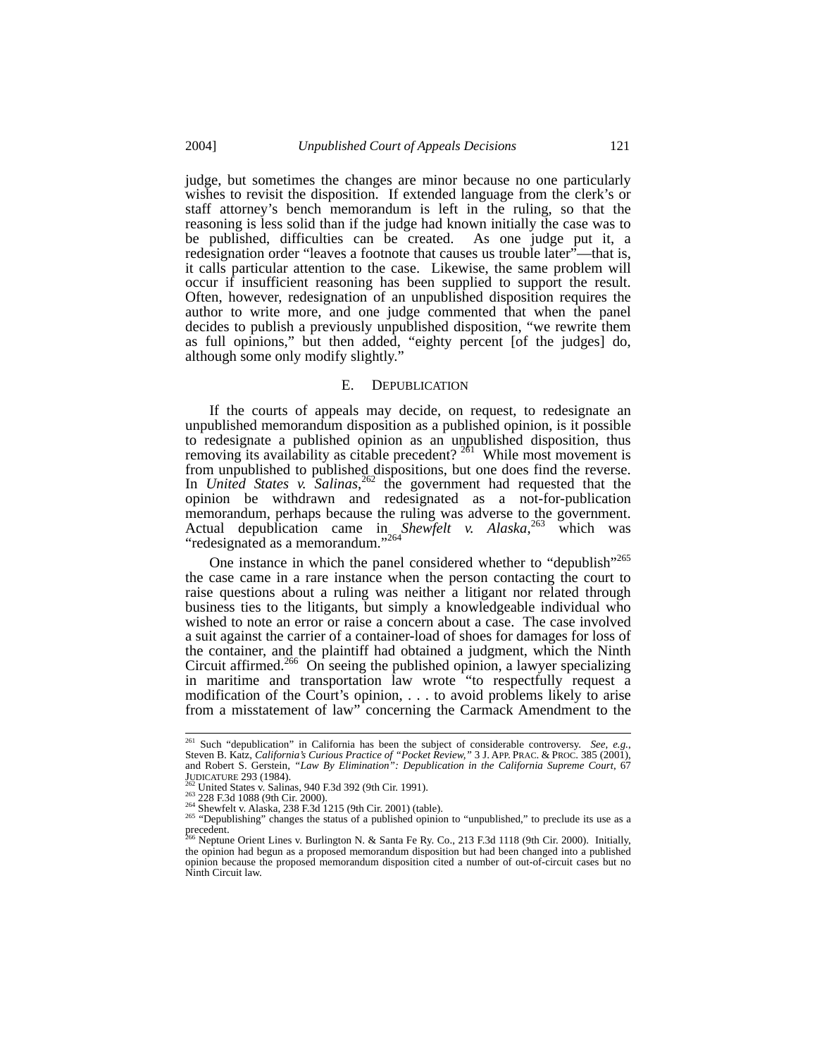judge, but sometimes the changes are minor because no one particularly wishes to revisit the disposition. If extended language from the clerk's or staff attorney's bench memorandum is left in the ruling, so that the reasoning is less solid than if the judge had known initially the case was to be published, difficulties can be created. As one judge put it, a redesignation order "leaves a footnote that causes us trouble later"—that is, it calls particular attention to the case. Likewise, the same problem will occur if insufficient reasoning has been supplied to support the result. Often, however, redesignation of an unpublished disposition requires the author to write more, and one judge commented that when the panel decides to publish a previously unpublished disposition, "we rewrite them as full opinions," but then added, "eighty percent [of the judges] do, although some only modify slightly."

## E. Depublication

If the courts of appeals may decide, on request, to redesignate an unpublished memorandum disposition as a published opinion, is it possible to redesignate a published opinion as an unpublished disposition, thus removing its availability as citable precedent? [261] While most movement is from unpublished to published dispositions, but one does find the reverse. In *United States v. Salinas*,[262] the government had requested that the opinion be withdrawn and redesignated as a not-for-publication memorandum, perhaps because the ruling was adverse to the government. Actual depublication came in *Shewfelt v. Alaska*,[263] which was "redesignated as a memorandum."[264]

One instance in which the panel considered whether to "depublish"[265] the case came in a rare instance when the person contacting the court to raise questions about a ruling was neither a litigant nor related through business ties to the litigants, but simply a knowledgeable individual who wished to note an error or raise a concern about a case. The case involved a suit against the carrier of a container-load of shoes for damages for loss of the container, and the plaintiff had obtained a judgment, which the Ninth Circuit affirmed.[266] On seeing the published opinion, a lawyer specializing in maritime and transportation law wrote "to respectfully request a modification of the Court's opinion, . . . to avoid problems likely to arise from a misstatement of law" concerning the Carmack Amendment to the

---

[261] Such "depublication" in California has been the subject of considerable controversy. *See, e.g.*, Steven B. Katz, *California's Curious Practice of "Pocket Review,"* 3 J. App. Prac. & Proc. 385 (2001), and Robert S. Gerstein, *"Law By Elimination": Depublication in the California Supreme Court*, 67 Judicature 293 (1984).

[262] United States v. Salinas, 940 F.3d 392 (9th Cir. 1991).

[263] 228 F.3d 1088 (9th Cir. 2000).

[264] Shewfelt v. Alaska, 238 F.3d 1215 (9th Cir. 2001) (table).

[265] "Depublishing" changes the status of a published opinion to "unpublished," to preclude its use as a precedent.

[266] Neptune Orient Lines v. Burlington N. & Santa Fe Ry. Co., 213 F.3d 1118 (9th Cir. 2000). Initially, the opinion had begun as a proposed memorandum disposition but had been changed into a published opinion because the proposed memorandum disposition cited a number of out-of-circuit cases but no Ninth Circuit law.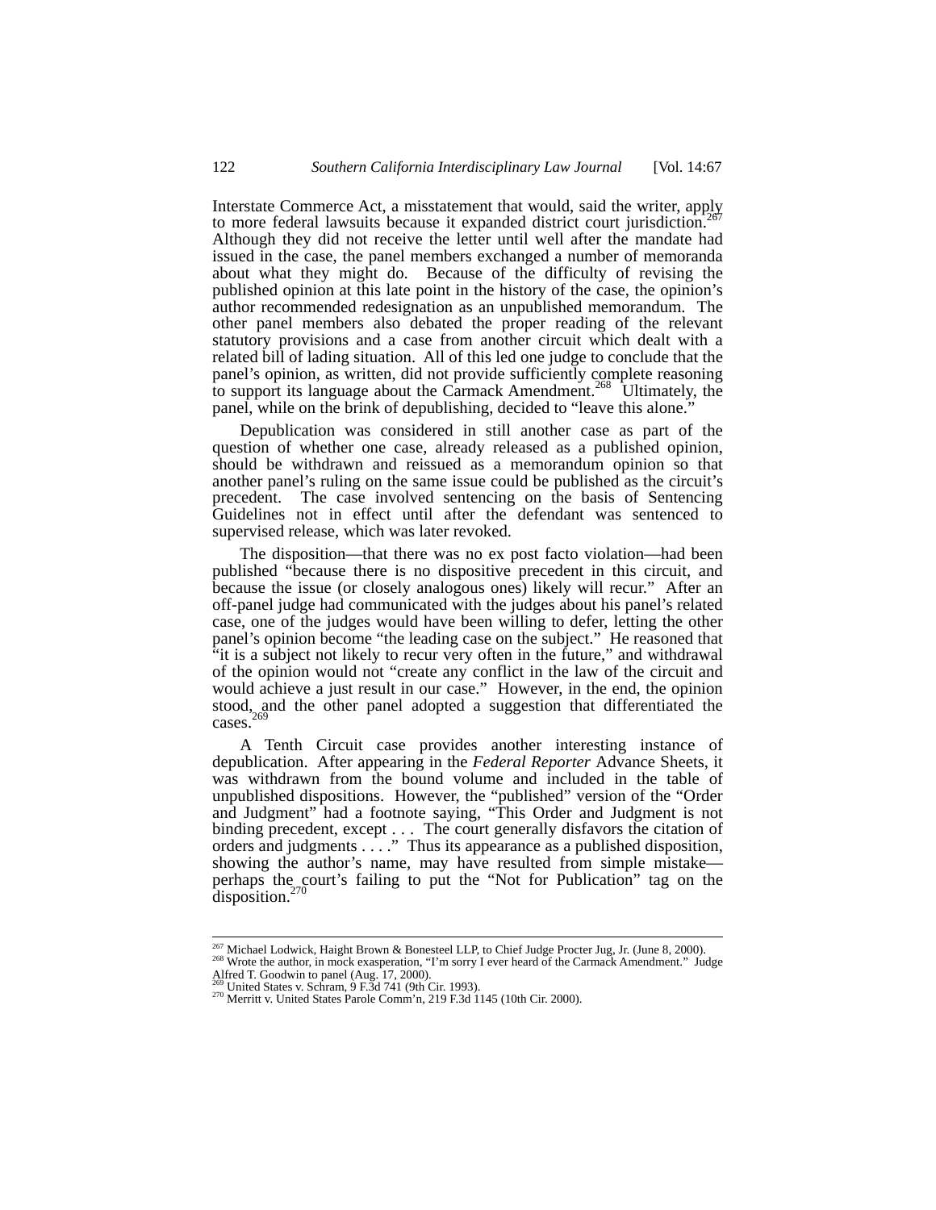Interstate Commerce Act, a misstatement that would, said the writer, apply to more federal lawsuits because it expanded district court jurisdiction.[267] Although they did not receive the letter until well after the mandate had issued in the case, the panel members exchanged a number of memoranda about what they might do. Because of the difficulty of revising the published opinion at this late point in the history of the case, the opinion's author recommended redesignation as an unpublished memorandum. The other panel members also debated the proper reading of the relevant statutory provisions and a case from another circuit which dealt with a related bill of lading situation. All of this led one judge to conclude that the panel's opinion, as written, did not provide sufficiently complete reasoning to support its language about the Carmack Amendment.[268] Ultimately, the panel, while on the brink of depublishing, decided to "leave this alone."

Depublication was considered in still another case as part of the question of whether one case, already released as a published opinion, should be withdrawn and reissued as a memorandum opinion so that another panel's ruling on the same issue could be published as the circuit's precedent. The case involved sentencing on the basis of Sentencing Guidelines not in effect until after the defendant was sentenced to supervised release, which was later revoked.

The disposition—that there was no ex post facto violation—had been published "because there is no dispositive precedent in this circuit, and because the issue (or closely analogous ones) likely will recur." After an off-panel judge had communicated with the judges about his panel's related case, one of the judges would have been willing to defer, letting the other panel's opinion become "the leading case on the subject." He reasoned that "it is a subject not likely to recur very often in the future," and withdrawal of the opinion would not "create any conflict in the law of the circuit and would achieve a just result in our case." However, in the end, the opinion stood, and the other panel adopted a suggestion that differentiated the cases.[269]

A Tenth Circuit case provides another interesting instance of depublication. After appearing in the *Federal Reporter* Advance Sheets, it was withdrawn from the bound volume and included in the table of unpublished dispositions. However, the "published" version of the "Order and Judgment" had a footnote saying, "This Order and Judgment is not binding precedent, except . . . The court generally disfavors the citation of orders and judgments . . . ." Thus its appearance as a published disposition, showing the author's name, may have resulted from simple mistake—perhaps the court's failing to put the "Not for Publication" tag on the disposition.[270]

---

[267] Michael Lodwick, Haight Brown & Bonesteel LLP, to Chief Judge Procter Jug, Jr. (June 8, 2000).

[268] Wrote the author, in mock exasperation, "I'm sorry I ever heard of the Carmack Amendment." Judge Alfred T. Goodwin to panel (Aug. 17, 2000).

[269] United States v. Schram, 9 F.3d 741 (9th Cir. 1993).

[270] Merritt v. United States Parole Comm'n, 219 F.3d 1145 (10th Cir. 2000).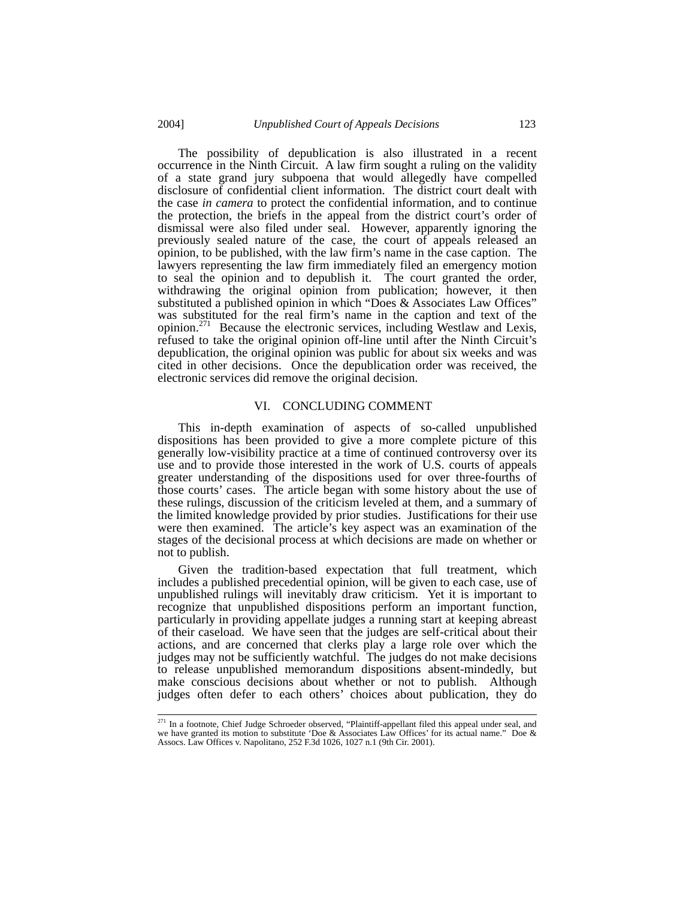The possibility of depublication is also illustrated in a recent occurrence in the Ninth Circuit. A law firm sought a ruling on the validity of a state grand jury subpoena that would allegedly have compelled disclosure of confidential client information. The district court dealt with the case *in camera* to protect the confidential information, and to continue the protection, the briefs in the appeal from the district court's order of dismissal were also filed under seal. However, apparently ignoring the previously sealed nature of the case, the court of appeals released an opinion, to be published, with the law firm's name in the case caption. The lawyers representing the law firm immediately filed an emergency motion to seal the opinion and to depublish it. The court granted the order, withdrawing the original opinion from publication; however, it then substituted a published opinion in which "Does & Associates Law Offices" was substituted for the real firm's name in the caption and text of the opinion.[271] Because the electronic services, including Westlaw and Lexis, refused to take the original opinion off-line until after the Ninth Circuit's depublication, the original opinion was public for about six weeks and was cited in other decisions. Once the depublication order was received, the electronic services did remove the original decision.

## VI. CONCLUDING COMMENT

This in-depth examination of aspects of so-called unpublished dispositions has been provided to give a more complete picture of this generally low-visibility practice at a time of continued controversy over its use and to provide those interested in the work of U.S. courts of appeals greater understanding of the dispositions used for over three-fourths of those courts' cases. The article began with some history about the use of these rulings, discussion of the criticism leveled at them, and a summary of the limited knowledge provided by prior studies. Justifications for their use were then examined. The article's key aspect was an examination of the stages of the decisional process at which decisions are made on whether or not to publish.

Given the tradition-based expectation that full treatment, which includes a published precedential opinion, will be given to each case, use of unpublished rulings will inevitably draw criticism. Yet it is important to recognize that unpublished dispositions perform an important function, particularly in providing appellate judges a running start at keeping abreast of their caseload. We have seen that the judges are self-critical about their actions, and are concerned that clerks play a large role over which the judges may not be sufficiently watchful. The judges do not make decisions to release unpublished memorandum dispositions absent-mindedly, but make conscious decisions about whether or not to publish. Although judges often defer to each others' choices about publication, they do

---

[271] In a footnote, Chief Judge Schroeder observed, "Plaintiff-appellant filed this appeal under seal, and we have granted its motion to substitute 'Doe & Associates Law Offices' for its actual name." Doe & Assocs. Law Offices v. Napolitano, 252 F.3d 1026, 1027 n.1 (9th Cir. 2001).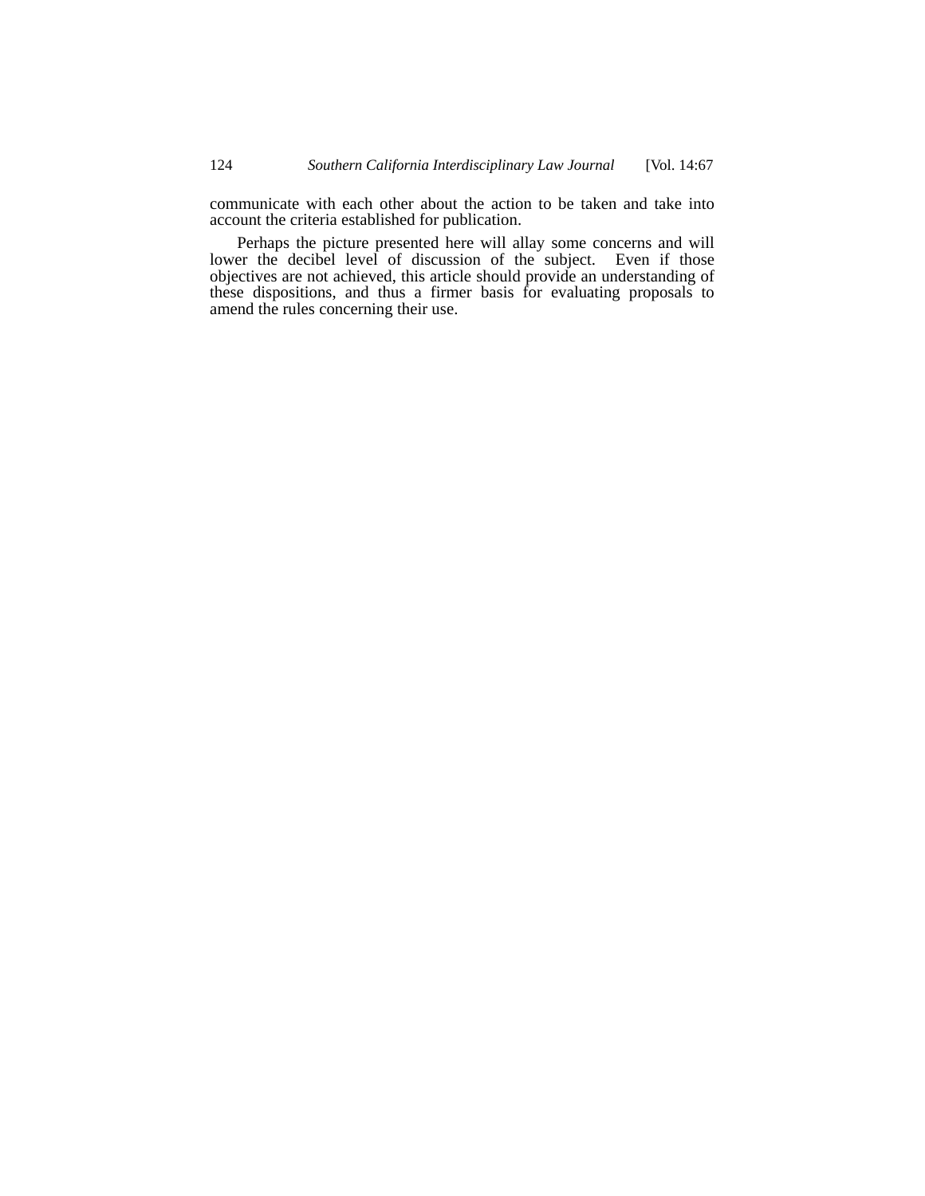communicate with each other about the action to be taken and take into account the criteria established for publication.

Perhaps the picture presented here will allay some concerns and will lower the decibel level of discussion of the subject. Even if those objectives are not achieved, this article should provide an understanding of these dispositions, and thus a firmer basis for evaluating proposals to amend the rules concerning their use.